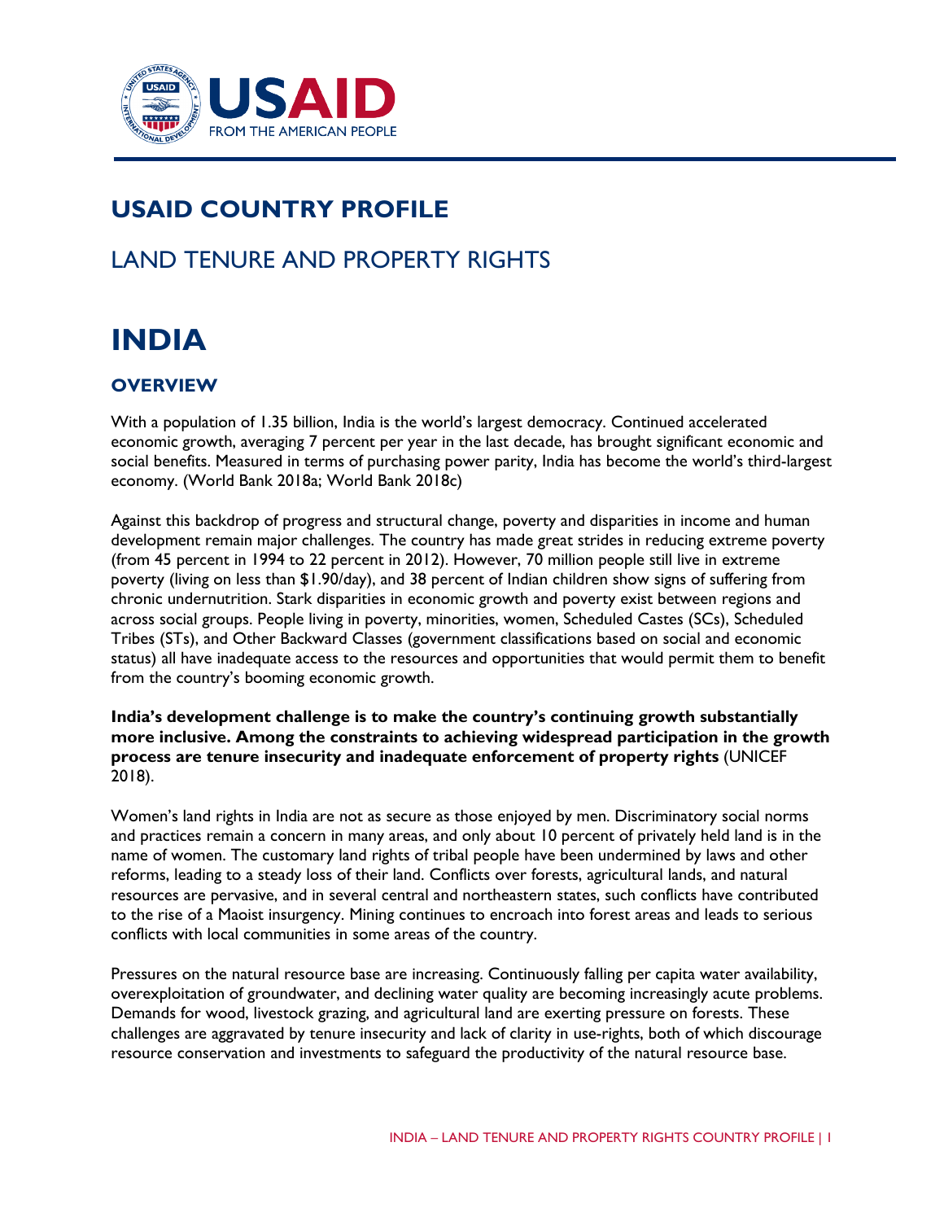# USAID COUNTRY PROFILE

## LAND TENURE AND PROPERTY RIGHTS

# INDIA

## OVERVIEW

With a population of 1.35 billion, India is the world's largest democracy. Continued accelerated economic growth, averaging 7 percent per year in the last decade, has brought significant economic and social benefits. Measured in terms of purchasing power parity, India has become the world's third-largest economy. (World Bank 2018a; World Bank 2018c)

Against this backdrop of progress and structural change, poverty and disparities in income and human development remain major challenges. The country has made great strides in reducing extreme poverty (from 45 percent in 1994 to 22 percent in 2012). However, 70 million people still live in extreme poverty (living on less than $1.90/day), and 38 percent of Indian children show signs of suffering from chronic undernutrition. Stark disparities in economic growth and poverty exist between regions and across social groups. People living in poverty, minorities, women, Scheduled Castes (SCs), Scheduled Tribes (STs), and Other Backward Classes (government classifications based on social and economic status) all have inadequate access to the resources and opportunities that would permit them to benefit from the country's booming economic growth.

**India's development challenge is to make the country's continuing growth substantially more inclusive. Among the constraints to achieving widespread participation in the growth process are tenure insecurity and inadequate enforcement of property rights** (UNICEF 2018).

Women's land rights in India are not as secure as those enjoyed by men. Discriminatory social norms and practices remain a concern in many areas, and only about 10 percent of privately held land is in the name of women. The customary land rights of tribal people have been undermined by laws and other reforms, leading to a steady loss of their land. Conflicts over forests, agricultural lands, and natural resources are pervasive, and in several central and northeastern states, such conflicts have contributed to the rise of a Maoist insurgency. Mining continues to encroach into forest areas and leads to serious conflicts with local communities in some areas of the country.

Pressures on the natural resource base are increasing. Continuously falling per capita water availability, overexploitation of groundwater, and declining water quality are becoming increasingly acute problems. Demands for wood, livestock grazing, and agricultural land are exerting pressure on forests. These challenges are aggravated by tenure insecurity and lack of clarity in use-rights, both of which discourage resource conservation and investments to safeguard the productivity of the natural resource base.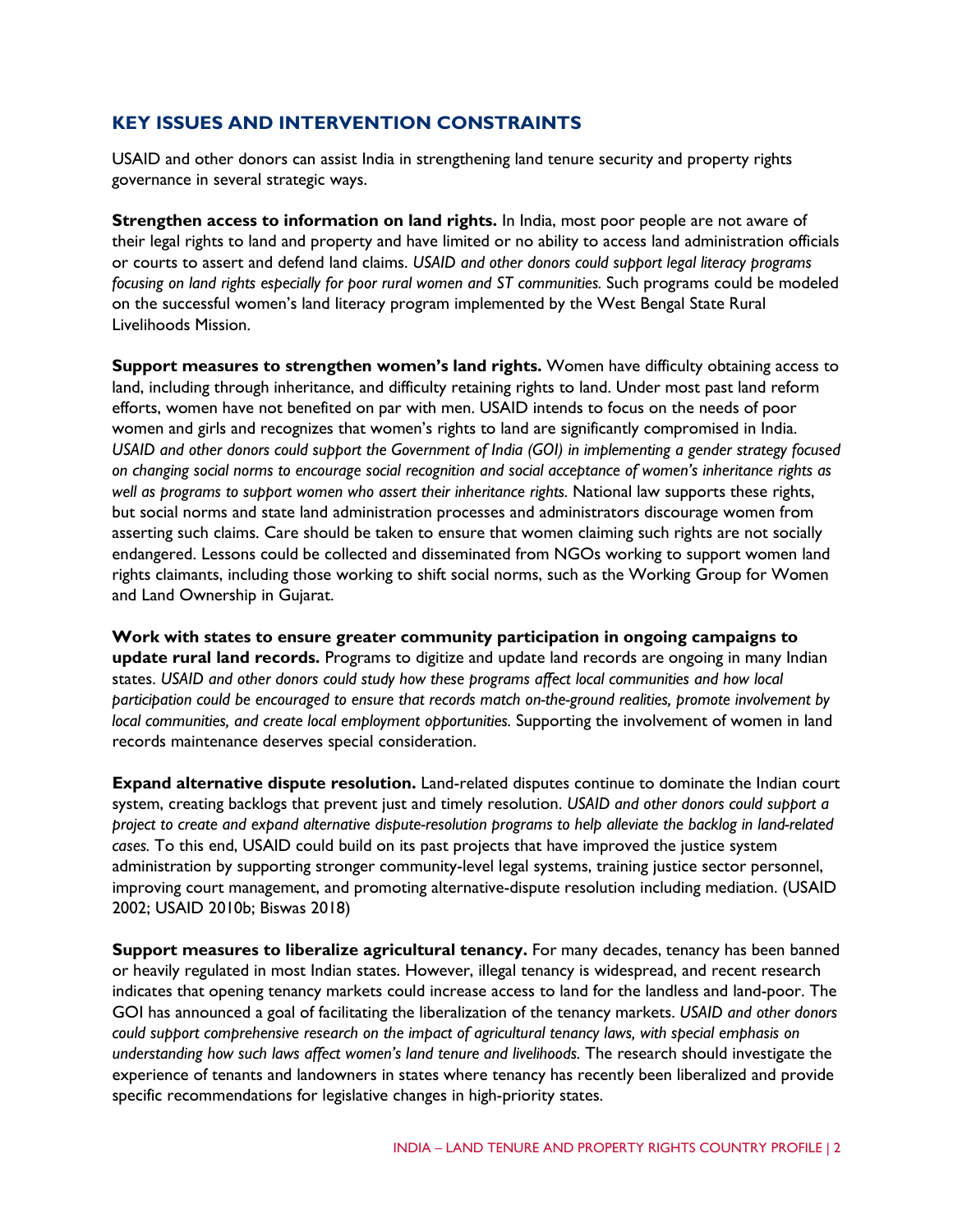## KEY ISSUES AND INTERVENTION CONSTRAINTS

USAID and other donors can assist India in strengthening land tenure security and property rights governance in several strategic ways.

**Strengthen access to information on land rights.** In India, most poor people are not aware of their legal rights to land and property and have limited or no ability to access land administration officials or courts to assert and defend land claims. *USAID and other donors could support legal literacy programs focusing on land rights especially for poor rural women and ST communities.* Such programs could be modeled on the successful women's land literacy program implemented by the West Bengal State Rural Livelihoods Mission.

**Support measures to strengthen women's land rights.** Women have difficulty obtaining access to land, including through inheritance, and difficulty retaining rights to land. Under most past land reform efforts, women have not benefited on par with men. USAID intends to focus on the needs of poor women and girls and recognizes that women's rights to land are significantly compromised in India. *USAID and other donors could support the Government of India (GOI) in implementing a gender strategy focused on changing social norms to encourage social recognition and social acceptance of women's inheritance rights as well as programs to support women who assert their inheritance rights.* National law supports these rights, but social norms and state land administration processes and administrators discourage women from asserting such claims. Care should be taken to ensure that women claiming such rights are not socially endangered. Lessons could be collected and disseminated from NGOs working to support women land rights claimants, including those working to shift social norms, such as the Working Group for Women and Land Ownership in Gujarat.

**Work with states to ensure greater community participation in ongoing campaigns to update rural land records.** Programs to digitize and update land records are ongoing in many Indian states. *USAID and other donors could study how these programs affect local communities and how local participation could be encouraged to ensure that records match on-the-ground realities, promote involvement by local communities, and create local employment opportunities.* Supporting the involvement of women in land records maintenance deserves special consideration.

**Expand alternative dispute resolution.** Land-related disputes continue to dominate the Indian court system, creating backlogs that prevent just and timely resolution. *USAID and other donors could support a project to create and expand alternative dispute-resolution programs to help alleviate the backlog in land-related cases.* To this end, USAID could build on its past projects that have improved the justice system administration by supporting stronger community-level legal systems, training justice sector personnel, improving court management, and promoting alternative-dispute resolution including mediation. (USAID 2002; USAID 2010b; Biswas 2018)

**Support measures to liberalize agricultural tenancy.** For many decades, tenancy has been banned or heavily regulated in most Indian states. However, illegal tenancy is widespread, and recent research indicates that opening tenancy markets could increase access to land for the landless and land-poor. The GOI has announced a goal of facilitating the liberalization of the tenancy markets. *USAID and other donors could support comprehensive research on the impact of agricultural tenancy laws, with special emphasis on understanding how such laws affect women's land tenure and livelihoods.* The research should investigate the experience of tenants and landowners in states where tenancy has recently been liberalized and provide specific recommendations for legislative changes in high-priority states.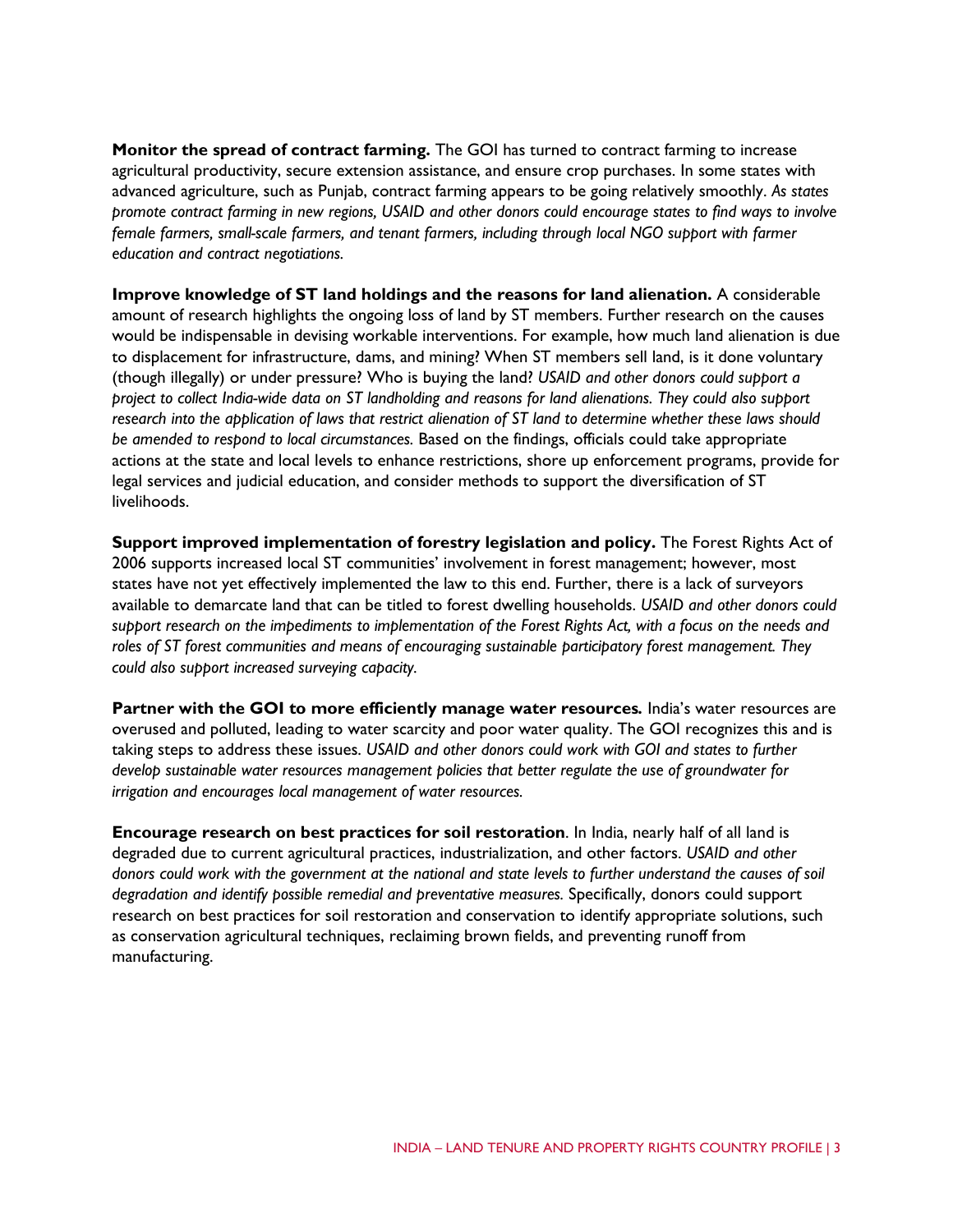**Monitor the spread of contract farming.** The GOI has turned to contract farming to increase agricultural productivity, secure extension assistance, and ensure crop purchases. In some states with advanced agriculture, such as Punjab, contract farming appears to be going relatively smoothly. *As states promote contract farming in new regions, USAID and other donors could encourage states to find ways to involve female farmers, small-scale farmers, and tenant farmers, including through local NGO support with farmer education and contract negotiations.*

**Improve knowledge of ST land holdings and the reasons for land alienation.** A considerable amount of research highlights the ongoing loss of land by ST members. Further research on the causes would be indispensable in devising workable interventions. For example, how much land alienation is due to displacement for infrastructure, dams, and mining? When ST members sell land, is it done voluntary (though illegally) or under pressure? Who is buying the land? *USAID and other donors could support a project to collect India-wide data on ST landholding and reasons for land alienations. They could also support research into the application of laws that restrict alienation of ST land to determine whether these laws should be amended to respond to local circumstances.* Based on the findings, officials could take appropriate actions at the state and local levels to enhance restrictions, shore up enforcement programs, provide for legal services and judicial education, and consider methods to support the diversification of ST livelihoods.

**Support improved implementation of forestry legislation and policy.** The Forest Rights Act of 2006 supports increased local ST communities' involvement in forest management; however, most states have not yet effectively implemented the law to this end. Further, there is a lack of surveyors available to demarcate land that can be titled to forest dwelling households. *USAID and other donors could support research on the impediments to implementation of the Forest Rights Act, with a focus on the needs and roles of ST forest communities and means of encouraging sustainable participatory forest management. They could also support increased surveying capacity.*

**Partner with the GOI to more efficiently manage water resources.** India's water resources are overused and polluted, leading to water scarcity and poor water quality. The GOI recognizes this and is taking steps to address these issues. *USAID and other donors could work with GOI and states to further develop sustainable water resources management policies that better regulate the use of groundwater for irrigation and encourages local management of water resources.*

**Encourage research on best practices for soil restoration**. In India, nearly half of all land is degraded due to current agricultural practices, industrialization, and other factors. *USAID and other donors could work with the government at the national and state levels to further understand the causes of soil degradation and identify possible remedial and preventative measures.* Specifically, donors could support research on best practices for soil restoration and conservation to identify appropriate solutions, such as conservation agricultural techniques, reclaiming brown fields, and preventing runoff from manufacturing.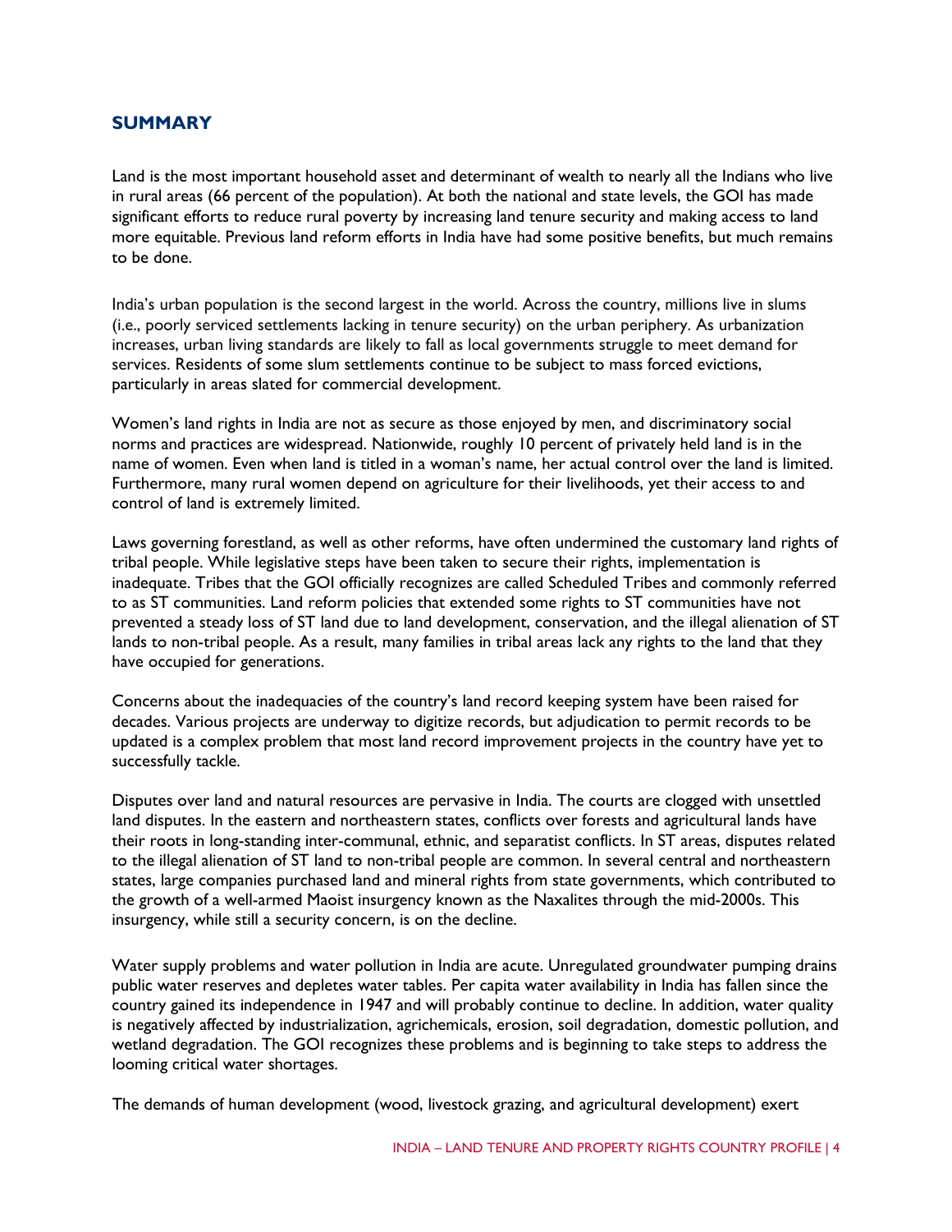## SUMMARY

Land is the most important household asset and determinant of wealth to nearly all the Indians who live in rural areas (66 percent of the population). At both the national and state levels, the GOI has made significant efforts to reduce rural poverty by increasing land tenure security and making access to land more equitable. Previous land reform efforts in India have had some positive benefits, but much remains to be done.

India's urban population is the second largest in the world. Across the country, millions live in slums (i.e., poorly serviced settlements lacking in tenure security) on the urban periphery. As urbanization increases, urban living standards are likely to fall as local governments struggle to meet demand for services. Residents of some slum settlements continue to be subject to mass forced evictions, particularly in areas slated for commercial development.

Women's land rights in India are not as secure as those enjoyed by men, and discriminatory social norms and practices are widespread. Nationwide, roughly 10 percent of privately held land is in the name of women. Even when land is titled in a woman's name, her actual control over the land is limited. Furthermore, many rural women depend on agriculture for their livelihoods, yet their access to and control of land is extremely limited.

Laws governing forestland, as well as other reforms, have often undermined the customary land rights of tribal people. While legislative steps have been taken to secure their rights, implementation is inadequate. Tribes that the GOI officially recognizes are called Scheduled Tribes and commonly referred to as ST communities. Land reform policies that extended some rights to ST communities have not prevented a steady loss of ST land due to land development, conservation, and the illegal alienation of ST lands to non-tribal people. As a result, many families in tribal areas lack any rights to the land that they have occupied for generations.

Concerns about the inadequacies of the country's land record keeping system have been raised for decades. Various projects are underway to digitize records, but adjudication to permit records to be updated is a complex problem that most land record improvement projects in the country have yet to successfully tackle.

Disputes over land and natural resources are pervasive in India. The courts are clogged with unsettled land disputes. In the eastern and northeastern states, conflicts over forests and agricultural lands have their roots in long-standing inter-communal, ethnic, and separatist conflicts. In ST areas, disputes related to the illegal alienation of ST land to non-tribal people are common. In several central and northeastern states, large companies purchased land and mineral rights from state governments, which contributed to the growth of a well-armed Maoist insurgency known as the Naxalites through the mid-2000s. This insurgency, while still a security concern, is on the decline.

Water supply problems and water pollution in India are acute. Unregulated groundwater pumping drains public water reserves and depletes water tables. Per capita water availability in India has fallen since the country gained its independence in 1947 and will probably continue to decline. In addition, water quality is negatively affected by industrialization, agrichemicals, erosion, soil degradation, domestic pollution, and wetland degradation. The GOI recognizes these problems and is beginning to take steps to address the looming critical water shortages.

The demands of human development (wood, livestock grazing, and agricultural development) exert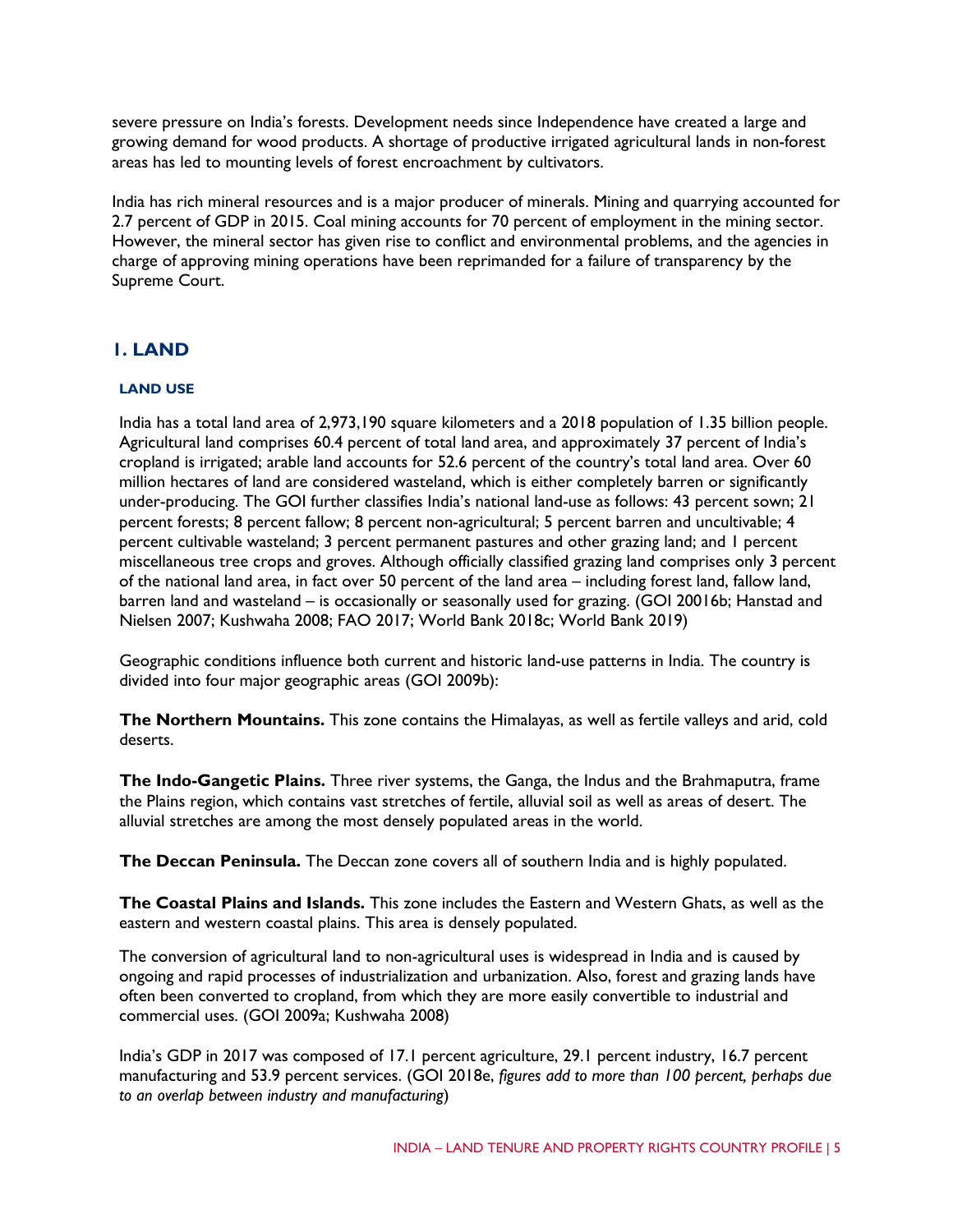severe pressure on India's forests. Development needs since Independence have created a large and growing demand for wood products. A shortage of productive irrigated agricultural lands in non-forest areas has led to mounting levels of forest encroachment by cultivators.

India has rich mineral resources and is a major producer of minerals. Mining and quarrying accounted for 2.7 percent of GDP in 2015. Coal mining accounts for 70 percent of employment in the mining sector. However, the mineral sector has given rise to conflict and environmental problems, and the agencies in charge of approving mining operations have been reprimanded for a failure of transparency by the Supreme Court.

## 1. LAND

### LAND USE

India has a total land area of 2,973,190 square kilometers and a 2018 population of 1.35 billion people. Agricultural land comprises 60.4 percent of total land area, and approximately 37 percent of India's cropland is irrigated; arable land accounts for 52.6 percent of the country's total land area. Over 60 million hectares of land are considered wasteland, which is either completely barren or significantly under-producing. The GOI further classifies India's national land-use as follows: 43 percent sown; 21 percent forests; 8 percent fallow; 8 percent non-agricultural; 5 percent barren and uncultivable; 4 percent cultivable wasteland; 3 percent permanent pastures and other grazing land; and 1 percent miscellaneous tree crops and groves. Although officially classified grazing land comprises only 3 percent of the national land area, in fact over 50 percent of the land area – including forest land, fallow land, barren land and wasteland – is occasionally or seasonally used for grazing. (GOI 20016b; Hanstad and Nielsen 2007; Kushwaha 2008; FAO 2017; World Bank 2018c; World Bank 2019)

Geographic conditions influence both current and historic land-use patterns in India. The country is divided into four major geographic areas (GOI 2009b):

**The Northern Mountains.** This zone contains the Himalayas, as well as fertile valleys and arid, cold deserts.

**The Indo-Gangetic Plains.** Three river systems, the Ganga, the Indus and the Brahmaputra, frame the Plains region, which contains vast stretches of fertile, alluvial soil as well as areas of desert. The alluvial stretches are among the most densely populated areas in the world.

**The Deccan Peninsula.** The Deccan zone covers all of southern India and is highly populated.

**The Coastal Plains and Islands.** This zone includes the Eastern and Western Ghats, as well as the eastern and western coastal plains. This area is densely populated.

The conversion of agricultural land to non-agricultural uses is widespread in India and is caused by ongoing and rapid processes of industrialization and urbanization. Also, forest and grazing lands have often been converted to cropland, from which they are more easily convertible to industrial and commercial uses. (GOI 2009a; Kushwaha 2008)

India's GDP in 2017 was composed of 17.1 percent agriculture, 29.1 percent industry, 16.7 percent manufacturing and 53.9 percent services. (GOI 2018e, *figures add to more than 100 percent, perhaps due to an overlap between industry and manufacturing*)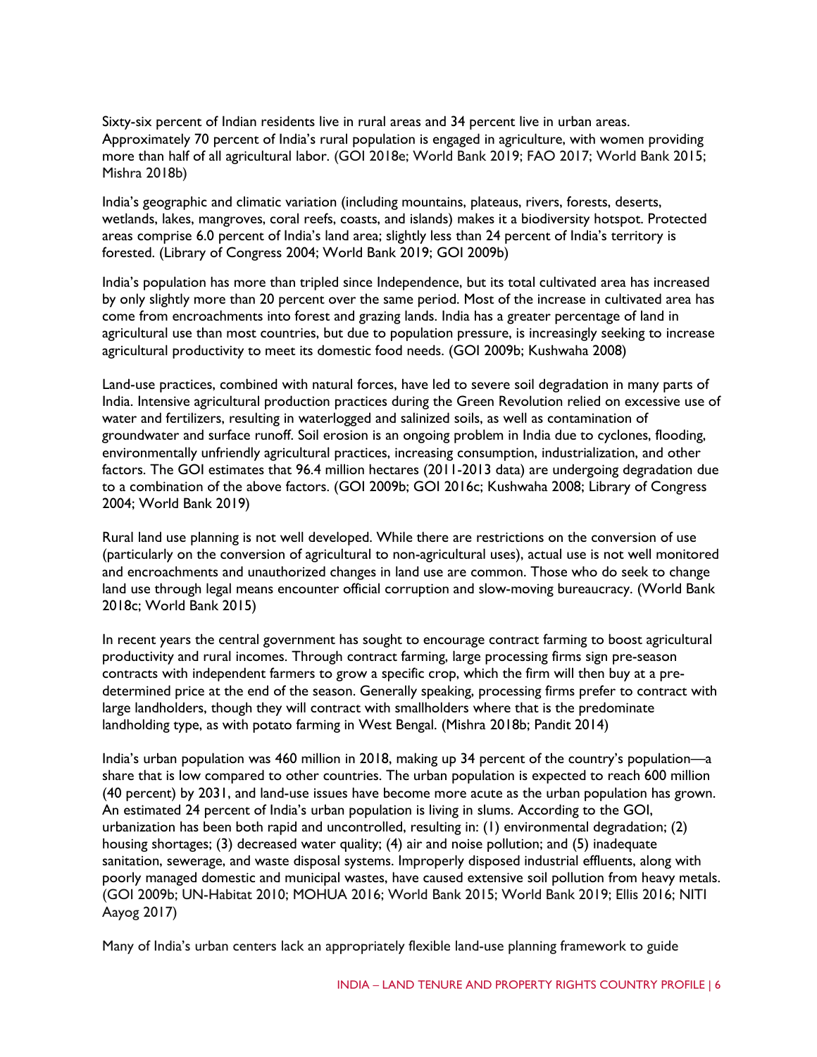Sixty-six percent of Indian residents live in rural areas and 34 percent live in urban areas. Approximately 70 percent of India's rural population is engaged in agriculture, with women providing more than half of all agricultural labor. (GOI 2018e; World Bank 2019; FAO 2017; World Bank 2015; Mishra 2018b)

India's geographic and climatic variation (including mountains, plateaus, rivers, forests, deserts, wetlands, lakes, mangroves, coral reefs, coasts, and islands) makes it a biodiversity hotspot. Protected areas comprise 6.0 percent of India's land area; slightly less than 24 percent of India's territory is forested. (Library of Congress 2004; World Bank 2019; GOI 2009b)

India's population has more than tripled since Independence, but its total cultivated area has increased by only slightly more than 20 percent over the same period. Most of the increase in cultivated area has come from encroachments into forest and grazing lands. India has a greater percentage of land in agricultural use than most countries, but due to population pressure, is increasingly seeking to increase agricultural productivity to meet its domestic food needs. (GOI 2009b; Kushwaha 2008)

Land-use practices, combined with natural forces, have led to severe soil degradation in many parts of India. Intensive agricultural production practices during the Green Revolution relied on excessive use of water and fertilizers, resulting in waterlogged and salinized soils, as well as contamination of groundwater and surface runoff. Soil erosion is an ongoing problem in India due to cyclones, flooding, environmentally unfriendly agricultural practices, increasing consumption, industrialization, and other factors. The GOI estimates that 96.4 million hectares (2011-2013 data) are undergoing degradation due to a combination of the above factors. (GOI 2009b; GOI 2016c; Kushwaha 2008; Library of Congress 2004; World Bank 2019)

Rural land use planning is not well developed. While there are restrictions on the conversion of use (particularly on the conversion of agricultural to non-agricultural uses), actual use is not well monitored and encroachments and unauthorized changes in land use are common. Those who do seek to change land use through legal means encounter official corruption and slow-moving bureaucracy. (World Bank 2018c; World Bank 2015)

In recent years the central government has sought to encourage contract farming to boost agricultural productivity and rural incomes. Through contract farming, large processing firms sign pre-season contracts with independent farmers to grow a specific crop, which the firm will then buy at a pre-determined price at the end of the season. Generally speaking, processing firms prefer to contract with large landholders, though they will contract with smallholders where that is the predominate landholding type, as with potato farming in West Bengal. (Mishra 2018b; Pandit 2014)

India's urban population was 460 million in 2018, making up 34 percent of the country's population—a share that is low compared to other countries. The urban population is expected to reach 600 million (40 percent) by 2031, and land-use issues have become more acute as the urban population has grown. An estimated 24 percent of India's urban population is living in slums. According to the GOI, urbanization has been both rapid and uncontrolled, resulting in: (1) environmental degradation; (2) housing shortages; (3) decreased water quality; (4) air and noise pollution; and (5) inadequate sanitation, sewerage, and waste disposal systems. Improperly disposed industrial effluents, along with poorly managed domestic and municipal wastes, have caused extensive soil pollution from heavy metals. (GOI 2009b; UN-Habitat 2010; MOHUA 2016; World Bank 2015; World Bank 2019; Ellis 2016; NITI Aayog 2017)

Many of India's urban centers lack an appropriately flexible land-use planning framework to guide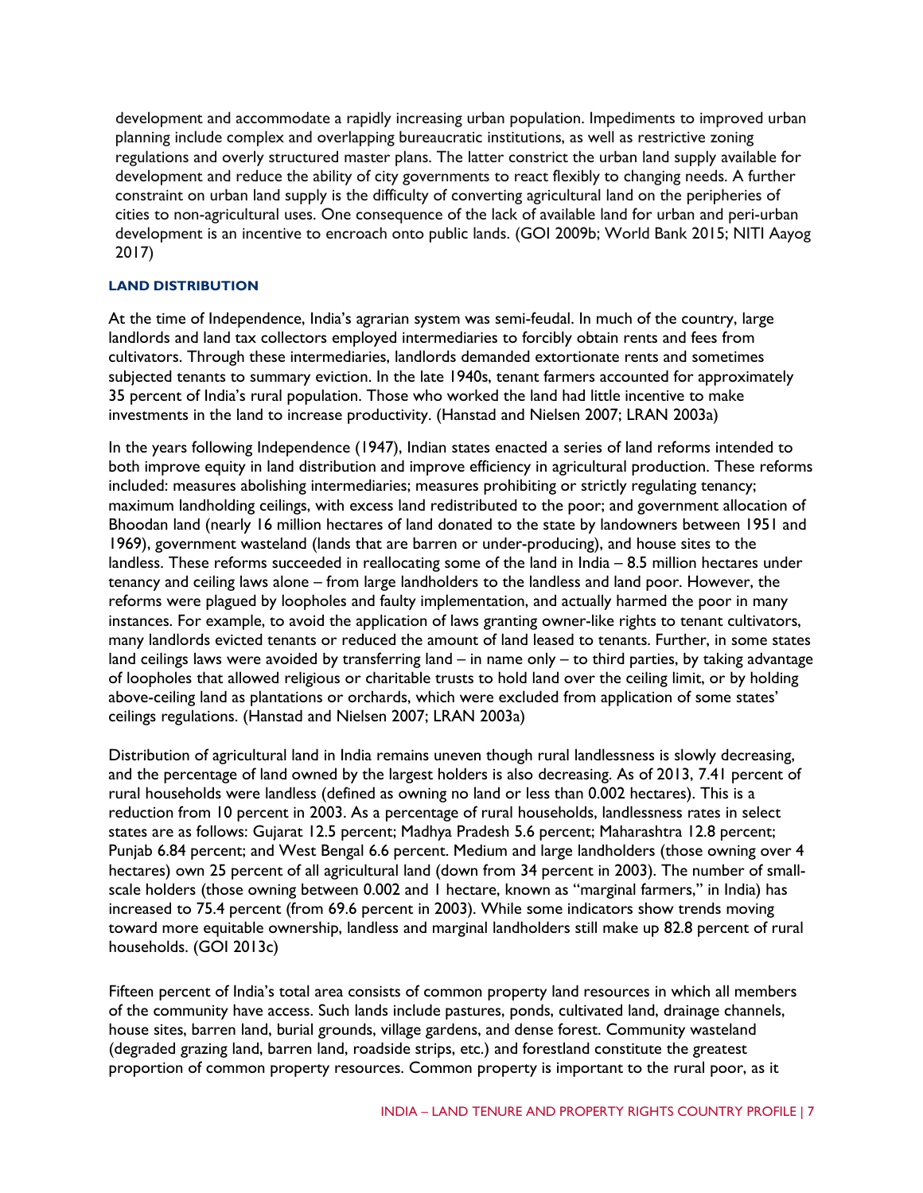development and accommodate a rapidly increasing urban population. Impediments to improved urban planning include complex and overlapping bureaucratic institutions, as well as restrictive zoning regulations and overly structured master plans. The latter constrict the urban land supply available for development and reduce the ability of city governments to react flexibly to changing needs. A further constraint on urban land supply is the difficulty of converting agricultural land on the peripheries of cities to non-agricultural uses. One consequence of the lack of available land for urban and peri-urban development is an incentive to encroach onto public lands. (GOI 2009b; World Bank 2015; NITI Aayog 2017)

### LAND DISTRIBUTION

At the time of Independence, India's agrarian system was semi-feudal. In much of the country, large landlords and land tax collectors employed intermediaries to forcibly obtain rents and fees from cultivators. Through these intermediaries, landlords demanded extortionate rents and sometimes subjected tenants to summary eviction. In the late 1940s, tenant farmers accounted for approximately 35 percent of India's rural population. Those who worked the land had little incentive to make investments in the land to increase productivity. (Hanstad and Nielsen 2007; LRAN 2003a)

In the years following Independence (1947), Indian states enacted a series of land reforms intended to both improve equity in land distribution and improve efficiency in agricultural production. These reforms included: measures abolishing intermediaries; measures prohibiting or strictly regulating tenancy; maximum landholding ceilings, with excess land redistributed to the poor; and government allocation of Bhoodan land (nearly 16 million hectares of land donated to the state by landowners between 1951 and 1969), government wasteland (lands that are barren or under-producing), and house sites to the landless. These reforms succeeded in reallocating some of the land in India – 8.5 million hectares under tenancy and ceiling laws alone – from large landholders to the landless and land poor. However, the reforms were plagued by loopholes and faulty implementation, and actually harmed the poor in many instances. For example, to avoid the application of laws granting owner-like rights to tenant cultivators, many landlords evicted tenants or reduced the amount of land leased to tenants. Further, in some states land ceilings laws were avoided by transferring land – in name only – to third parties, by taking advantage of loopholes that allowed religious or charitable trusts to hold land over the ceiling limit, or by holding above-ceiling land as plantations or orchards, which were excluded from application of some states' ceilings regulations. (Hanstad and Nielsen 2007; LRAN 2003a)

Distribution of agricultural land in India remains uneven though rural landlessness is slowly decreasing, and the percentage of land owned by the largest holders is also decreasing. As of 2013, 7.41 percent of rural households were landless (defined as owning no land or less than 0.002 hectares). This is a reduction from 10 percent in 2003. As a percentage of rural households, landlessness rates in select states are as follows: Gujarat 12.5 percent; Madhya Pradesh 5.6 percent; Maharashtra 12.8 percent; Punjab 6.84 percent; and West Bengal 6.6 percent. Medium and large landholders (those owning over 4 hectares) own 25 percent of all agricultural land (down from 34 percent in 2003). The number of small-scale holders (those owning between 0.002 and 1 hectare, known as "marginal farmers," in India) has increased to 75.4 percent (from 69.6 percent in 2003). While some indicators show trends moving toward more equitable ownership, landless and marginal landholders still make up 82.8 percent of rural households. (GOI 2013c)

Fifteen percent of India's total area consists of common property land resources in which all members of the community have access. Such lands include pastures, ponds, cultivated land, drainage channels, house sites, barren land, burial grounds, village gardens, and dense forest. Community wasteland (degraded grazing land, barren land, roadside strips, etc.) and forestland constitute the greatest proportion of common property resources. Common property is important to the rural poor, as it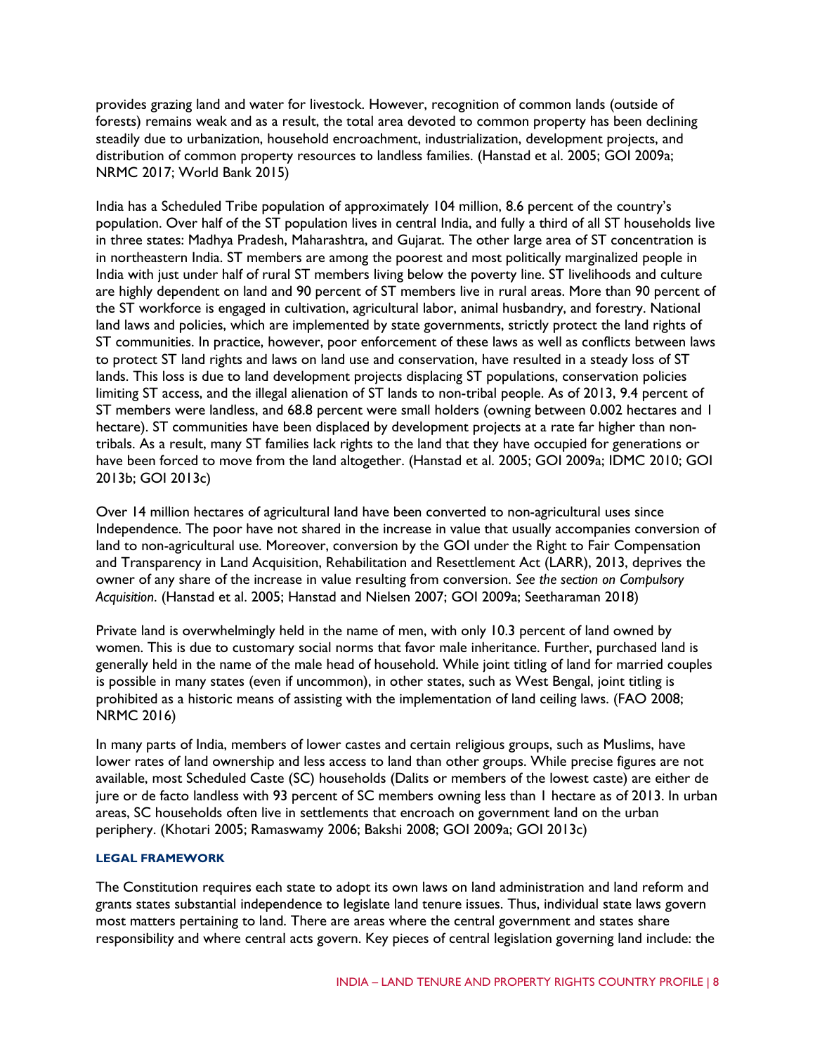provides grazing land and water for livestock. However, recognition of common lands (outside of forests) remains weak and as a result, the total area devoted to common property has been declining steadily due to urbanization, household encroachment, industrialization, development projects, and distribution of common property resources to landless families. (Hanstad et al. 2005; GOI 2009a; NRMC 2017; World Bank 2015)

India has a Scheduled Tribe population of approximately 104 million, 8.6 percent of the country's population. Over half of the ST population lives in central India, and fully a third of all ST households live in three states: Madhya Pradesh, Maharashtra, and Gujarat. The other large area of ST concentration is in northeastern India. ST members are among the poorest and most politically marginalized people in India with just under half of rural ST members living below the poverty line. ST livelihoods and culture are highly dependent on land and 90 percent of ST members live in rural areas. More than 90 percent of the ST workforce is engaged in cultivation, agricultural labor, animal husbandry, and forestry. National land laws and policies, which are implemented by state governments, strictly protect the land rights of ST communities. In practice, however, poor enforcement of these laws as well as conflicts between laws to protect ST land rights and laws on land use and conservation, have resulted in a steady loss of ST lands. This loss is due to land development projects displacing ST populations, conservation policies limiting ST access, and the illegal alienation of ST lands to non-tribal people. As of 2013, 9.4 percent of ST members were landless, and 68.8 percent were small holders (owning between 0.002 hectares and 1 hectare). ST communities have been displaced by development projects at a rate far higher than non-tribals. As a result, many ST families lack rights to the land that they have occupied for generations or have been forced to move from the land altogether. (Hanstad et al. 2005; GOI 2009a; IDMC 2010; GOI 2013b; GOI 2013c)

Over 14 million hectares of agricultural land have been converted to non-agricultural uses since Independence. The poor have not shared in the increase in value that usually accompanies conversion of land to non-agricultural use. Moreover, conversion by the GOI under the Right to Fair Compensation and Transparency in Land Acquisition, Rehabilitation and Resettlement Act (LARR), 2013, deprives the owner of any share of the increase in value resulting from conversion. *See the section on Compulsory Acquisition*. (Hanstad et al. 2005; Hanstad and Nielsen 2007; GOI 2009a; Seetharaman 2018)

Private land is overwhelmingly held in the name of men, with only 10.3 percent of land owned by women. This is due to customary social norms that favor male inheritance. Further, purchased land is generally held in the name of the male head of household. While joint titling of land for married couples is possible in many states (even if uncommon), in other states, such as West Bengal, joint titling is prohibited as a historic means of assisting with the implementation of land ceiling laws. (FAO 2008; NRMC 2016)

In many parts of India, members of lower castes and certain religious groups, such as Muslims, have lower rates of land ownership and less access to land than other groups. While precise figures are not available, most Scheduled Caste (SC) households (Dalits or members of the lowest caste) are either de jure or de facto landless with 93 percent of SC members owning less than 1 hectare as of 2013. In urban areas, SC households often live in settlements that encroach on government land on the urban periphery. (Khotari 2005; Ramaswamy 2006; Bakshi 2008; GOI 2009a; GOI 2013c)

#### LEGAL FRAMEWORK

The Constitution requires each state to adopt its own laws on land administration and land reform and grants states substantial independence to legislate land tenure issues. Thus, individual state laws govern most matters pertaining to land. There are areas where the central government and states share responsibility and where central acts govern. Key pieces of central legislation governing land include: the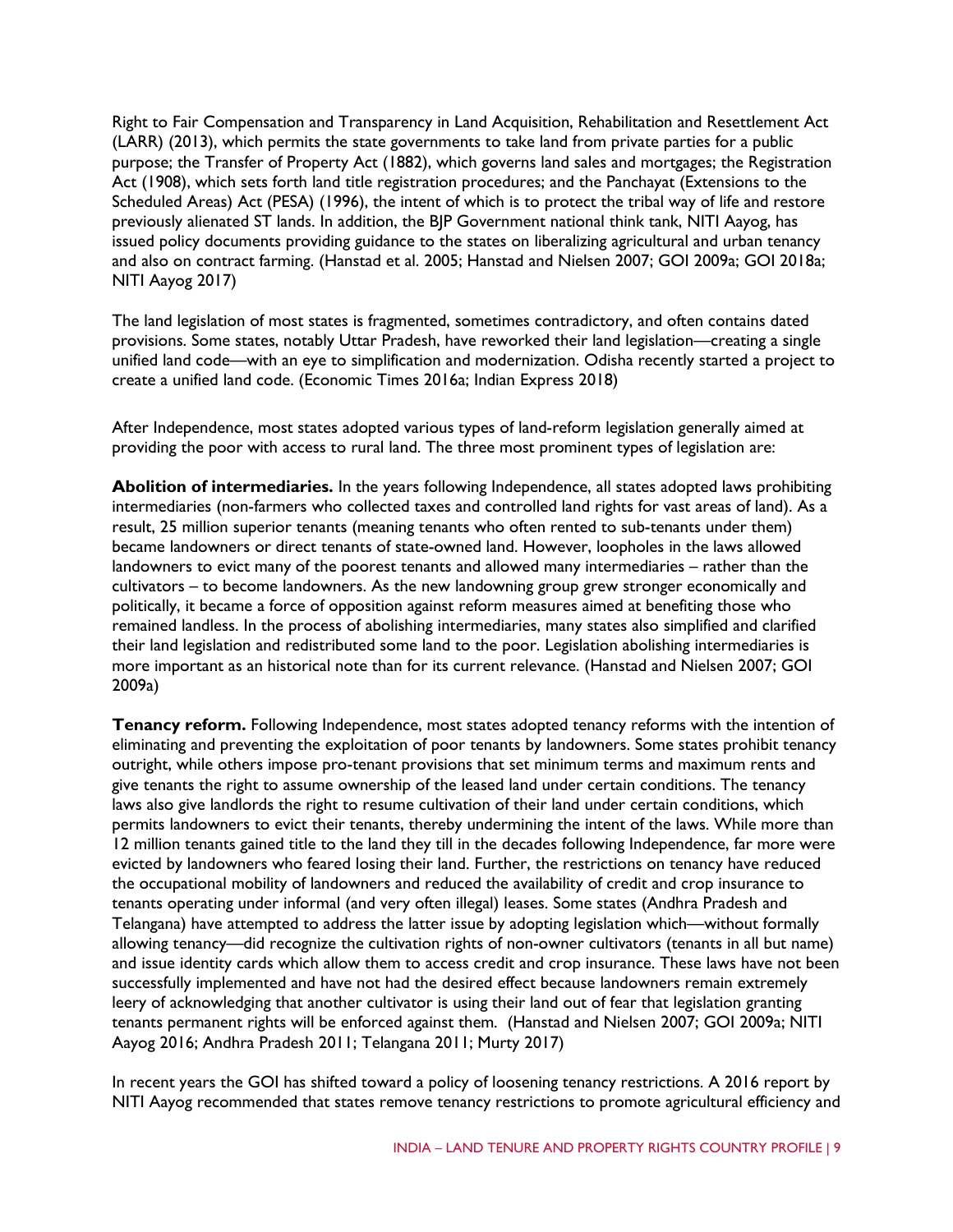Right to Fair Compensation and Transparency in Land Acquisition, Rehabilitation and Resettlement Act (LARR) (2013), which permits the state governments to take land from private parties for a public purpose; the Transfer of Property Act (1882), which governs land sales and mortgages; the Registration Act (1908), which sets forth land title registration procedures; and the Panchayat (Extensions to the Scheduled Areas) Act (PESA) (1996), the intent of which is to protect the tribal way of life and restore previously alienated ST lands. In addition, the BJP Government national think tank, NITI Aayog, has issued policy documents providing guidance to the states on liberalizing agricultural and urban tenancy and also on contract farming. (Hanstad et al. 2005; Hanstad and Nielsen 2007; GOI 2009a; GOI 2018a; NITI Aayog 2017)

The land legislation of most states is fragmented, sometimes contradictory, and often contains dated provisions. Some states, notably Uttar Pradesh, have reworked their land legislation—creating a single unified land code—with an eye to simplification and modernization. Odisha recently started a project to create a unified land code. (Economic Times 2016a; Indian Express 2018)

After Independence, most states adopted various types of land-reform legislation generally aimed at providing the poor with access to rural land. The three most prominent types of legislation are:

**Abolition of intermediaries.** In the years following Independence, all states adopted laws prohibiting intermediaries (non-farmers who collected taxes and controlled land rights for vast areas of land). As a result, 25 million superior tenants (meaning tenants who often rented to sub-tenants under them) became landowners or direct tenants of state-owned land. However, loopholes in the laws allowed landowners to evict many of the poorest tenants and allowed many intermediaries – rather than the cultivators – to become landowners. As the new landowning group grew stronger economically and politically, it became a force of opposition against reform measures aimed at benefiting those who remained landless. In the process of abolishing intermediaries, many states also simplified and clarified their land legislation and redistributed some land to the poor. Legislation abolishing intermediaries is more important as an historical note than for its current relevance. (Hanstad and Nielsen 2007; GOI 2009a)

**Tenancy reform.** Following Independence, most states adopted tenancy reforms with the intention of eliminating and preventing the exploitation of poor tenants by landowners. Some states prohibit tenancy outright, while others impose pro-tenant provisions that set minimum terms and maximum rents and give tenants the right to assume ownership of the leased land under certain conditions. The tenancy laws also give landlords the right to resume cultivation of their land under certain conditions, which permits landowners to evict their tenants, thereby undermining the intent of the laws. While more than 12 million tenants gained title to the land they till in the decades following Independence, far more were evicted by landowners who feared losing their land. Further, the restrictions on tenancy have reduced the occupational mobility of landowners and reduced the availability of credit and crop insurance to tenants operating under informal (and very often illegal) leases. Some states (Andhra Pradesh and Telangana) have attempted to address the latter issue by adopting legislation which—without formally allowing tenancy—did recognize the cultivation rights of non-owner cultivators (tenants in all but name) and issue identity cards which allow them to access credit and crop insurance. These laws have not been successfully implemented and have not had the desired effect because landowners remain extremely leery of acknowledging that another cultivator is using their land out of fear that legislation granting tenants permanent rights will be enforced against them. (Hanstad and Nielsen 2007; GOI 2009a; NITI Aayog 2016; Andhra Pradesh 2011; Telangana 2011; Murty 2017)

In recent years the GOI has shifted toward a policy of loosening tenancy restrictions. A 2016 report by NITI Aayog recommended that states remove tenancy restrictions to promote agricultural efficiency and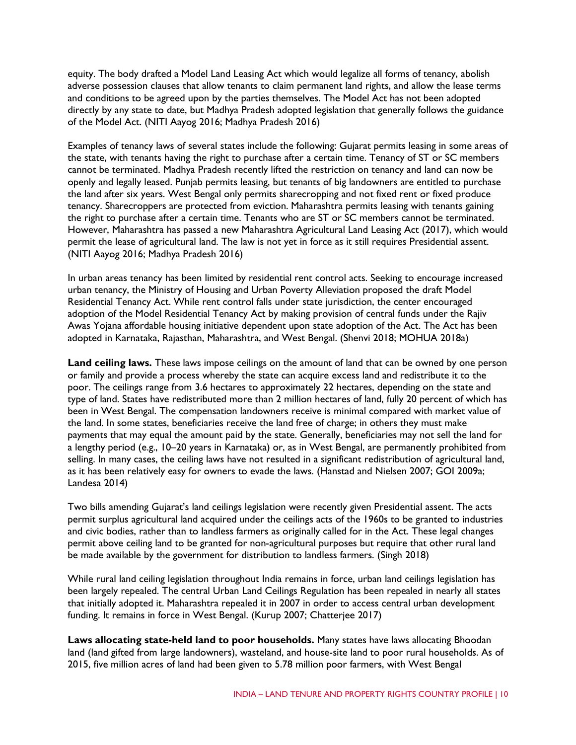equity. The body drafted a Model Land Leasing Act which would legalize all forms of tenancy, abolish adverse possession clauses that allow tenants to claim permanent land rights, and allow the lease terms and conditions to be agreed upon by the parties themselves. The Model Act has not been adopted directly by any state to date, but Madhya Pradesh adopted legislation that generally follows the guidance of the Model Act. (NITI Aayog 2016; Madhya Pradesh 2016)

Examples of tenancy laws of several states include the following: Gujarat permits leasing in some areas of the state, with tenants having the right to purchase after a certain time. Tenancy of ST or SC members cannot be terminated. Madhya Pradesh recently lifted the restriction on tenancy and land can now be openly and legally leased. Punjab permits leasing, but tenants of big landowners are entitled to purchase the land after six years. West Bengal only permits sharecropping and not fixed rent or fixed produce tenancy. Sharecroppers are protected from eviction. Maharashtra permits leasing with tenants gaining the right to purchase after a certain time. Tenants who are ST or SC members cannot be terminated. However, Maharashtra has passed a new Maharashtra Agricultural Land Leasing Act (2017), which would permit the lease of agricultural land. The law is not yet in force as it still requires Presidential assent. (NITI Aayog 2016; Madhya Pradesh 2016)

In urban areas tenancy has been limited by residential rent control acts. Seeking to encourage increased urban tenancy, the Ministry of Housing and Urban Poverty Alleviation proposed the draft Model Residential Tenancy Act. While rent control falls under state jurisdiction, the center encouraged adoption of the Model Residential Tenancy Act by making provision of central funds under the Rajiv Awas Yojana affordable housing initiative dependent upon state adoption of the Act. The Act has been adopted in Karnataka, Rajasthan, Maharashtra, and West Bengal. (Shenvi 2018; MOHUA 2018a)

**Land ceiling laws.** These laws impose ceilings on the amount of land that can be owned by one person or family and provide a process whereby the state can acquire excess land and redistribute it to the poor. The ceilings range from 3.6 hectares to approximately 22 hectares, depending on the state and type of land. States have redistributed more than 2 million hectares of land, fully 20 percent of which has been in West Bengal. The compensation landowners receive is minimal compared with market value of the land. In some states, beneficiaries receive the land free of charge; in others they must make payments that may equal the amount paid by the state. Generally, beneficiaries may not sell the land for a lengthy period (e.g., 10–20 years in Karnataka) or, as in West Bengal, are permanently prohibited from selling. In many cases, the ceiling laws have not resulted in a significant redistribution of agricultural land, as it has been relatively easy for owners to evade the laws. (Hanstad and Nielsen 2007; GOI 2009a; Landesa 2014)

Two bills amending Gujarat's land ceilings legislation were recently given Presidential assent. The acts permit surplus agricultural land acquired under the ceilings acts of the 1960s to be granted to industries and civic bodies, rather than to landless farmers as originally called for in the Act. These legal changes permit above ceiling land to be granted for non-agricultural purposes but require that other rural land be made available by the government for distribution to landless farmers. (Singh 2018)

While rural land ceiling legislation throughout India remains in force, urban land ceilings legislation has been largely repealed. The central Urban Land Ceilings Regulation has been repealed in nearly all states that initially adopted it. Maharashtra repealed it in 2007 in order to access central urban development funding. It remains in force in West Bengal. (Kurup 2007; Chatterjee 2017)

**Laws allocating state-held land to poor households.** Many states have laws allocating Bhoodan land (land gifted from large landowners), wasteland, and house-site land to poor rural households. As of 2015, five million acres of land had been given to 5.78 million poor farmers, with West Bengal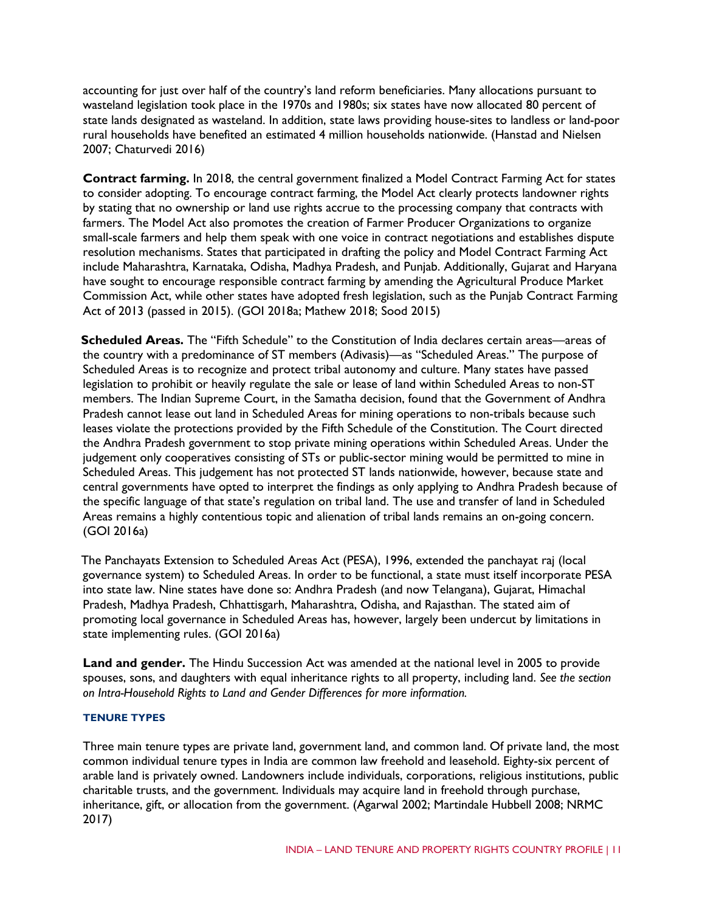accounting for just over half of the country's land reform beneficiaries. Many allocations pursuant to wasteland legislation took place in the 1970s and 1980s; six states have now allocated 80 percent of state lands designated as wasteland. In addition, state laws providing house-sites to landless or land-poor rural households have benefited an estimated 4 million households nationwide. (Hanstad and Nielsen 2007; Chaturvedi 2016)

**Contract farming.** In 2018, the central government finalized a Model Contract Farming Act for states to consider adopting. To encourage contract farming, the Model Act clearly protects landowner rights by stating that no ownership or land use rights accrue to the processing company that contracts with farmers. The Model Act also promotes the creation of Farmer Producer Organizations to organize small-scale farmers and help them speak with one voice in contract negotiations and establishes dispute resolution mechanisms. States that participated in drafting the policy and Model Contract Farming Act include Maharashtra, Karnataka, Odisha, Madhya Pradesh, and Punjab. Additionally, Gujarat and Haryana have sought to encourage responsible contract farming by amending the Agricultural Produce Market Commission Act, while other states have adopted fresh legislation, such as the Punjab Contract Farming Act of 2013 (passed in 2015). (GOI 2018a; Mathew 2018; Sood 2015)

**Scheduled Areas.** The "Fifth Schedule" to the Constitution of India declares certain areas—areas of the country with a predominance of ST members (Adivasis)—as "Scheduled Areas." The purpose of Scheduled Areas is to recognize and protect tribal autonomy and culture. Many states have passed legislation to prohibit or heavily regulate the sale or lease of land within Scheduled Areas to non-ST members. The Indian Supreme Court, in the Samatha decision, found that the Government of Andhra Pradesh cannot lease out land in Scheduled Areas for mining operations to non-tribals because such leases violate the protections provided by the Fifth Schedule of the Constitution. The Court directed the Andhra Pradesh government to stop private mining operations within Scheduled Areas. Under the judgement only cooperatives consisting of STs or public-sector mining would be permitted to mine in Scheduled Areas. This judgement has not protected ST lands nationwide, however, because state and central governments have opted to interpret the findings as only applying to Andhra Pradesh because of the specific language of that state's regulation on tribal land. The use and transfer of land in Scheduled Areas remains a highly contentious topic and alienation of tribal lands remains an on-going concern. (GOI 2016a)

The Panchayats Extension to Scheduled Areas Act (PESA), 1996, extended the panchayat raj (local governance system) to Scheduled Areas. In order to be functional, a state must itself incorporate PESA into state law. Nine states have done so: Andhra Pradesh (and now Telangana), Gujarat, Himachal Pradesh, Madhya Pradesh, Chhattisgarh, Maharashtra, Odisha, and Rajasthan. The stated aim of promoting local governance in Scheduled Areas has, however, largely been undercut by limitations in state implementing rules. (GOI 2016a)

**Land and gender.** The Hindu Succession Act was amended at the national level in 2005 to provide spouses, sons, and daughters with equal inheritance rights to all property, including land. *See the section on Intra-Household Rights to Land and Gender Differences for more information.*

#### TENURE TYPES

Three main tenure types are private land, government land, and common land. Of private land, the most common individual tenure types in India are common law freehold and leasehold. Eighty-six percent of arable land is privately owned. Landowners include individuals, corporations, religious institutions, public charitable trusts, and the government. Individuals may acquire land in freehold through purchase, inheritance, gift, or allocation from the government. (Agarwal 2002; Martindale Hubbell 2008; NRMC 2017)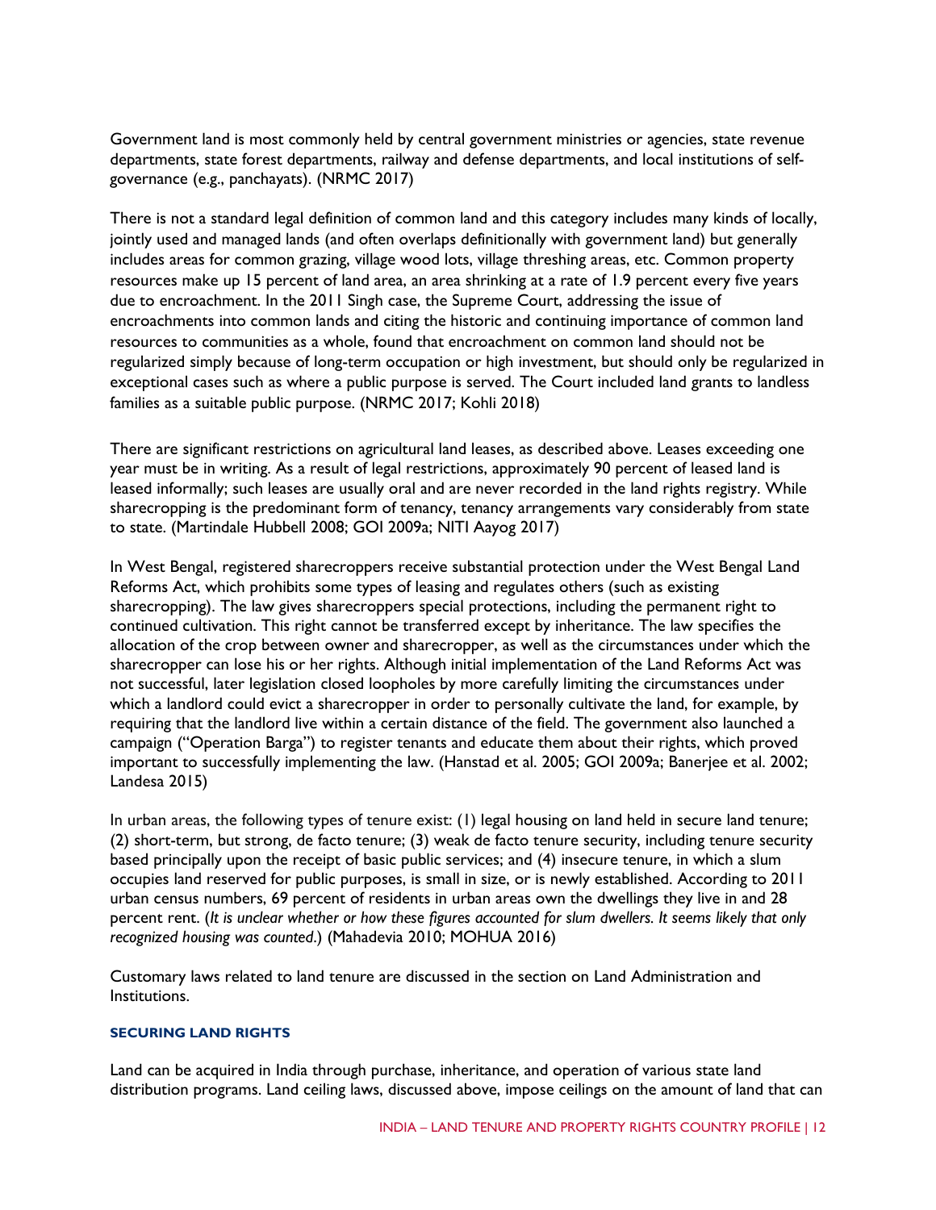Government land is most commonly held by central government ministries or agencies, state revenue departments, state forest departments, railway and defense departments, and local institutions of self-governance (e.g., panchayats). (NRMC 2017)

There is not a standard legal definition of common land and this category includes many kinds of locally, jointly used and managed lands (and often overlaps definitionally with government land) but generally includes areas for common grazing, village wood lots, village threshing areas, etc. Common property resources make up 15 percent of land area, an area shrinking at a rate of 1.9 percent every five years due to encroachment. In the 2011 Singh case, the Supreme Court, addressing the issue of encroachments into common lands and citing the historic and continuing importance of common land resources to communities as a whole, found that encroachment on common land should not be regularized simply because of long-term occupation or high investment, but should only be regularized in exceptional cases such as where a public purpose is served. The Court included land grants to landless families as a suitable public purpose. (NRMC 2017; Kohli 2018)

There are significant restrictions on agricultural land leases, as described above. Leases exceeding one year must be in writing. As a result of legal restrictions, approximately 90 percent of leased land is leased informally; such leases are usually oral and are never recorded in the land rights registry. While sharecropping is the predominant form of tenancy, tenancy arrangements vary considerably from state to state. (Martindale Hubbell 2008; GOI 2009a; NITI Aayog 2017)

In West Bengal, registered sharecroppers receive substantial protection under the West Bengal Land Reforms Act, which prohibits some types of leasing and regulates others (such as existing sharecropping). The law gives sharecroppers special protections, including the permanent right to continued cultivation. This right cannot be transferred except by inheritance. The law specifies the allocation of the crop between owner and sharecropper, as well as the circumstances under which the sharecropper can lose his or her rights. Although initial implementation of the Land Reforms Act was not successful, later legislation closed loopholes by more carefully limiting the circumstances under which a landlord could evict a sharecropper in order to personally cultivate the land, for example, by requiring that the landlord live within a certain distance of the field. The government also launched a campaign ("Operation Barga") to register tenants and educate them about their rights, which proved important to successfully implementing the law. (Hanstad et al. 2005; GOI 2009a; Banerjee et al. 2002; Landesa 2015)

In urban areas, the following types of tenure exist: (1) legal housing on land held in secure land tenure; (2) short-term, but strong, de facto tenure; (3) weak de facto tenure security, including tenure security based principally upon the receipt of basic public services; and (4) insecure tenure, in which a slum occupies land reserved for public purposes, is small in size, or is newly established. According to 2011 urban census numbers, 69 percent of residents in urban areas own the dwellings they live in and 28 percent rent. (*It is unclear whether or how these figures accounted for slum dwellers. It seems likely that only recognized housing was counted*.) (Mahadevia 2010; MOHUA 2016)

Customary laws related to land tenure are discussed in the section on Land Administration and Institutions.

### SECURING LAND RIGHTS

Land can be acquired in India through purchase, inheritance, and operation of various state land distribution programs. Land ceiling laws, discussed above, impose ceilings on the amount of land that can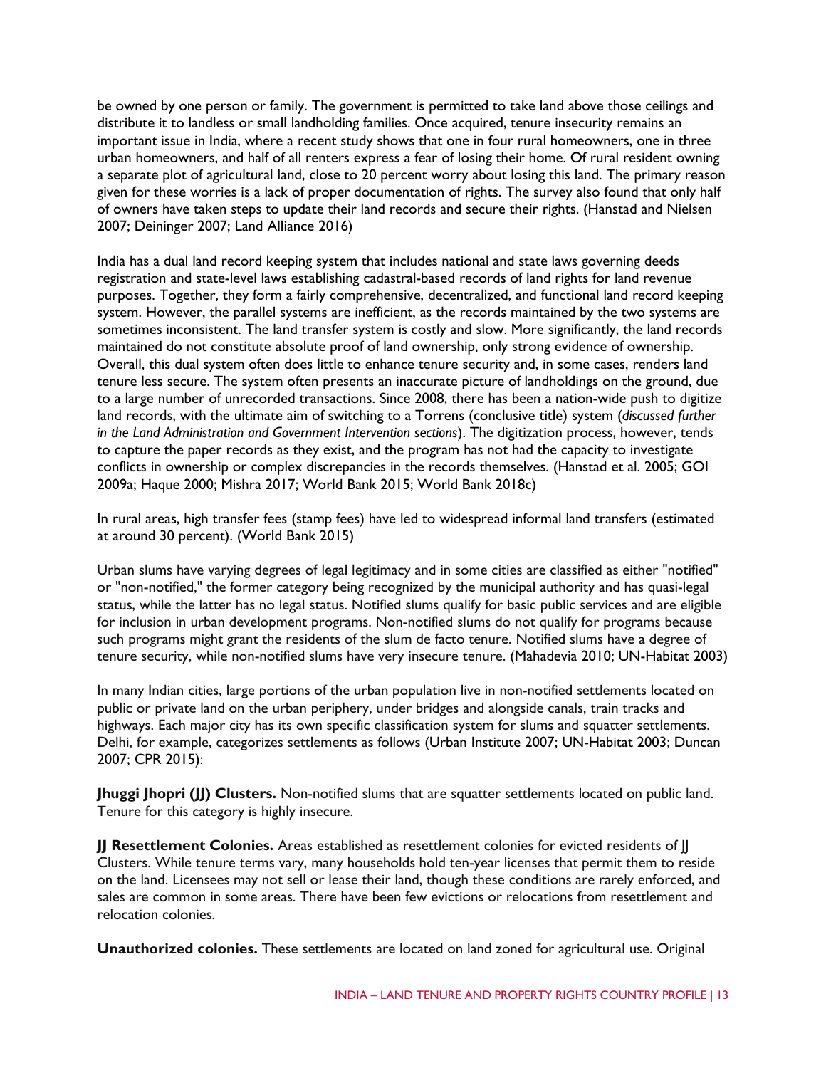be owned by one person or family. The government is permitted to take land above those ceilings and distribute it to landless or small landholding families. Once acquired, tenure insecurity remains an important issue in India, where a recent study shows that one in four rural homeowners, one in three urban homeowners, and half of all renters express a fear of losing their home. Of rural resident owning a separate plot of agricultural land, close to 20 percent worry about losing this land. The primary reason given for these worries is a lack of proper documentation of rights. The survey also found that only half of owners have taken steps to update their land records and secure their rights. (Hanstad and Nielsen 2007; Deininger 2007; Land Alliance 2016)

India has a dual land record keeping system that includes national and state laws governing deeds registration and state-level laws establishing cadastral-based records of land rights for land revenue purposes. Together, they form a fairly comprehensive, decentralized, and functional land record keeping system. However, the parallel systems are inefficient, as the records maintained by the two systems are sometimes inconsistent. The land transfer system is costly and slow. More significantly, the land records maintained do not constitute absolute proof of land ownership, only strong evidence of ownership. Overall, this dual system often does little to enhance tenure security and, in some cases, renders land tenure less secure. The system often presents an inaccurate picture of landholdings on the ground, due to a large number of unrecorded transactions. Since 2008, there has been a nation-wide push to digitize land records, with the ultimate aim of switching to a Torrens (conclusive title) system (*discussed further in the Land Administration and Government Intervention sections*). The digitization process, however, tends to capture the paper records as they exist, and the program has not had the capacity to investigate conflicts in ownership or complex discrepancies in the records themselves. (Hanstad et al. 2005; GOI 2009a; Haque 2000; Mishra 2017; World Bank 2015; World Bank 2018c)

In rural areas, high transfer fees (stamp fees) have led to widespread informal land transfers (estimated at around 30 percent). (World Bank 2015)

Urban slums have varying degrees of legal legitimacy and in some cities are classified as either "notified" or "non-notified," the former category being recognized by the municipal authority and has quasi-legal status, while the latter has no legal status. Notified slums qualify for basic public services and are eligible for inclusion in urban development programs. Non-notified slums do not qualify for programs because such programs might grant the residents of the slum de facto tenure. Notified slums have a degree of tenure security, while non-notified slums have very insecure tenure. (Mahadevia 2010; UN-Habitat 2003)

In many Indian cities, large portions of the urban population live in non-notified settlements located on public or private land on the urban periphery, under bridges and alongside canals, train tracks and highways. Each major city has its own specific classification system for slums and squatter settlements. Delhi, for example, categorizes settlements as follows (Urban Institute 2007; UN-Habitat 2003; Duncan 2007; CPR 2015):

**Jhuggi Jhopri (JJ) Clusters.** Non-notified slums that are squatter settlements located on public land. Tenure for this category is highly insecure.

**JJ Resettlement Colonies.** Areas established as resettlement colonies for evicted residents of JJ Clusters. While tenure terms vary, many households hold ten-year licenses that permit them to reside on the land. Licensees may not sell or lease their land, though these conditions are rarely enforced, and sales are common in some areas. There have been few evictions or relocations from resettlement and relocation colonies.

**Unauthorized colonies.** These settlements are located on land zoned for agricultural use. Original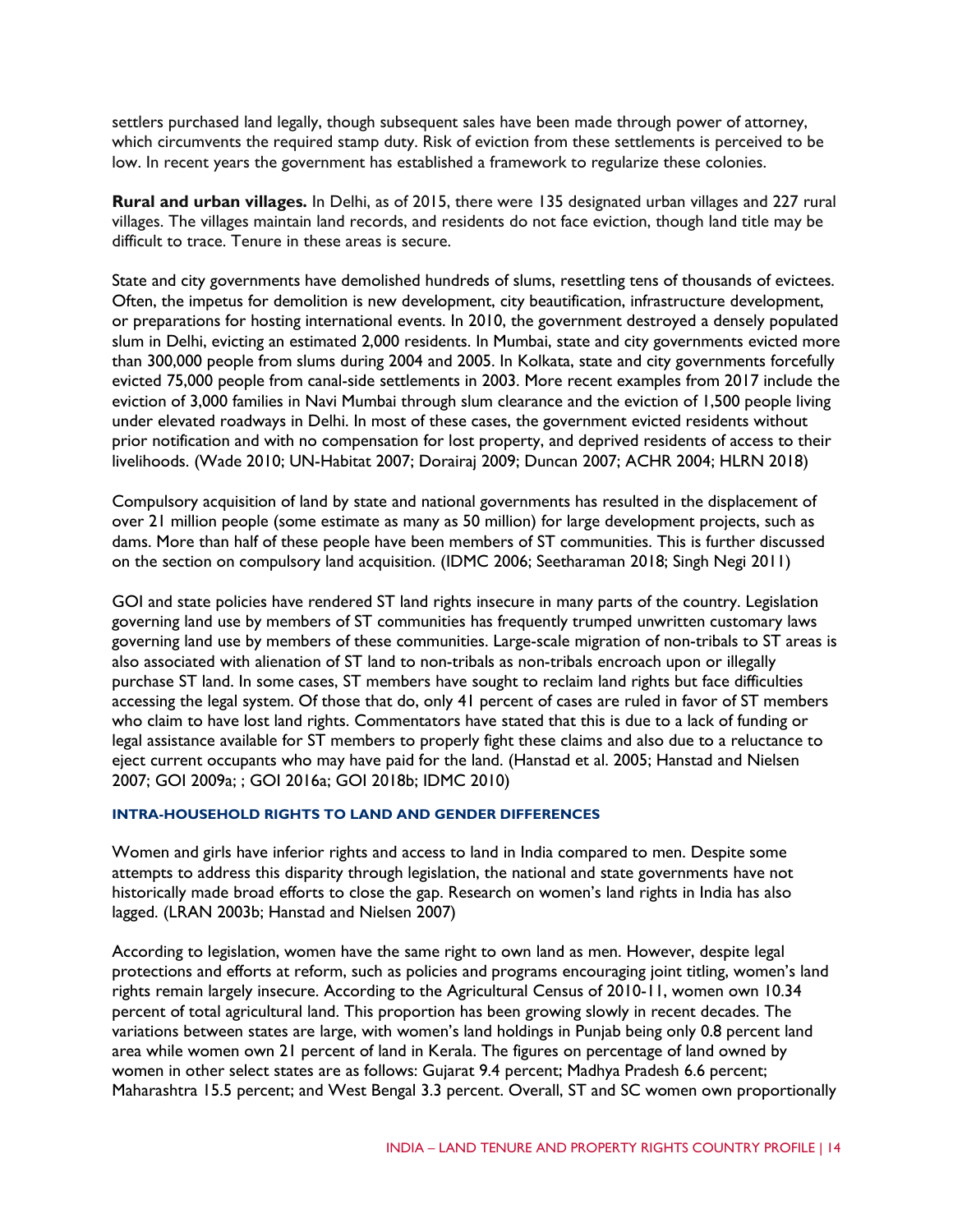settlers purchased land legally, though subsequent sales have been made through power of attorney, which circumvents the required stamp duty. Risk of eviction from these settlements is perceived to be low. In recent years the government has established a framework to regularize these colonies.

**Rural and urban villages.** In Delhi, as of 2015, there were 135 designated urban villages and 227 rural villages. The villages maintain land records, and residents do not face eviction, though land title may be difficult to trace. Tenure in these areas is secure.

State and city governments have demolished hundreds of slums, resettling tens of thousands of evictees. Often, the impetus for demolition is new development, city beautification, infrastructure development, or preparations for hosting international events. In 2010, the government destroyed a densely populated slum in Delhi, evicting an estimated 2,000 residents. In Mumbai, state and city governments evicted more than 300,000 people from slums during 2004 and 2005. In Kolkata, state and city governments forcefully evicted 75,000 people from canal-side settlements in 2003. More recent examples from 2017 include the eviction of 3,000 families in Navi Mumbai through slum clearance and the eviction of 1,500 people living under elevated roadways in Delhi. In most of these cases, the government evicted residents without prior notification and with no compensation for lost property, and deprived residents of access to their livelihoods. (Wade 2010; UN-Habitat 2007; Dorairaj 2009; Duncan 2007; ACHR 2004; HLRN 2018)

Compulsory acquisition of land by state and national governments has resulted in the displacement of over 21 million people (some estimate as many as 50 million) for large development projects, such as dams. More than half of these people have been members of ST communities. This is further discussed on the section on compulsory land acquisition. (IDMC 2006; Seetharaman 2018; Singh Negi 2011)

GOI and state policies have rendered ST land rights insecure in many parts of the country. Legislation governing land use by members of ST communities has frequently trumped unwritten customary laws governing land use by members of these communities. Large-scale migration of non-tribals to ST areas is also associated with alienation of ST land to non-tribals as non-tribals encroach upon or illegally purchase ST land. In some cases, ST members have sought to reclaim land rights but face difficulties accessing the legal system. Of those that do, only 41 percent of cases are ruled in favor of ST members who claim to have lost land rights. Commentators have stated that this is due to a lack of funding or legal assistance available for ST members to properly fight these claims and also due to a reluctance to eject current occupants who may have paid for the land. (Hanstad et al. 2005; Hanstad and Nielsen 2007; GOI 2009a; ; GOI 2016a; GOI 2018b; IDMC 2010)

#### INTRA-HOUSEHOLD RIGHTS TO LAND AND GENDER DIFFERENCES

Women and girls have inferior rights and access to land in India compared to men. Despite some attempts to address this disparity through legislation, the national and state governments have not historically made broad efforts to close the gap. Research on women's land rights in India has also lagged. (LRAN 2003b; Hanstad and Nielsen 2007)

According to legislation, women have the same right to own land as men. However, despite legal protections and efforts at reform, such as policies and programs encouraging joint titling, women's land rights remain largely insecure. According to the Agricultural Census of 2010-11, women own 10.34 percent of total agricultural land. This proportion has been growing slowly in recent decades. The variations between states are large, with women's land holdings in Punjab being only 0.8 percent land area while women own 21 percent of land in Kerala. The figures on percentage of land owned by women in other select states are as follows: Gujarat 9.4 percent; Madhya Pradesh 6.6 percent; Maharashtra 15.5 percent; and West Bengal 3.3 percent. Overall, ST and SC women own proportionally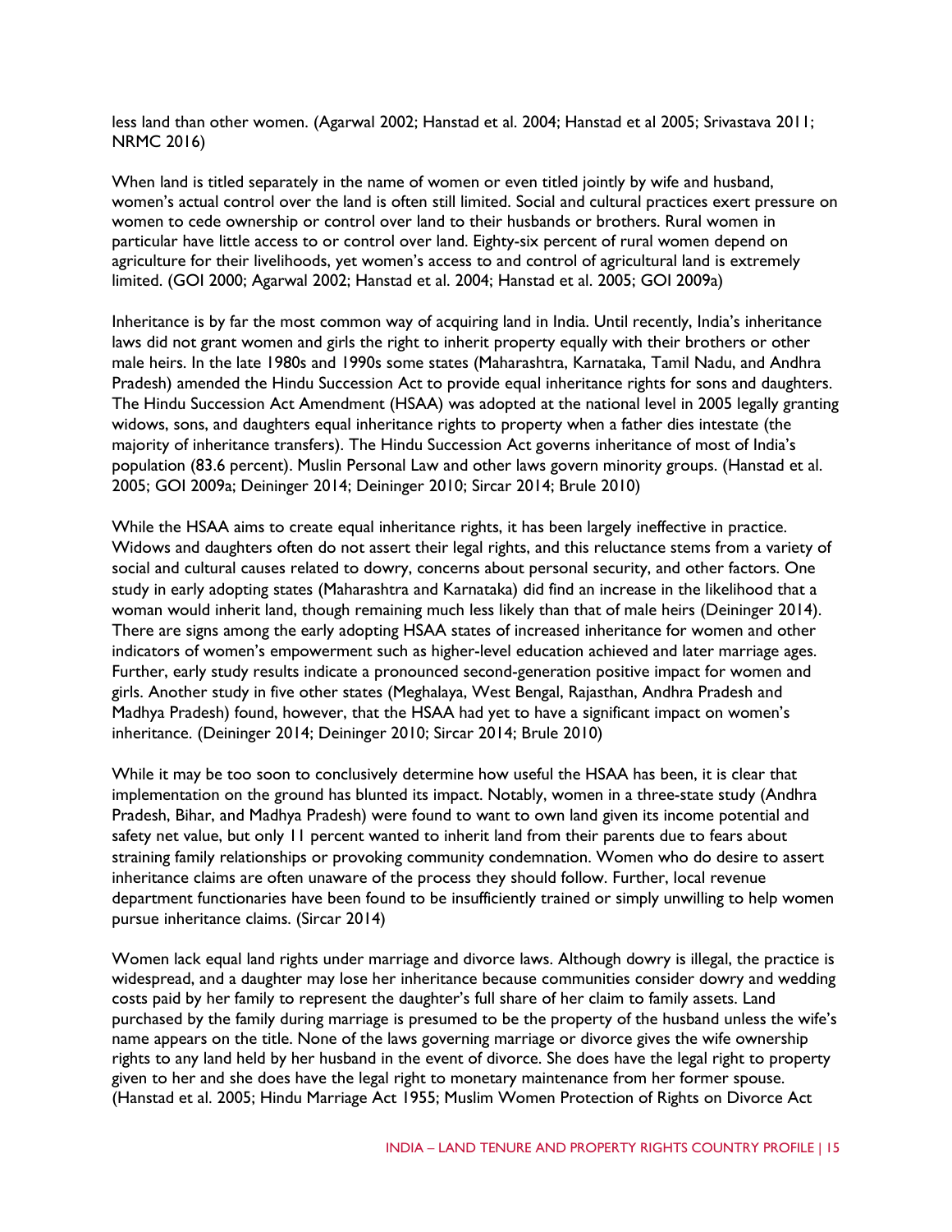less land than other women. (Agarwal 2002; Hanstad et al. 2004; Hanstad et al 2005; Srivastava 2011; NRMC 2016)

When land is titled separately in the name of women or even titled jointly by wife and husband, women's actual control over the land is often still limited. Social and cultural practices exert pressure on women to cede ownership or control over land to their husbands or brothers. Rural women in particular have little access to or control over land. Eighty-six percent of rural women depend on agriculture for their livelihoods, yet women's access to and control of agricultural land is extremely limited. (GOI 2000; Agarwal 2002; Hanstad et al. 2004; Hanstad et al. 2005; GOI 2009a)

Inheritance is by far the most common way of acquiring land in India. Until recently, India's inheritance laws did not grant women and girls the right to inherit property equally with their brothers or other male heirs. In the late 1980s and 1990s some states (Maharashtra, Karnataka, Tamil Nadu, and Andhra Pradesh) amended the Hindu Succession Act to provide equal inheritance rights for sons and daughters. The Hindu Succession Act Amendment (HSAA) was adopted at the national level in 2005 legally granting widows, sons, and daughters equal inheritance rights to property when a father dies intestate (the majority of inheritance transfers). The Hindu Succession Act governs inheritance of most of India's population (83.6 percent). Muslin Personal Law and other laws govern minority groups. (Hanstad et al. 2005; GOI 2009a; Deininger 2014; Deininger 2010; Sircar 2014; Brule 2010)

While the HSAA aims to create equal inheritance rights, it has been largely ineffective in practice. Widows and daughters often do not assert their legal rights, and this reluctance stems from a variety of social and cultural causes related to dowry, concerns about personal security, and other factors. One study in early adopting states (Maharashtra and Karnataka) did find an increase in the likelihood that a woman would inherit land, though remaining much less likely than that of male heirs (Deininger 2014). There are signs among the early adopting HSAA states of increased inheritance for women and other indicators of women's empowerment such as higher-level education achieved and later marriage ages. Further, early study results indicate a pronounced second-generation positive impact for women and girls. Another study in five other states (Meghalaya, West Bengal, Rajasthan, Andhra Pradesh and Madhya Pradesh) found, however, that the HSAA had yet to have a significant impact on women's inheritance. (Deininger 2014; Deininger 2010; Sircar 2014; Brule 2010)

While it may be too soon to conclusively determine how useful the HSAA has been, it is clear that implementation on the ground has blunted its impact. Notably, women in a three-state study (Andhra Pradesh, Bihar, and Madhya Pradesh) were found to want to own land given its income potential and safety net value, but only 11 percent wanted to inherit land from their parents due to fears about straining family relationships or provoking community condemnation. Women who do desire to assert inheritance claims are often unaware of the process they should follow. Further, local revenue department functionaries have been found to be insufficiently trained or simply unwilling to help women pursue inheritance claims. (Sircar 2014)

Women lack equal land rights under marriage and divorce laws. Although dowry is illegal, the practice is widespread, and a daughter may lose her inheritance because communities consider dowry and wedding costs paid by her family to represent the daughter's full share of her claim to family assets. Land purchased by the family during marriage is presumed to be the property of the husband unless the wife's name appears on the title. None of the laws governing marriage or divorce gives the wife ownership rights to any land held by her husband in the event of divorce. She does have the legal right to property given to her and she does have the legal right to monetary maintenance from her former spouse. (Hanstad et al. 2005; Hindu Marriage Act 1955; Muslim Women Protection of Rights on Divorce Act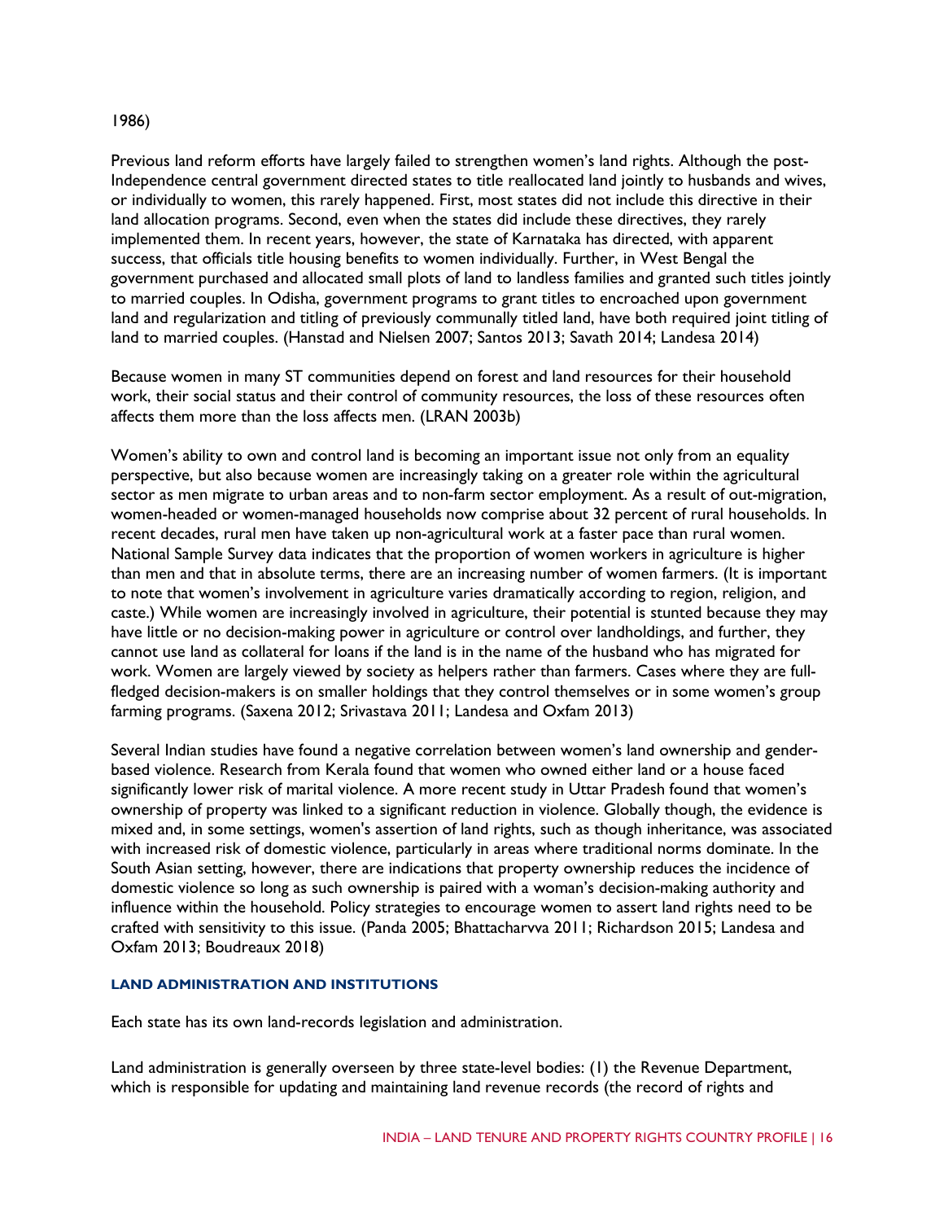1986)

Previous land reform efforts have largely failed to strengthen women's land rights. Although the post-Independence central government directed states to title reallocated land jointly to husbands and wives, or individually to women, this rarely happened. First, most states did not include this directive in their land allocation programs. Second, even when the states did include these directives, they rarely implemented them. In recent years, however, the state of Karnataka has directed, with apparent success, that officials title housing benefits to women individually. Further, in West Bengal the government purchased and allocated small plots of land to landless families and granted such titles jointly to married couples. In Odisha, government programs to grant titles to encroached upon government land and regularization and titling of previously communally titled land, have both required joint titling of land to married couples. (Hanstad and Nielsen 2007; Santos 2013; Savath 2014; Landesa 2014)

Because women in many ST communities depend on forest and land resources for their household work, their social status and their control of community resources, the loss of these resources often affects them more than the loss affects men. (LRAN 2003b)

Women's ability to own and control land is becoming an important issue not only from an equality perspective, but also because women are increasingly taking on a greater role within the agricultural sector as men migrate to urban areas and to non-farm sector employment. As a result of out-migration, women-headed or women-managed households now comprise about 32 percent of rural households. In recent decades, rural men have taken up non-agricultural work at a faster pace than rural women. National Sample Survey data indicates that the proportion of women workers in agriculture is higher than men and that in absolute terms, there are an increasing number of women farmers. (It is important to note that women's involvement in agriculture varies dramatically according to region, religion, and caste.) While women are increasingly involved in agriculture, their potential is stunted because they may have little or no decision-making power in agriculture or control over landholdings, and further, they cannot use land as collateral for loans if the land is in the name of the husband who has migrated for work. Women are largely viewed by society as helpers rather than farmers. Cases where they are full-fledged decision-makers is on smaller holdings that they control themselves or in some women's group farming programs. (Saxena 2012; Srivastava 2011; Landesa and Oxfam 2013)

Several Indian studies have found a negative correlation between women's land ownership and gender-based violence. Research from Kerala found that women who owned either land or a house faced significantly lower risk of marital violence. A more recent study in Uttar Pradesh found that women's ownership of property was linked to a significant reduction in violence. Globally though, the evidence is mixed and, in some settings, women's assertion of land rights, such as though inheritance, was associated with increased risk of domestic violence, particularly in areas where traditional norms dominate. In the South Asian setting, however, there are indications that property ownership reduces the incidence of domestic violence so long as such ownership is paired with a woman's decision-making authority and influence within the household. Policy strategies to encourage women to assert land rights need to be crafted with sensitivity to this issue. (Panda 2005; Bhattacharvva 2011; Richardson 2015; Landesa and Oxfam 2013; Boudreaux 2018)

### LAND ADMINISTRATION AND INSTITUTIONS

Each state has its own land-records legislation and administration.

Land administration is generally overseen by three state-level bodies: (1) the Revenue Department, which is responsible for updating and maintaining land revenue records (the record of rights and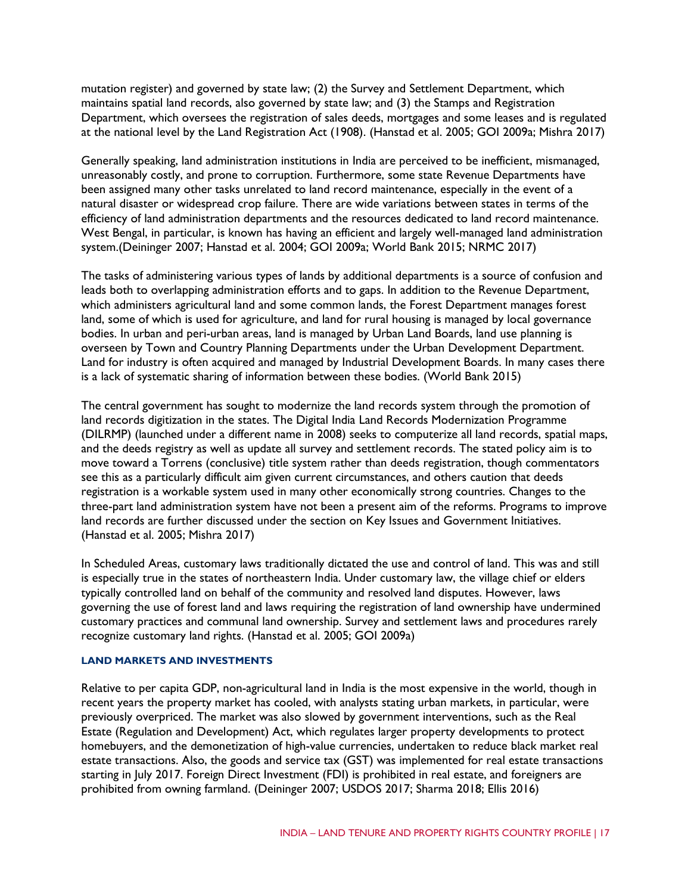mutation register) and governed by state law; (2) the Survey and Settlement Department, which maintains spatial land records, also governed by state law; and (3) the Stamps and Registration Department, which oversees the registration of sales deeds, mortgages and some leases and is regulated at the national level by the Land Registration Act (1908). (Hanstad et al. 2005; GOI 2009a; Mishra 2017)

Generally speaking, land administration institutions in India are perceived to be inefficient, mismanaged, unreasonably costly, and prone to corruption. Furthermore, some state Revenue Departments have been assigned many other tasks unrelated to land record maintenance, especially in the event of a natural disaster or widespread crop failure. There are wide variations between states in terms of the efficiency of land administration departments and the resources dedicated to land record maintenance. West Bengal, in particular, is known has having an efficient and largely well-managed land administration system.(Deininger 2007; Hanstad et al. 2004; GOI 2009a; World Bank 2015; NRMC 2017)

The tasks of administering various types of lands by additional departments is a source of confusion and leads both to overlapping administration efforts and to gaps. In addition to the Revenue Department, which administers agricultural land and some common lands, the Forest Department manages forest land, some of which is used for agriculture, and land for rural housing is managed by local governance bodies. In urban and peri-urban areas, land is managed by Urban Land Boards, land use planning is overseen by Town and Country Planning Departments under the Urban Development Department. Land for industry is often acquired and managed by Industrial Development Boards. In many cases there is a lack of systematic sharing of information between these bodies. (World Bank 2015)

The central government has sought to modernize the land records system through the promotion of land records digitization in the states. The Digital India Land Records Modernization Programme (DILRMP) (launched under a different name in 2008) seeks to computerize all land records, spatial maps, and the deeds registry as well as update all survey and settlement records. The stated policy aim is to move toward a Torrens (conclusive) title system rather than deeds registration, though commentators see this as a particularly difficult aim given current circumstances, and others caution that deeds registration is a workable system used in many other economically strong countries. Changes to the three-part land administration system have not been a present aim of the reforms. Programs to improve land records are further discussed under the section on Key Issues and Government Initiatives. (Hanstad et al. 2005; Mishra 2017)

In Scheduled Areas, customary laws traditionally dictated the use and control of land. This was and still is especially true in the states of northeastern India. Under customary law, the village chief or elders typically controlled land on behalf of the community and resolved land disputes. However, laws governing the use of forest land and laws requiring the registration of land ownership have undermined customary practices and communal land ownership. Survey and settlement laws and procedures rarely recognize customary land rights. (Hanstad et al. 2005; GOI 2009a)

#### LAND MARKETS AND INVESTMENTS

Relative to per capita GDP, non-agricultural land in India is the most expensive in the world, though in recent years the property market has cooled, with analysts stating urban markets, in particular, were previously overpriced. The market was also slowed by government interventions, such as the Real Estate (Regulation and Development) Act, which regulates larger property developments to protect homebuyers, and the demonetization of high-value currencies, undertaken to reduce black market real estate transactions. Also, the goods and service tax (GST) was implemented for real estate transactions starting in July 2017. Foreign Direct Investment (FDI) is prohibited in real estate, and foreigners are prohibited from owning farmland. (Deininger 2007; USDOS 2017; Sharma 2018; Ellis 2016)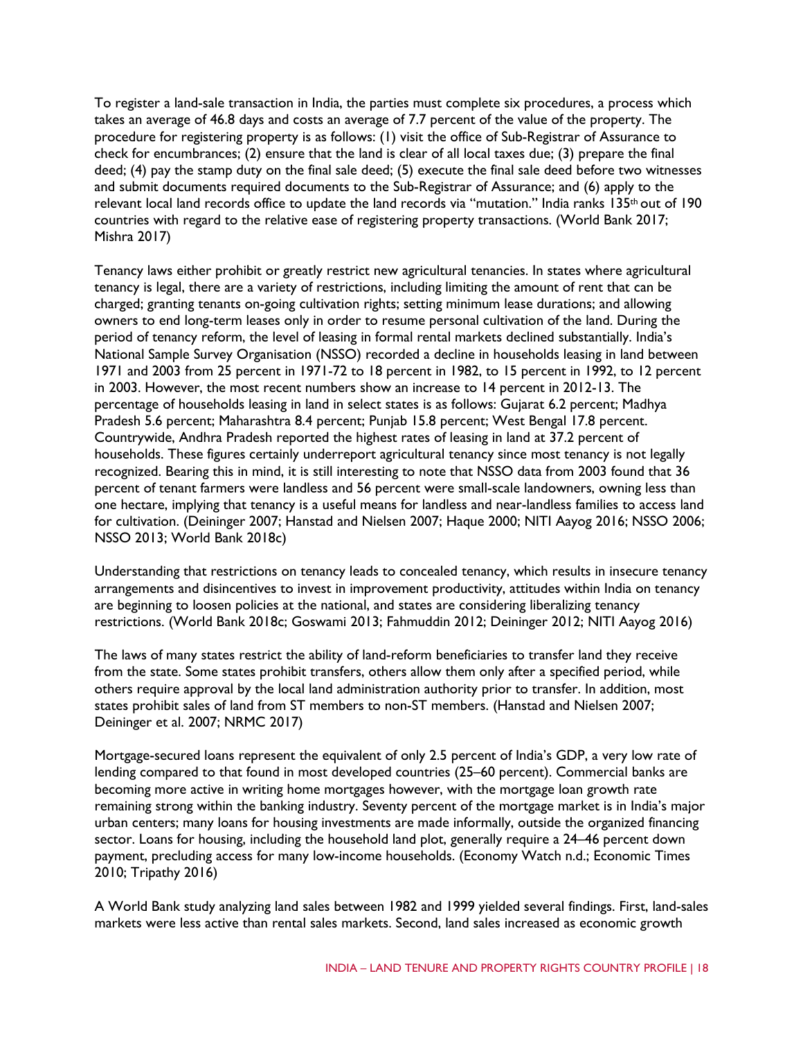To register a land-sale transaction in India, the parties must complete six procedures, a process which takes an average of 46.8 days and costs an average of 7.7 percent of the value of the property. The procedure for registering property is as follows: (1) visit the office of Sub-Registrar of Assurance to check for encumbrances; (2) ensure that the land is clear of all local taxes due; (3) prepare the final deed; (4) pay the stamp duty on the final sale deed; (5) execute the final sale deed before two witnesses and submit documents required documents to the Sub-Registrar of Assurance; and (6) apply to the relevant local land records office to update the land records via "mutation." India ranks 135th out of 190 countries with regard to the relative ease of registering property transactions. (World Bank 2017; Mishra 2017)

Tenancy laws either prohibit or greatly restrict new agricultural tenancies. In states where agricultural tenancy is legal, there are a variety of restrictions, including limiting the amount of rent that can be charged; granting tenants on-going cultivation rights; setting minimum lease durations; and allowing owners to end long-term leases only in order to resume personal cultivation of the land. During the period of tenancy reform, the level of leasing in formal rental markets declined substantially. India's National Sample Survey Organisation (NSSO) recorded a decline in households leasing in land between 1971 and 2003 from 25 percent in 1971-72 to 18 percent in 1982, to 15 percent in 1992, to 12 percent in 2003. However, the most recent numbers show an increase to 14 percent in 2012-13. The percentage of households leasing in land in select states is as follows: Gujarat 6.2 percent; Madhya Pradesh 5.6 percent; Maharashtra 8.4 percent; Punjab 15.8 percent; West Bengal 17.8 percent. Countrywide, Andhra Pradesh reported the highest rates of leasing in land at 37.2 percent of households. These figures certainly underreport agricultural tenancy since most tenancy is not legally recognized. Bearing this in mind, it is still interesting to note that NSSO data from 2003 found that 36 percent of tenant farmers were landless and 56 percent were small-scale landowners, owning less than one hectare, implying that tenancy is a useful means for landless and near-landless families to access land for cultivation. (Deininger 2007; Hanstad and Nielsen 2007; Haque 2000; NITI Aayog 2016; NSSO 2006; NSSO 2013; World Bank 2018c)

Understanding that restrictions on tenancy leads to concealed tenancy, which results in insecure tenancy arrangements and disincentives to invest in improvement productivity, attitudes within India on tenancy are beginning to loosen policies at the national, and states are considering liberalizing tenancy restrictions. (World Bank 2018c; Goswami 2013; Fahmuddin 2012; Deininger 2012; NITI Aayog 2016)

The laws of many states restrict the ability of land-reform beneficiaries to transfer land they receive from the state. Some states prohibit transfers, others allow them only after a specified period, while others require approval by the local land administration authority prior to transfer. In addition, most states prohibit sales of land from ST members to non-ST members. (Hanstad and Nielsen 2007; Deininger et al. 2007; NRMC 2017)

Mortgage-secured loans represent the equivalent of only 2.5 percent of India's GDP, a very low rate of lending compared to that found in most developed countries (25–60 percent). Commercial banks are becoming more active in writing home mortgages however, with the mortgage loan growth rate remaining strong within the banking industry. Seventy percent of the mortgage market is in India's major urban centers; many loans for housing investments are made informally, outside the organized financing sector. Loans for housing, including the household land plot, generally require a 24–46 percent down payment, precluding access for many low-income households. (Economy Watch n.d.; Economic Times 2010; Tripathy 2016)

A World Bank study analyzing land sales between 1982 and 1999 yielded several findings. First, land-sales markets were less active than rental sales markets. Second, land sales increased as economic growth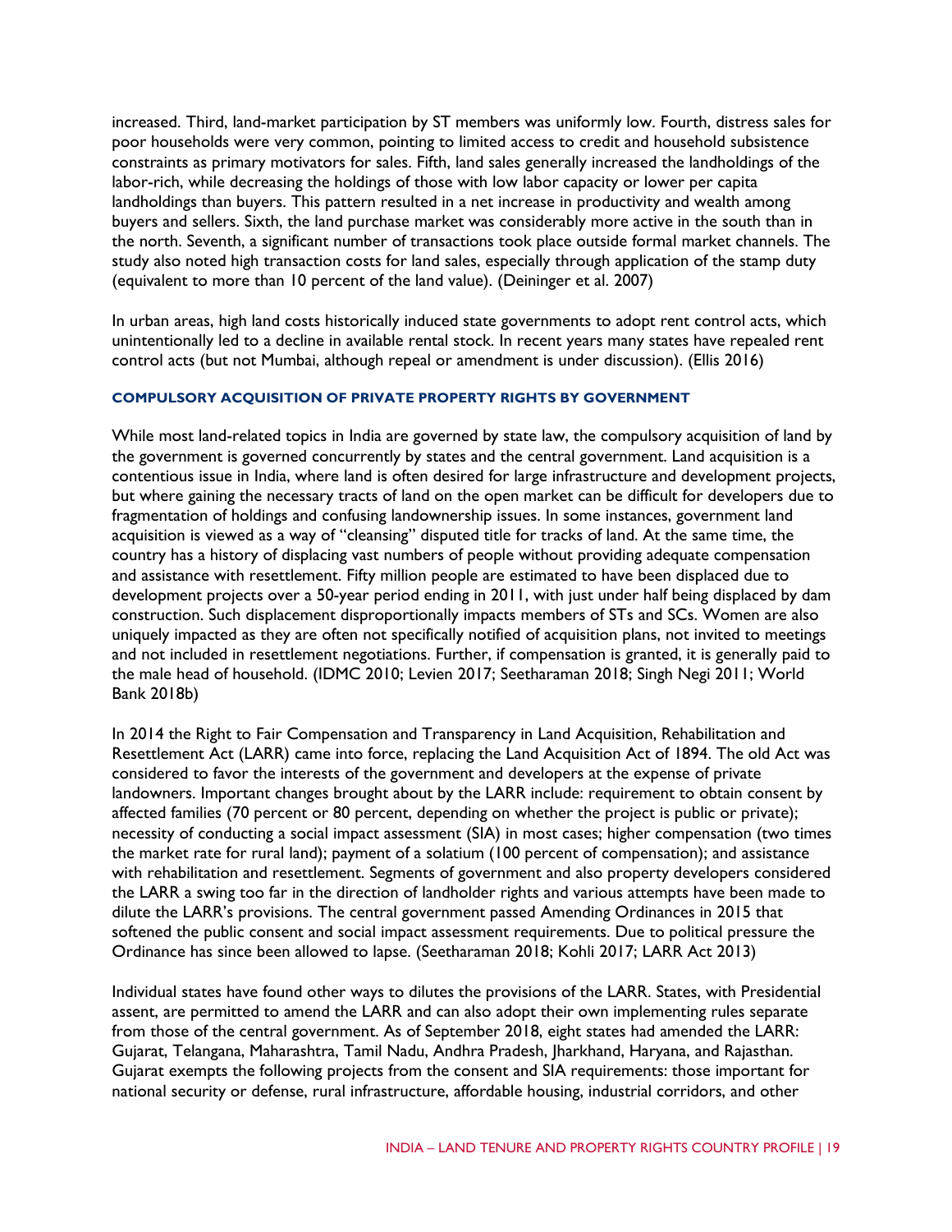increased. Third, land-market participation by ST members was uniformly low. Fourth, distress sales for poor households were very common, pointing to limited access to credit and household subsistence constraints as primary motivators for sales. Fifth, land sales generally increased the landholdings of the labor-rich, while decreasing the holdings of those with low labor capacity or lower per capita landholdings than buyers. This pattern resulted in a net increase in productivity and wealth among buyers and sellers. Sixth, the land purchase market was considerably more active in the south than in the north. Seventh, a significant number of transactions took place outside formal market channels. The study also noted high transaction costs for land sales, especially through application of the stamp duty (equivalent to more than 10 percent of the land value). (Deininger et al. 2007)

In urban areas, high land costs historically induced state governments to adopt rent control acts, which unintentionally led to a decline in available rental stock. In recent years many states have repealed rent control acts (but not Mumbai, although repeal or amendment is under discussion). (Ellis 2016)

### COMPULSORY ACQUISITION OF PRIVATE PROPERTY RIGHTS BY GOVERNMENT

While most land-related topics in India are governed by state law, the compulsory acquisition of land by the government is governed concurrently by states and the central government. Land acquisition is a contentious issue in India, where land is often desired for large infrastructure and development projects, but where gaining the necessary tracts of land on the open market can be difficult for developers due to fragmentation of holdings and confusing landownership issues. In some instances, government land acquisition is viewed as a way of "cleansing" disputed title for tracks of land. At the same time, the country has a history of displacing vast numbers of people without providing adequate compensation and assistance with resettlement. Fifty million people are estimated to have been displaced due to development projects over a 50-year period ending in 2011, with just under half being displaced by dam construction. Such displacement disproportionally impacts members of STs and SCs. Women are also uniquely impacted as they are often not specifically notified of acquisition plans, not invited to meetings and not included in resettlement negotiations. Further, if compensation is granted, it is generally paid to the male head of household. (IDMC 2010; Levien 2017; Seetharaman 2018; Singh Negi 2011; World Bank 2018b)

In 2014 the Right to Fair Compensation and Transparency in Land Acquisition, Rehabilitation and Resettlement Act (LARR) came into force, replacing the Land Acquisition Act of 1894. The old Act was considered to favor the interests of the government and developers at the expense of private landowners. Important changes brought about by the LARR include: requirement to obtain consent by affected families (70 percent or 80 percent, depending on whether the project is public or private); necessity of conducting a social impact assessment (SIA) in most cases; higher compensation (two times the market rate for rural land); payment of a solatium (100 percent of compensation); and assistance with rehabilitation and resettlement. Segments of government and also property developers considered the LARR a swing too far in the direction of landholder rights and various attempts have been made to dilute the LARR's provisions. The central government passed Amending Ordinances in 2015 that softened the public consent and social impact assessment requirements. Due to political pressure the Ordinance has since been allowed to lapse. (Seetharaman 2018; Kohli 2017; LARR Act 2013)

Individual states have found other ways to dilutes the provisions of the LARR. States, with Presidential assent, are permitted to amend the LARR and can also adopt their own implementing rules separate from those of the central government. As of September 2018, eight states had amended the LARR: Gujarat, Telangana, Maharashtra, Tamil Nadu, Andhra Pradesh, Jharkhand, Haryana, and Rajasthan. Gujarat exempts the following projects from the consent and SIA requirements: those important for national security or defense, rural infrastructure, affordable housing, industrial corridors, and other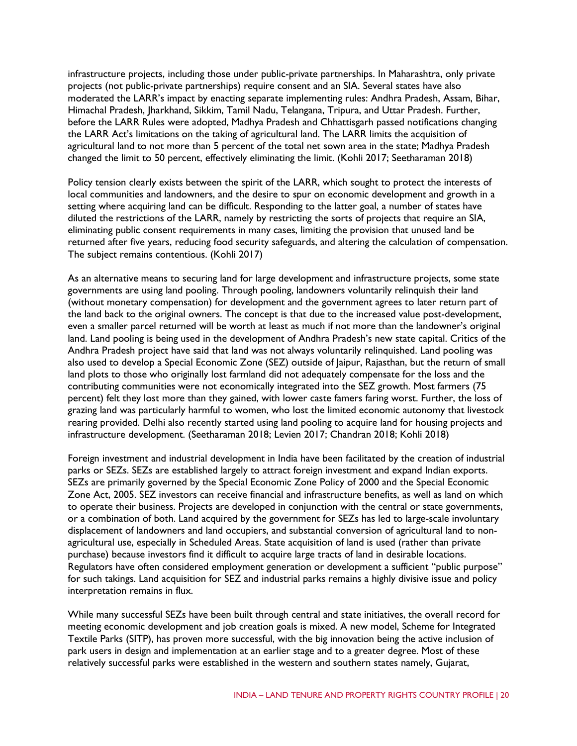infrastructure projects, including those under public-private partnerships. In Maharashtra, only private projects (not public-private partnerships) require consent and an SIA. Several states have also moderated the LARR's impact by enacting separate implementing rules: Andhra Pradesh, Assam, Bihar, Himachal Pradesh, Jharkhand, Sikkim, Tamil Nadu, Telangana, Tripura, and Uttar Pradesh. Further, before the LARR Rules were adopted, Madhya Pradesh and Chhattisgarh passed notifications changing the LARR Act's limitations on the taking of agricultural land. The LARR limits the acquisition of agricultural land to not more than 5 percent of the total net sown area in the state; Madhya Pradesh changed the limit to 50 percent, effectively eliminating the limit. (Kohli 2017; Seetharaman 2018)

Policy tension clearly exists between the spirit of the LARR, which sought to protect the interests of local communities and landowners, and the desire to spur on economic development and growth in a setting where acquiring land can be difficult. Responding to the latter goal, a number of states have diluted the restrictions of the LARR, namely by restricting the sorts of projects that require an SIA, eliminating public consent requirements in many cases, limiting the provision that unused land be returned after five years, reducing food security safeguards, and altering the calculation of compensation. The subject remains contentious. (Kohli 2017)

As an alternative means to securing land for large development and infrastructure projects, some state governments are using land pooling. Through pooling, landowners voluntarily relinquish their land (without monetary compensation) for development and the government agrees to later return part of the land back to the original owners. The concept is that due to the increased value post-development, even a smaller parcel returned will be worth at least as much if not more than the landowner's original land. Land pooling is being used in the development of Andhra Pradesh's new state capital. Critics of the Andhra Pradesh project have said that land was not always voluntarily relinquished. Land pooling was also used to develop a Special Economic Zone (SEZ) outside of Jaipur, Rajasthan, but the return of small land plots to those who originally lost farmland did not adequately compensate for the loss and the contributing communities were not economically integrated into the SEZ growth. Most farmers (75 percent) felt they lost more than they gained, with lower caste famers faring worst. Further, the loss of grazing land was particularly harmful to women, who lost the limited economic autonomy that livestock rearing provided. Delhi also recently started using land pooling to acquire land for housing projects and infrastructure development. (Seetharaman 2018; Levien 2017; Chandran 2018; Kohli 2018)

Foreign investment and industrial development in India have been facilitated by the creation of industrial parks or SEZs. SEZs are established largely to attract foreign investment and expand Indian exports. SEZs are primarily governed by the Special Economic Zone Policy of 2000 and the Special Economic Zone Act, 2005. SEZ investors can receive financial and infrastructure benefits, as well as land on which to operate their business. Projects are developed in conjunction with the central or state governments, or a combination of both. Land acquired by the government for SEZs has led to large-scale involuntary displacement of landowners and land occupiers, and substantial conversion of agricultural land to non-agricultural use, especially in Scheduled Areas. State acquisition of land is used (rather than private purchase) because investors find it difficult to acquire large tracts of land in desirable locations. Regulators have often considered employment generation or development a sufficient "public purpose" for such takings. Land acquisition for SEZ and industrial parks remains a highly divisive issue and policy interpretation remains in flux.

While many successful SEZs have been built through central and state initiatives, the overall record for meeting economic development and job creation goals is mixed. A new model, Scheme for Integrated Textile Parks (SITP), has proven more successful, with the big innovation being the active inclusion of park users in design and implementation at an earlier stage and to a greater degree. Most of these relatively successful parks were established in the western and southern states namely, Gujarat,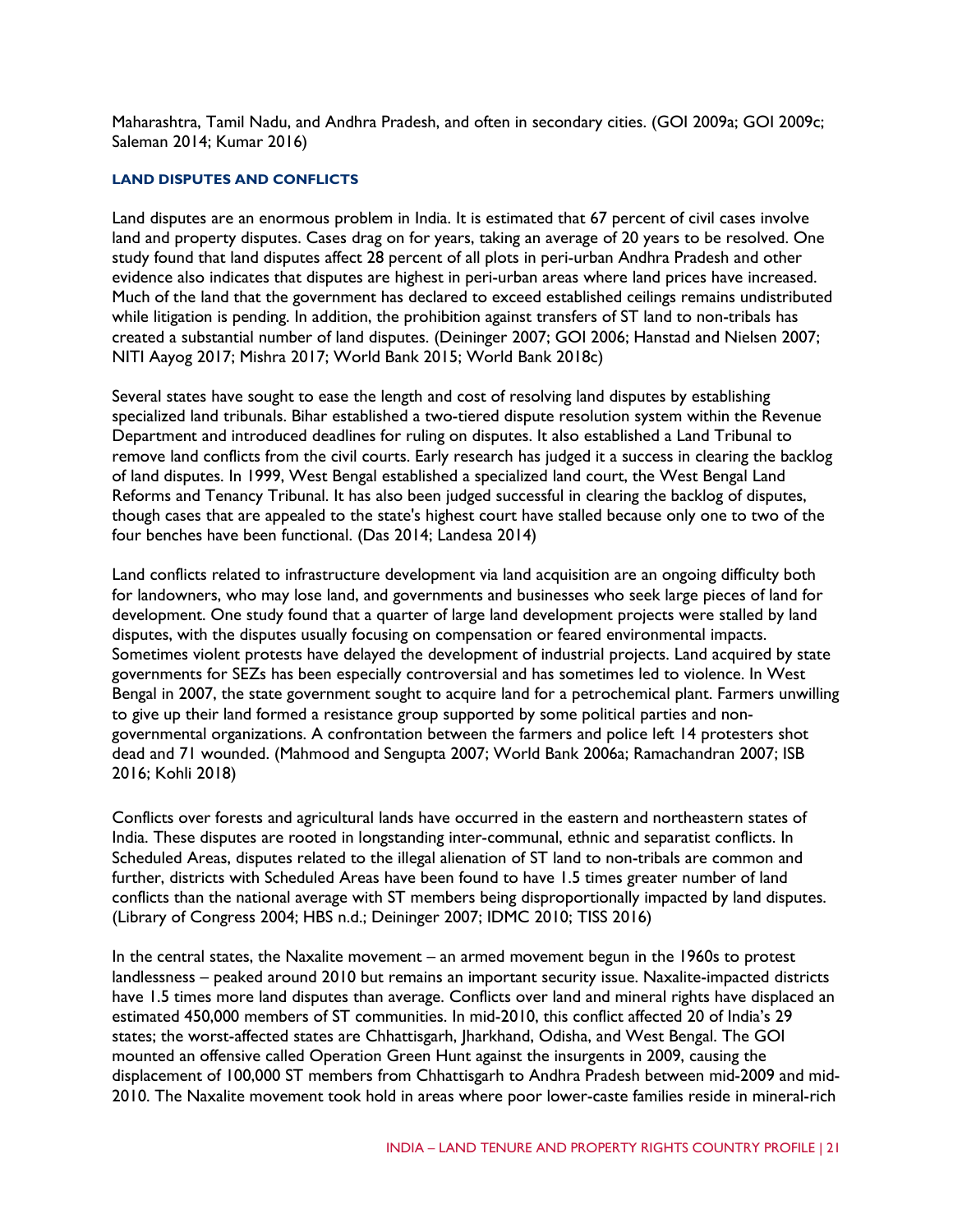Maharashtra, Tamil Nadu, and Andhra Pradesh, and often in secondary cities. (GOI 2009a; GOI 2009c; Saleman 2014; Kumar 2016)

### LAND DISPUTES AND CONFLICTS

Land disputes are an enormous problem in India. It is estimated that 67 percent of civil cases involve land and property disputes. Cases drag on for years, taking an average of 20 years to be resolved. One study found that land disputes affect 28 percent of all plots in peri-urban Andhra Pradesh and other evidence also indicates that disputes are highest in peri-urban areas where land prices have increased. Much of the land that the government has declared to exceed established ceilings remains undistributed while litigation is pending. In addition, the prohibition against transfers of ST land to non-tribals has created a substantial number of land disputes. (Deininger 2007; GOI 2006; Hanstad and Nielsen 2007; NITI Aayog 2017; Mishra 2017; World Bank 2015; World Bank 2018c)

Several states have sought to ease the length and cost of resolving land disputes by establishing specialized land tribunals. Bihar established a two-tiered dispute resolution system within the Revenue Department and introduced deadlines for ruling on disputes. It also established a Land Tribunal to remove land conflicts from the civil courts. Early research has judged it a success in clearing the backlog of land disputes. In 1999, West Bengal established a specialized land court, the West Bengal Land Reforms and Tenancy Tribunal. It has also been judged successful in clearing the backlog of disputes, though cases that are appealed to the state's highest court have stalled because only one to two of the four benches have been functional. (Das 2014; Landesa 2014)

Land conflicts related to infrastructure development via land acquisition are an ongoing difficulty both for landowners, who may lose land, and governments and businesses who seek large pieces of land for development. One study found that a quarter of large land development projects were stalled by land disputes, with the disputes usually focusing on compensation or feared environmental impacts. Sometimes violent protests have delayed the development of industrial projects. Land acquired by state governments for SEZs has been especially controversial and has sometimes led to violence. In West Bengal in 2007, the state government sought to acquire land for a petrochemical plant. Farmers unwilling to give up their land formed a resistance group supported by some political parties and non-governmental organizations. A confrontation between the farmers and police left 14 protesters shot dead and 71 wounded. (Mahmood and Sengupta 2007; World Bank 2006a; Ramachandran 2007; ISB 2016; Kohli 2018)

Conflicts over forests and agricultural lands have occurred in the eastern and northeastern states of India. These disputes are rooted in longstanding inter-communal, ethnic and separatist conflicts. In Scheduled Areas, disputes related to the illegal alienation of ST land to non-tribals are common and further, districts with Scheduled Areas have been found to have 1.5 times greater number of land conflicts than the national average with ST members being disproportionally impacted by land disputes. (Library of Congress 2004; HBS n.d.; Deininger 2007; IDMC 2010; TISS 2016)

In the central states, the Naxalite movement – an armed movement begun in the 1960s to protest landlessness – peaked around 2010 but remains an important security issue. Naxalite-impacted districts have 1.5 times more land disputes than average. Conflicts over land and mineral rights have displaced an estimated 450,000 members of ST communities. In mid-2010, this conflict affected 20 of India's 29 states; the worst-affected states are Chhattisgarh, Jharkhand, Odisha, and West Bengal. The GOI mounted an offensive called Operation Green Hunt against the insurgents in 2009, causing the displacement of 100,000 ST members from Chhattisgarh to Andhra Pradesh between mid-2009 and mid-2010. The Naxalite movement took hold in areas where poor lower-caste families reside in mineral-rich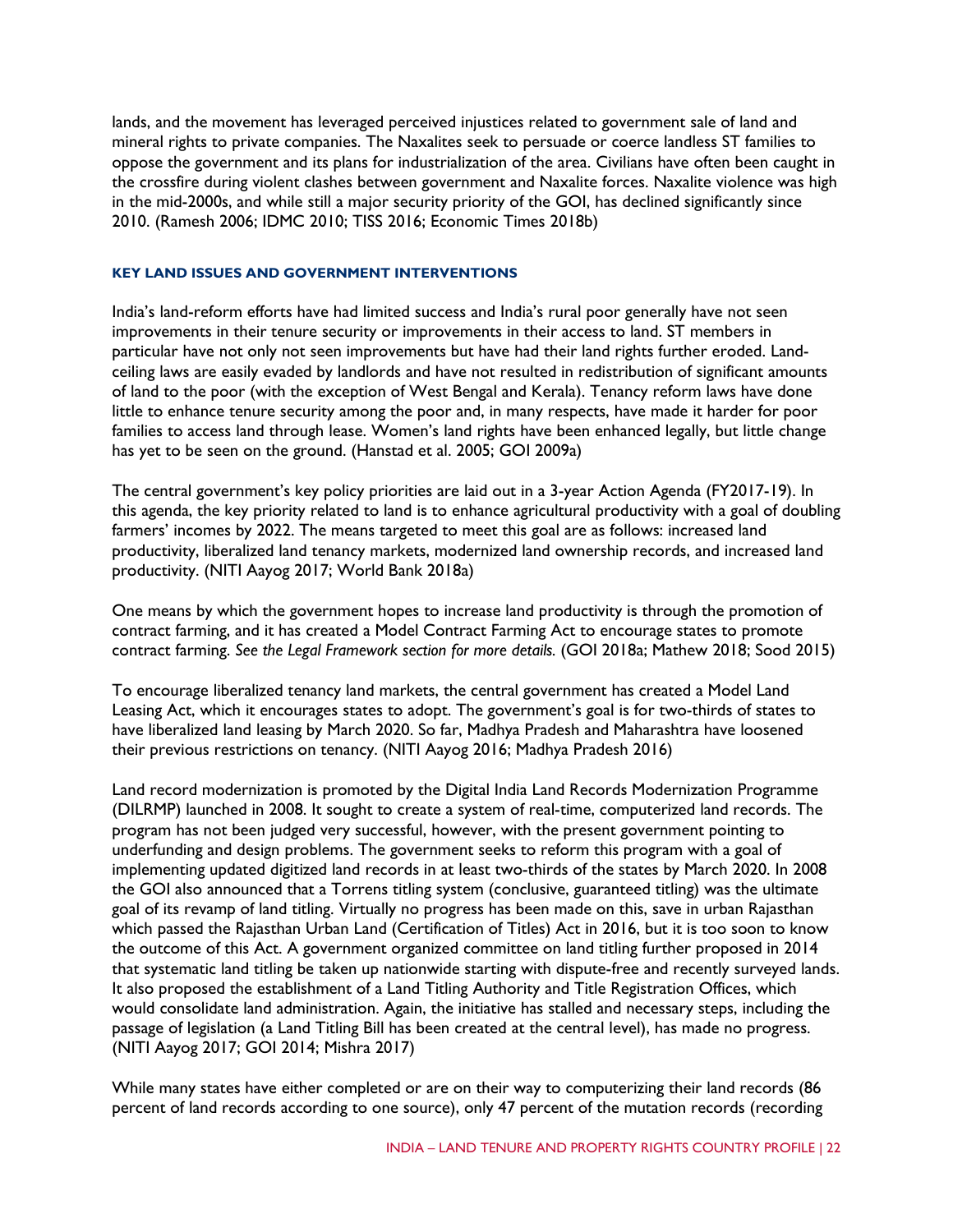lands, and the movement has leveraged perceived injustices related to government sale of land and mineral rights to private companies. The Naxalites seek to persuade or coerce landless ST families to oppose the government and its plans for industrialization of the area. Civilians have often been caught in the crossfire during violent clashes between government and Naxalite forces. Naxalite violence was high in the mid-2000s, and while still a major security priority of the GOI, has declined significantly since 2010. (Ramesh 2006; IDMC 2010; TISS 2016; Economic Times 2018b)

#### KEY LAND ISSUES AND GOVERNMENT INTERVENTIONS

India's land-reform efforts have had limited success and India's rural poor generally have not seen improvements in their tenure security or improvements in their access to land. ST members in particular have not only not seen improvements but have had their land rights further eroded. Land-ceiling laws are easily evaded by landlords and have not resulted in redistribution of significant amounts of land to the poor (with the exception of West Bengal and Kerala). Tenancy reform laws have done little to enhance tenure security among the poor and, in many respects, have made it harder for poor families to access land through lease. Women's land rights have been enhanced legally, but little change has yet to be seen on the ground. (Hanstad et al. 2005; GOI 2009a)

The central government's key policy priorities are laid out in a 3-year Action Agenda (FY2017-19). In this agenda, the key priority related to land is to enhance agricultural productivity with a goal of doubling farmers' incomes by 2022. The means targeted to meet this goal are as follows: increased land productivity, liberalized land tenancy markets, modernized land ownership records, and increased land productivity. (NITI Aayog 2017; World Bank 2018a)

One means by which the government hopes to increase land productivity is through the promotion of contract farming, and it has created a Model Contract Farming Act to encourage states to promote contract farming. *See the Legal Framework section for more details.* (GOI 2018a; Mathew 2018; Sood 2015)

To encourage liberalized tenancy land markets, the central government has created a Model Land Leasing Act, which it encourages states to adopt. The government's goal is for two-thirds of states to have liberalized land leasing by March 2020. So far, Madhya Pradesh and Maharashtra have loosened their previous restrictions on tenancy. (NITI Aayog 2016; Madhya Pradesh 2016)

Land record modernization is promoted by the Digital India Land Records Modernization Programme (DILRMP) launched in 2008. It sought to create a system of real-time, computerized land records. The program has not been judged very successful, however, with the present government pointing to underfunding and design problems. The government seeks to reform this program with a goal of implementing updated digitized land records in at least two-thirds of the states by March 2020. In 2008 the GOI also announced that a Torrens titling system (conclusive, guaranteed titling) was the ultimate goal of its revamp of land titling. Virtually no progress has been made on this, save in urban Rajasthan which passed the Rajasthan Urban Land (Certification of Titles) Act in 2016, but it is too soon to know the outcome of this Act. A government organized committee on land titling further proposed in 2014 that systematic land titling be taken up nationwide starting with dispute-free and recently surveyed lands. It also proposed the establishment of a Land Titling Authority and Title Registration Offices, which would consolidate land administration. Again, the initiative has stalled and necessary steps, including the passage of legislation (a Land Titling Bill has been created at the central level), has made no progress. (NITI Aayog 2017; GOI 2014; Mishra 2017)

While many states have either completed or are on their way to computerizing their land records (86 percent of land records according to one source), only 47 percent of the mutation records (recording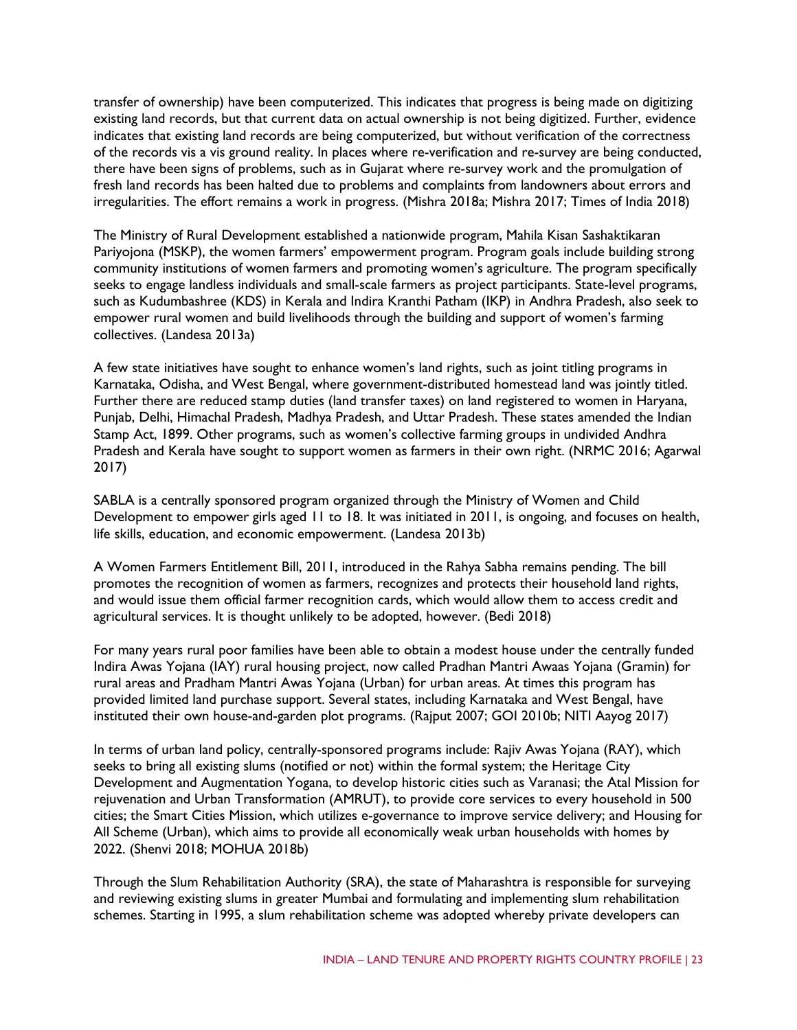transfer of ownership) have been computerized. This indicates that progress is being made on digitizing existing land records, but that current data on actual ownership is not being digitized. Further, evidence indicates that existing land records are being computerized, but without verification of the correctness of the records vis a vis ground reality. In places where re-verification and re-survey are being conducted, there have been signs of problems, such as in Gujarat where re-survey work and the promulgation of fresh land records has been halted due to problems and complaints from landowners about errors and irregularities. The effort remains a work in progress. (Mishra 2018a; Mishra 2017; Times of India 2018)

The Ministry of Rural Development established a nationwide program, Mahila Kisan Sashaktikaran Pariyojona (MSKP), the women farmers' empowerment program. Program goals include building strong community institutions of women farmers and promoting women's agriculture. The program specifically seeks to engage landless individuals and small-scale farmers as project participants. State-level programs, such as Kudumbashree (KDS) in Kerala and Indira Kranthi Patham (IKP) in Andhra Pradesh, also seek to empower rural women and build livelihoods through the building and support of women's farming collectives. (Landesa 2013a)

A few state initiatives have sought to enhance women's land rights, such as joint titling programs in Karnataka, Odisha, and West Bengal, where government-distributed homestead land was jointly titled. Further there are reduced stamp duties (land transfer taxes) on land registered to women in Haryana, Punjab, Delhi, Himachal Pradesh, Madhya Pradesh, and Uttar Pradesh. These states amended the Indian Stamp Act, 1899. Other programs, such as women's collective farming groups in undivided Andhra Pradesh and Kerala have sought to support women as farmers in their own right. (NRMC 2016; Agarwal 2017)

SABLA is a centrally sponsored program organized through the Ministry of Women and Child Development to empower girls aged 11 to 18. It was initiated in 2011, is ongoing, and focuses on health, life skills, education, and economic empowerment. (Landesa 2013b)

A Women Farmers Entitlement Bill, 2011, introduced in the Rahya Sabha remains pending. The bill promotes the recognition of women as farmers, recognizes and protects their household land rights, and would issue them official farmer recognition cards, which would allow them to access credit and agricultural services. It is thought unlikely to be adopted, however. (Bedi 2018)

For many years rural poor families have been able to obtain a modest house under the centrally funded Indira Awas Yojana (IAY) rural housing project, now called Pradhan Mantri Awaas Yojana (Gramin) for rural areas and Pradham Mantri Awas Yojana (Urban) for urban areas. At times this program has provided limited land purchase support. Several states, including Karnataka and West Bengal, have instituted their own house-and-garden plot programs. (Rajput 2007; GOI 2010b; NITI Aayog 2017)

In terms of urban land policy, centrally-sponsored programs include: Rajiv Awas Yojana (RAY), which seeks to bring all existing slums (notified or not) within the formal system; the Heritage City Development and Augmentation Yogana, to develop historic cities such as Varanasi; the Atal Mission for rejuvenation and Urban Transformation (AMRUT), to provide core services to every household in 500 cities; the Smart Cities Mission, which utilizes e-governance to improve service delivery; and Housing for All Scheme (Urban), which aims to provide all economically weak urban households with homes by 2022. (Shenvi 2018; MOHUA 2018b)

Through the Slum Rehabilitation Authority (SRA), the state of Maharashtra is responsible for surveying and reviewing existing slums in greater Mumbai and formulating and implementing slum rehabilitation schemes. Starting in 1995, a slum rehabilitation scheme was adopted whereby private developers can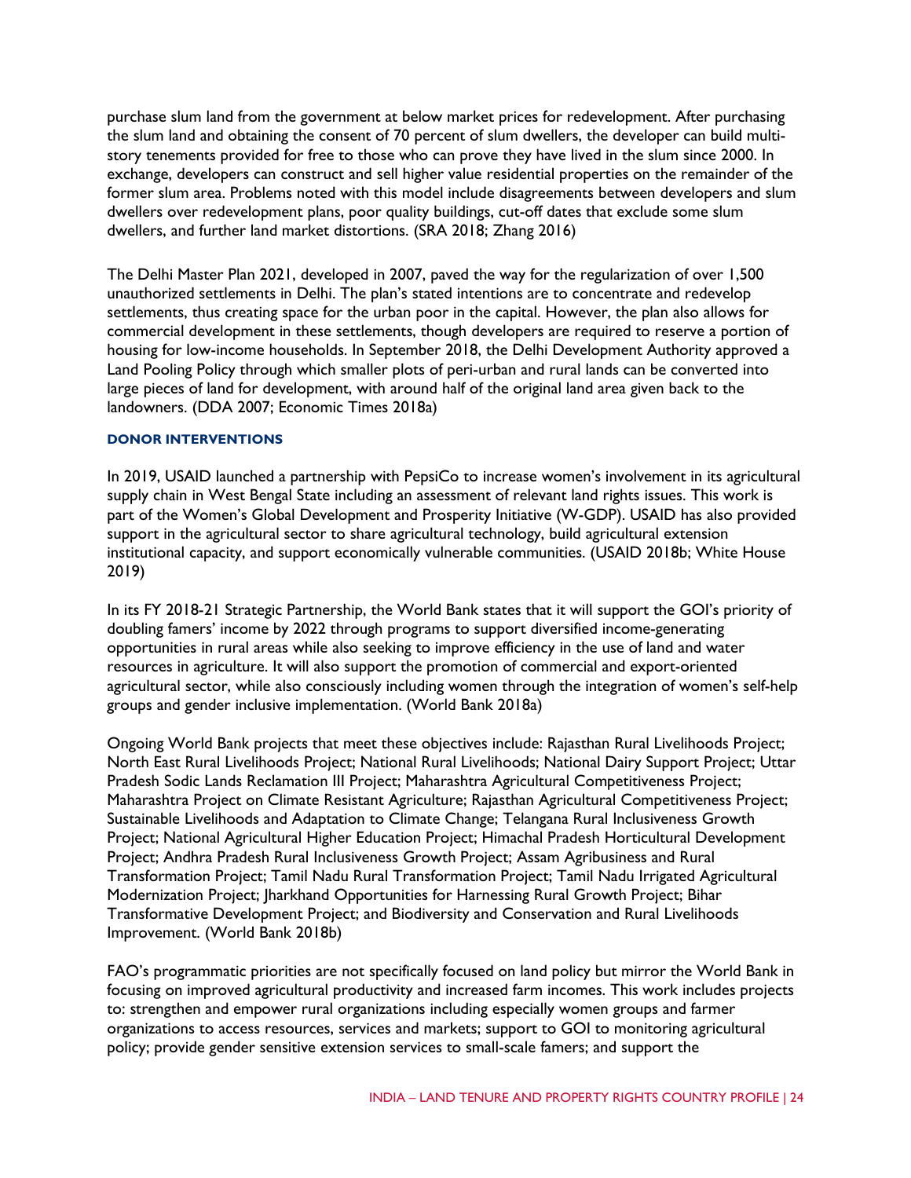purchase slum land from the government at below market prices for redevelopment. After purchasing the slum land and obtaining the consent of 70 percent of slum dwellers, the developer can build multi-story tenements provided for free to those who can prove they have lived in the slum since 2000. In exchange, developers can construct and sell higher value residential properties on the remainder of the former slum area. Problems noted with this model include disagreements between developers and slum dwellers over redevelopment plans, poor quality buildings, cut-off dates that exclude some slum dwellers, and further land market distortions. (SRA 2018; Zhang 2016)

The Delhi Master Plan 2021, developed in 2007, paved the way for the regularization of over 1,500 unauthorized settlements in Delhi. The plan's stated intentions are to concentrate and redevelop settlements, thus creating space for the urban poor in the capital. However, the plan also allows for commercial development in these settlements, though developers are required to reserve a portion of housing for low-income households. In September 2018, the Delhi Development Authority approved a Land Pooling Policy through which smaller plots of peri-urban and rural lands can be converted into large pieces of land for development, with around half of the original land area given back to the landowners. (DDA 2007; Economic Times 2018a)

### DONOR INTERVENTIONS

In 2019, USAID launched a partnership with PepsiCo to increase women's involvement in its agricultural supply chain in West Bengal State including an assessment of relevant land rights issues. This work is part of the Women's Global Development and Prosperity Initiative (W-GDP). USAID has also provided support in the agricultural sector to share agricultural technology, build agricultural extension institutional capacity, and support economically vulnerable communities. (USAID 2018b; White House 2019)

In its FY 2018-21 Strategic Partnership, the World Bank states that it will support the GOI's priority of doubling famers' income by 2022 through programs to support diversified income-generating opportunities in rural areas while also seeking to improve efficiency in the use of land and water resources in agriculture. It will also support the promotion of commercial and export-oriented agricultural sector, while also consciously including women through the integration of women's self-help groups and gender inclusive implementation. (World Bank 2018a)

Ongoing World Bank projects that meet these objectives include: Rajasthan Rural Livelihoods Project; North East Rural Livelihoods Project; National Rural Livelihoods; National Dairy Support Project; Uttar Pradesh Sodic Lands Reclamation III Project; Maharashtra Agricultural Competitiveness Project; Maharashtra Project on Climate Resistant Agriculture; Rajasthan Agricultural Competitiveness Project; Sustainable Livelihoods and Adaptation to Climate Change; Telangana Rural Inclusiveness Growth Project; National Agricultural Higher Education Project; Himachal Pradesh Horticultural Development Project; Andhra Pradesh Rural Inclusiveness Growth Project; Assam Agribusiness and Rural Transformation Project; Tamil Nadu Rural Transformation Project; Tamil Nadu Irrigated Agricultural Modernization Project; Jharkhand Opportunities for Harnessing Rural Growth Project; Bihar Transformative Development Project; and Biodiversity and Conservation and Rural Livelihoods Improvement. (World Bank 2018b)

FAO's programmatic priorities are not specifically focused on land policy but mirror the World Bank in focusing on improved agricultural productivity and increased farm incomes. This work includes projects to: strengthen and empower rural organizations including especially women groups and farmer organizations to access resources, services and markets; support to GOI to monitoring agricultural policy; provide gender sensitive extension services to small-scale famers; and support the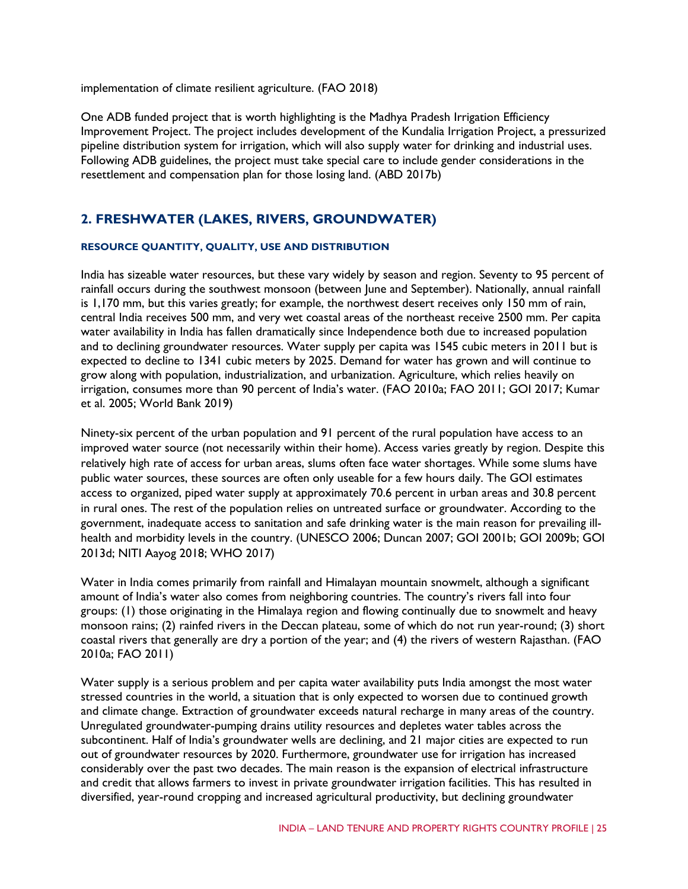implementation of climate resilient agriculture. (FAO 2018)

One ADB funded project that is worth highlighting is the Madhya Pradesh Irrigation Efficiency Improvement Project. The project includes development of the Kundalia Irrigation Project, a pressurized pipeline distribution system for irrigation, which will also supply water for drinking and industrial uses. Following ADB guidelines, the project must take special care to include gender considerations in the resettlement and compensation plan for those losing land. (ABD 2017b)

## 2. FRESHWATER (LAKES, RIVERS, GROUNDWATER)

#### RESOURCE QUANTITY, QUALITY, USE AND DISTRIBUTION

India has sizeable water resources, but these vary widely by season and region. Seventy to 95 percent of rainfall occurs during the southwest monsoon (between June and September). Nationally, annual rainfall is 1,170 mm, but this varies greatly; for example, the northwest desert receives only 150 mm of rain, central India receives 500 mm, and very wet coastal areas of the northeast receive 2500 mm. Per capita water availability in India has fallen dramatically since Independence both due to increased population and to declining groundwater resources. Water supply per capita was 1545 cubic meters in 2011 but is expected to decline to 1341 cubic meters by 2025. Demand for water has grown and will continue to grow along with population, industrialization, and urbanization. Agriculture, which relies heavily on irrigation, consumes more than 90 percent of India's water. (FAO 2010a; FAO 2011; GOI 2017; Kumar et al. 2005; World Bank 2019)

Ninety-six percent of the urban population and 91 percent of the rural population have access to an improved water source (not necessarily within their home). Access varies greatly by region. Despite this relatively high rate of access for urban areas, slums often face water shortages. While some slums have public water sources, these sources are often only useable for a few hours daily. The GOI estimates access to organized, piped water supply at approximately 70.6 percent in urban areas and 30.8 percent in rural ones. The rest of the population relies on untreated surface or groundwater. According to the government, inadequate access to sanitation and safe drinking water is the main reason for prevailing ill-health and morbidity levels in the country. (UNESCO 2006; Duncan 2007; GOI 2001b; GOI 2009b; GOI 2013d; NITI Aayog 2018; WHO 2017)

Water in India comes primarily from rainfall and Himalayan mountain snowmelt, although a significant amount of India's water also comes from neighboring countries. The country's rivers fall into four groups: (1) those originating in the Himalaya region and flowing continually due to snowmelt and heavy monsoon rains; (2) rainfed rivers in the Deccan plateau, some of which do not run year-round; (3) short coastal rivers that generally are dry a portion of the year; and (4) the rivers of western Rajasthan. (FAO 2010a; FAO 2011)

Water supply is a serious problem and per capita water availability puts India amongst the most water stressed countries in the world, a situation that is only expected to worsen due to continued growth and climate change. Extraction of groundwater exceeds natural recharge in many areas of the country. Unregulated groundwater-pumping drains utility resources and depletes water tables across the subcontinent. Half of India's groundwater wells are declining, and 21 major cities are expected to run out of groundwater resources by 2020. Furthermore, groundwater use for irrigation has increased considerably over the past two decades. The main reason is the expansion of electrical infrastructure and credit that allows farmers to invest in private groundwater irrigation facilities. This has resulted in diversified, year-round cropping and increased agricultural productivity, but declining groundwater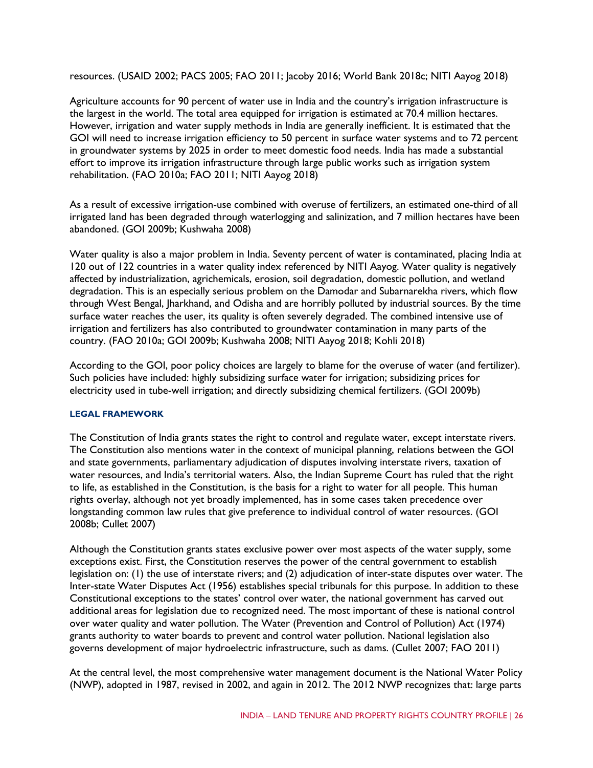resources. (USAID 2002; PACS 2005; FAO 2011; Jacoby 2016; World Bank 2018c; NITI Aayog 2018)

Agriculture accounts for 90 percent of water use in India and the country's irrigation infrastructure is the largest in the world. The total area equipped for irrigation is estimated at 70.4 million hectares. However, irrigation and water supply methods in India are generally inefficient. It is estimated that the GOI will need to increase irrigation efficiency to 50 percent in surface water systems and to 72 percent in groundwater systems by 2025 in order to meet domestic food needs. India has made a substantial effort to improve its irrigation infrastructure through large public works such as irrigation system rehabilitation. (FAO 2010a; FAO 2011; NITI Aayog 2018)

As a result of excessive irrigation-use combined with overuse of fertilizers, an estimated one-third of all irrigated land has been degraded through waterlogging and salinization, and 7 million hectares have been abandoned. (GOI 2009b; Kushwaha 2008)

Water quality is also a major problem in India. Seventy percent of water is contaminated, placing India at 120 out of 122 countries in a water quality index referenced by NITI Aayog. Water quality is negatively affected by industrialization, agrichemicals, erosion, soil degradation, domestic pollution, and wetland degradation. This is an especially serious problem on the Damodar and Subarnarekha rivers, which flow through West Bengal, Jharkhand, and Odisha and are horribly polluted by industrial sources. By the time surface water reaches the user, its quality is often severely degraded. The combined intensive use of irrigation and fertilizers has also contributed to groundwater contamination in many parts of the country. (FAO 2010a; GOI 2009b; Kushwaha 2008; NITI Aayog 2018; Kohli 2018)

According to the GOI, poor policy choices are largely to blame for the overuse of water (and fertilizer). Such policies have included: highly subsidizing surface water for irrigation; subsidizing prices for electricity used in tube-well irrigation; and directly subsidizing chemical fertilizers. (GOI 2009b)

#### LEGAL FRAMEWORK

The Constitution of India grants states the right to control and regulate water, except interstate rivers. The Constitution also mentions water in the context of municipal planning, relations between the GOI and state governments, parliamentary adjudication of disputes involving interstate rivers, taxation of water resources, and India's territorial waters. Also, the Indian Supreme Court has ruled that the right to life, as established in the Constitution, is the basis for a right to water for all people. This human rights overlay, although not yet broadly implemented, has in some cases taken precedence over longstanding common law rules that give preference to individual control of water resources. (GOI 2008b; Cullet 2007)

Although the Constitution grants states exclusive power over most aspects of the water supply, some exceptions exist. First, the Constitution reserves the power of the central government to establish legislation on: (1) the use of interstate rivers; and (2) adjudication of inter-state disputes over water. The Inter-state Water Disputes Act (1956) establishes special tribunals for this purpose. In addition to these Constitutional exceptions to the states' control over water, the national government has carved out additional areas for legislation due to recognized need. The most important of these is national control over water quality and water pollution. The Water (Prevention and Control of Pollution) Act (1974) grants authority to water boards to prevent and control water pollution. National legislation also governs development of major hydroelectric infrastructure, such as dams. (Cullet 2007; FAO 2011)

At the central level, the most comprehensive water management document is the National Water Policy (NWP), adopted in 1987, revised in 2002, and again in 2012. The 2012 NWP recognizes that: large parts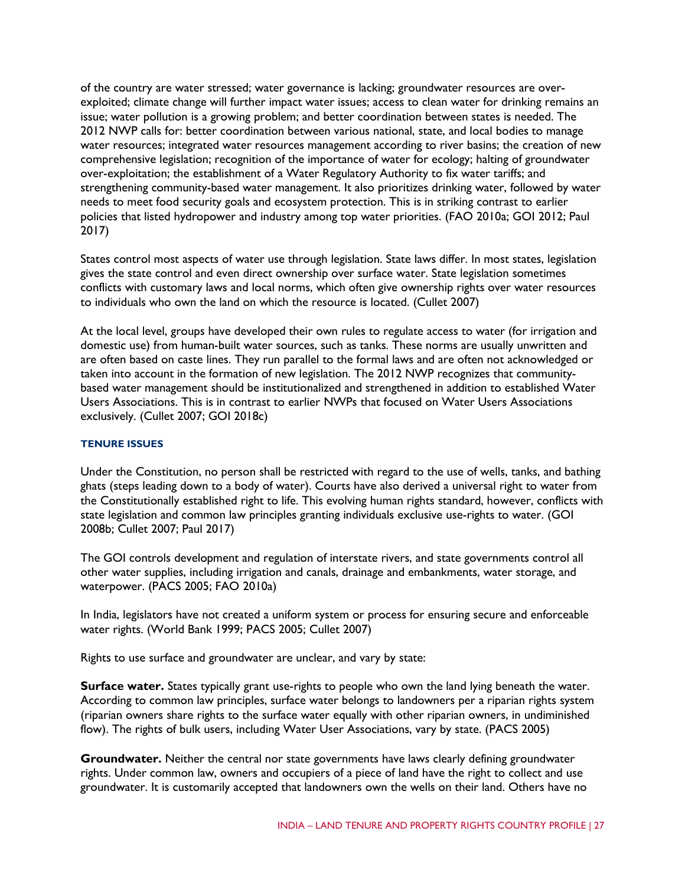of the country are water stressed; water governance is lacking; groundwater resources are over-exploited; climate change will further impact water issues; access to clean water for drinking remains an issue; water pollution is a growing problem; and better coordination between states is needed. The 2012 NWP calls for: better coordination between various national, state, and local bodies to manage water resources; integrated water resources management according to river basins; the creation of new comprehensive legislation; recognition of the importance of water for ecology; halting of groundwater over-exploitation; the establishment of a Water Regulatory Authority to fix water tariffs; and strengthening community-based water management. It also prioritizes drinking water, followed by water needs to meet food security goals and ecosystem protection. This is in striking contrast to earlier policies that listed hydropower and industry among top water priorities. (FAO 2010a; GOI 2012; Paul 2017)

States control most aspects of water use through legislation. State laws differ. In most states, legislation gives the state control and even direct ownership over surface water. State legislation sometimes conflicts with customary laws and local norms, which often give ownership rights over water resources to individuals who own the land on which the resource is located. (Cullet 2007)

At the local level, groups have developed their own rules to regulate access to water (for irrigation and domestic use) from human-built water sources, such as tanks. These norms are usually unwritten and are often based on caste lines. They run parallel to the formal laws and are often not acknowledged or taken into account in the formation of new legislation. The 2012 NWP recognizes that community-based water management should be institutionalized and strengthened in addition to established Water Users Associations. This is in contrast to earlier NWPs that focused on Water Users Associations exclusively. (Cullet 2007; GOI 2018c)

#### TENURE ISSUES

Under the Constitution, no person shall be restricted with regard to the use of wells, tanks, and bathing ghats (steps leading down to a body of water). Courts have also derived a universal right to water from the Constitutionally established right to life. This evolving human rights standard, however, conflicts with state legislation and common law principles granting individuals exclusive use-rights to water. (GOI 2008b; Cullet 2007; Paul 2017)

The GOI controls development and regulation of interstate rivers, and state governments control all other water supplies, including irrigation and canals, drainage and embankments, water storage, and waterpower. (PACS 2005; FAO 2010a)

In India, legislators have not created a uniform system or process for ensuring secure and enforceable water rights. (World Bank 1999; PACS 2005; Cullet 2007)

Rights to use surface and groundwater are unclear, and vary by state:

**Surface water.** States typically grant use-rights to people who own the land lying beneath the water. According to common law principles, surface water belongs to landowners per a riparian rights system (riparian owners share rights to the surface water equally with other riparian owners, in undiminished flow). The rights of bulk users, including Water User Associations, vary by state. (PACS 2005)

**Groundwater.** Neither the central nor state governments have laws clearly defining groundwater rights. Under common law, owners and occupiers of a piece of land have the right to collect and use groundwater. It is customarily accepted that landowners own the wells on their land. Others have no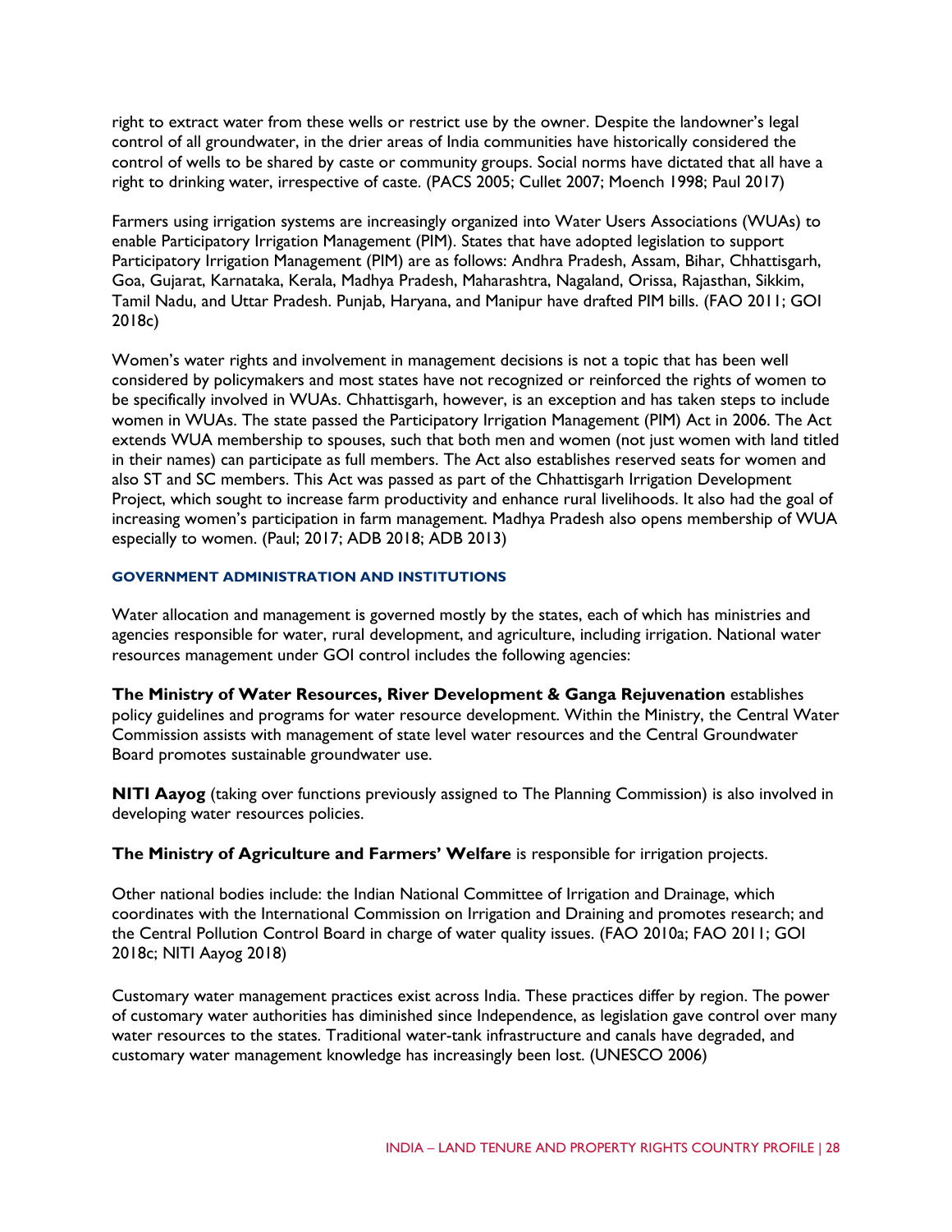right to extract water from these wells or restrict use by the owner. Despite the landowner's legal control of all groundwater, in the drier areas of India communities have historically considered the control of wells to be shared by caste or community groups. Social norms have dictated that all have a right to drinking water, irrespective of caste. (PACS 2005; Cullet 2007; Moench 1998; Paul 2017)

Farmers using irrigation systems are increasingly organized into Water Users Associations (WUAs) to enable Participatory Irrigation Management (PIM). States that have adopted legislation to support Participatory Irrigation Management (PIM) are as follows: Andhra Pradesh, Assam, Bihar, Chhattisgarh, Goa, Gujarat, Karnataka, Kerala, Madhya Pradesh, Maharashtra, Nagaland, Orissa, Rajasthan, Sikkim, Tamil Nadu, and Uttar Pradesh. Punjab, Haryana, and Manipur have drafted PIM bills. (FAO 2011; GOI 2018c)

Women's water rights and involvement in management decisions is not a topic that has been well considered by policymakers and most states have not recognized or reinforced the rights of women to be specifically involved in WUAs. Chhattisgarh, however, is an exception and has taken steps to include women in WUAs. The state passed the Participatory Irrigation Management (PIM) Act in 2006. The Act extends WUA membership to spouses, such that both men and women (not just women with land titled in their names) can participate as full members. The Act also establishes reserved seats for women and also ST and SC members. This Act was passed as part of the Chhattisgarh Irrigation Development Project, which sought to increase farm productivity and enhance rural livelihoods. It also had the goal of increasing women's participation in farm management. Madhya Pradesh also opens membership of WUA especially to women. (Paul; 2017; ADB 2018; ADB 2013)

### GOVERNMENT ADMINISTRATION AND INSTITUTIONS

Water allocation and management is governed mostly by the states, each of which has ministries and agencies responsible for water, rural development, and agriculture, including irrigation. National water resources management under GOI control includes the following agencies:

**The Ministry of Water Resources, River Development & Ganga Rejuvenation** establishes policy guidelines and programs for water resource development. Within the Ministry, the Central Water Commission assists with management of state level water resources and the Central Groundwater Board promotes sustainable groundwater use.

**NITI Aayog** (taking over functions previously assigned to The Planning Commission) is also involved in developing water resources policies.

**The Ministry of Agriculture and Farmers' Welfare** is responsible for irrigation projects.

Other national bodies include: the Indian National Committee of Irrigation and Drainage, which coordinates with the International Commission on Irrigation and Draining and promotes research; and the Central Pollution Control Board in charge of water quality issues. (FAO 2010a; FAO 2011; GOI 2018c; NITI Aayog 2018)

Customary water management practices exist across India. These practices differ by region. The power of customary water authorities has diminished since Independence, as legislation gave control over many water resources to the states. Traditional water-tank infrastructure and canals have degraded, and customary water management knowledge has increasingly been lost. (UNESCO 2006)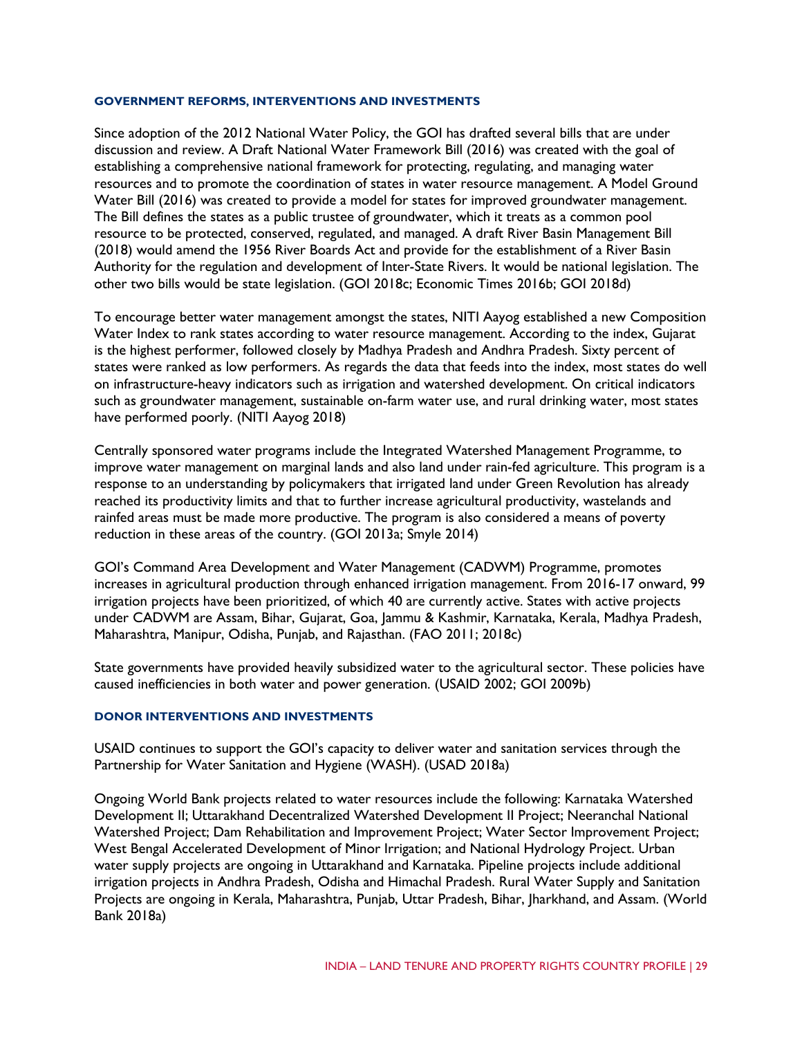### GOVERNMENT REFORMS, INTERVENTIONS AND INVESTMENTS

Since adoption of the 2012 National Water Policy, the GOI has drafted several bills that are under discussion and review. A Draft National Water Framework Bill (2016) was created with the goal of establishing a comprehensive national framework for protecting, regulating, and managing water resources and to promote the coordination of states in water resource management. A Model Ground Water Bill (2016) was created to provide a model for states for improved groundwater management. The Bill defines the states as a public trustee of groundwater, which it treats as a common pool resource to be protected, conserved, regulated, and managed. A draft River Basin Management Bill (2018) would amend the 1956 River Boards Act and provide for the establishment of a River Basin Authority for the regulation and development of Inter-State Rivers. It would be national legislation. The other two bills would be state legislation. (GOI 2018c; Economic Times 2016b; GOI 2018d)

To encourage better water management amongst the states, NITI Aayog established a new Composition Water Index to rank states according to water resource management. According to the index, Gujarat is the highest performer, followed closely by Madhya Pradesh and Andhra Pradesh. Sixty percent of states were ranked as low performers. As regards the data that feeds into the index, most states do well on infrastructure-heavy indicators such as irrigation and watershed development. On critical indicators such as groundwater management, sustainable on-farm water use, and rural drinking water, most states have performed poorly. (NITI Aayog 2018)

Centrally sponsored water programs include the Integrated Watershed Management Programme, to improve water management on marginal lands and also land under rain-fed agriculture. This program is a response to an understanding by policymakers that irrigated land under Green Revolution has already reached its productivity limits and that to further increase agricultural productivity, wastelands and rainfed areas must be made more productive. The program is also considered a means of poverty reduction in these areas of the country. (GOI 2013a; Smyle 2014)

GOI's Command Area Development and Water Management (CADWM) Programme, promotes increases in agricultural production through enhanced irrigation management. From 2016-17 onward, 99 irrigation projects have been prioritized, of which 40 are currently active. States with active projects under CADWM are Assam, Bihar, Gujarat, Goa, Jammu & Kashmir, Karnataka, Kerala, Madhya Pradesh, Maharashtra, Manipur, Odisha, Punjab, and Rajasthan. (FAO 2011; 2018c)

State governments have provided heavily subsidized water to the agricultural sector. These policies have caused inefficiencies in both water and power generation. (USAID 2002; GOI 2009b)

### DONOR INTERVENTIONS AND INVESTMENTS

USAID continues to support the GOI's capacity to deliver water and sanitation services through the Partnership for Water Sanitation and Hygiene (WASH). (USAD 2018a)

Ongoing World Bank projects related to water resources include the following: Karnataka Watershed Development II; Uttarakhand Decentralized Watershed Development II Project; Neeranchal National Watershed Project; Dam Rehabilitation and Improvement Project; Water Sector Improvement Project; West Bengal Accelerated Development of Minor Irrigation; and National Hydrology Project. Urban water supply projects are ongoing in Uttarakhand and Karnataka. Pipeline projects include additional irrigation projects in Andhra Pradesh, Odisha and Himachal Pradesh. Rural Water Supply and Sanitation Projects are ongoing in Kerala, Maharashtra, Punjab, Uttar Pradesh, Bihar, Jharkhand, and Assam. (World Bank 2018a)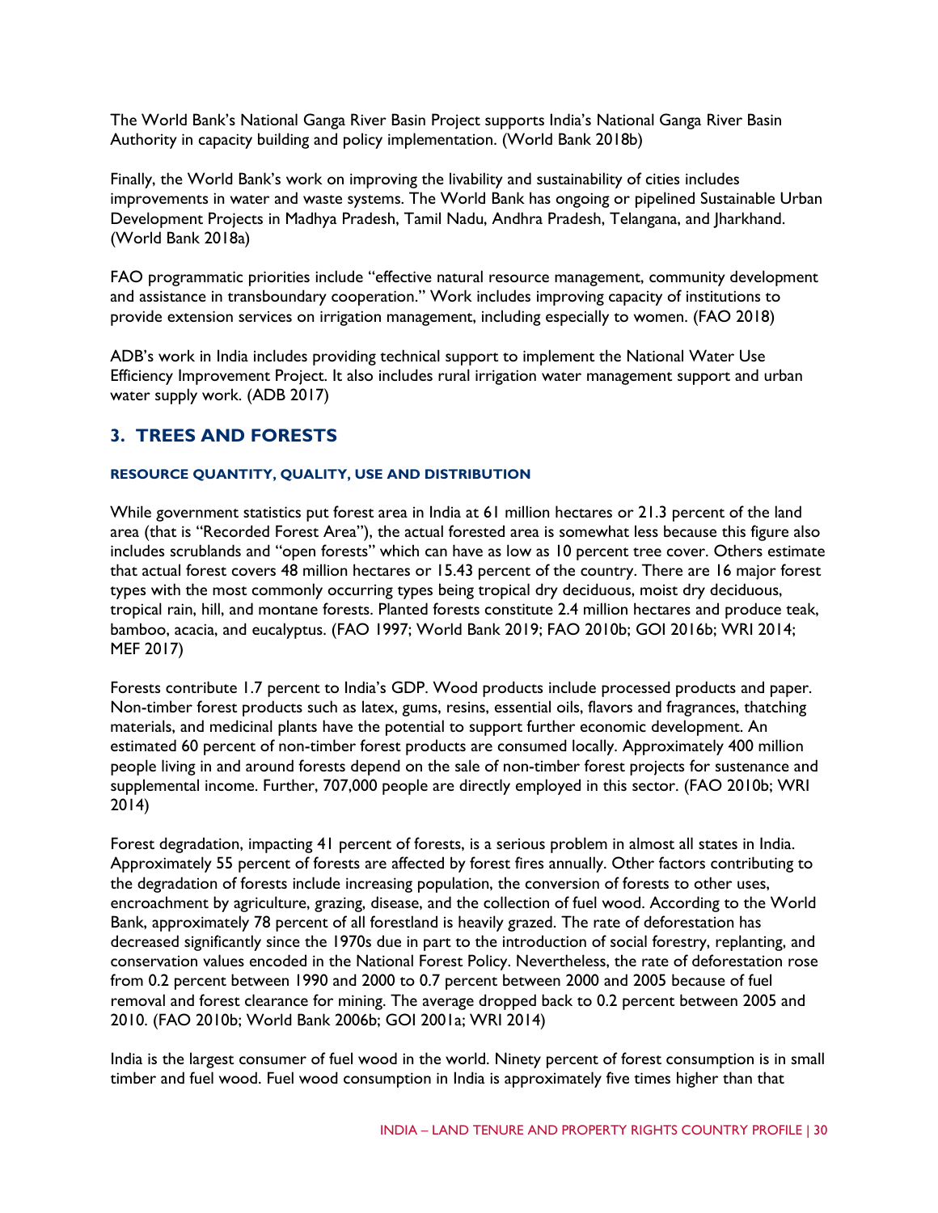The World Bank's National Ganga River Basin Project supports India's National Ganga River Basin Authority in capacity building and policy implementation. (World Bank 2018b)

Finally, the World Bank's work on improving the livability and sustainability of cities includes improvements in water and waste systems. The World Bank has ongoing or pipelined Sustainable Urban Development Projects in Madhya Pradesh, Tamil Nadu, Andhra Pradesh, Telangana, and Jharkhand. (World Bank 2018a)

FAO programmatic priorities include "effective natural resource management, community development and assistance in transboundary cooperation." Work includes improving capacity of institutions to provide extension services on irrigation management, including especially to women. (FAO 2018)

ADB's work in India includes providing technical support to implement the National Water Use Efficiency Improvement Project. It also includes rural irrigation water management support and urban water supply work. (ADB 2017)

## 3. TREES AND FORESTS

#### RESOURCE QUANTITY, QUALITY, USE AND DISTRIBUTION

While government statistics put forest area in India at 61 million hectares or 21.3 percent of the land area (that is "Recorded Forest Area"), the actual forested area is somewhat less because this figure also includes scrublands and "open forests" which can have as low as 10 percent tree cover. Others estimate that actual forest covers 48 million hectares or 15.43 percent of the country. There are 16 major forest types with the most commonly occurring types being tropical dry deciduous, moist dry deciduous, tropical rain, hill, and montane forests. Planted forests constitute 2.4 million hectares and produce teak, bamboo, acacia, and eucalyptus. (FAO 1997; World Bank 2019; FAO 2010b; GOI 2016b; WRI 2014; MEF 2017)

Forests contribute 1.7 percent to India's GDP. Wood products include processed products and paper. Non-timber forest products such as latex, gums, resins, essential oils, flavors and fragrances, thatching materials, and medicinal plants have the potential to support further economic development. An estimated 60 percent of non-timber forest products are consumed locally. Approximately 400 million people living in and around forests depend on the sale of non-timber forest projects for sustenance and supplemental income. Further, 707,000 people are directly employed in this sector. (FAO 2010b; WRI 2014)

Forest degradation, impacting 41 percent of forests, is a serious problem in almost all states in India. Approximately 55 percent of forests are affected by forest fires annually. Other factors contributing to the degradation of forests include increasing population, the conversion of forests to other uses, encroachment by agriculture, grazing, disease, and the collection of fuel wood. According to the World Bank, approximately 78 percent of all forestland is heavily grazed. The rate of deforestation has decreased significantly since the 1970s due in part to the introduction of social forestry, replanting, and conservation values encoded in the National Forest Policy. Nevertheless, the rate of deforestation rose from 0.2 percent between 1990 and 2000 to 0.7 percent between 2000 and 2005 because of fuel removal and forest clearance for mining. The average dropped back to 0.2 percent between 2005 and 2010. (FAO 2010b; World Bank 2006b; GOI 2001a; WRI 2014)

India is the largest consumer of fuel wood in the world. Ninety percent of forest consumption is in small timber and fuel wood. Fuel wood consumption in India is approximately five times higher than that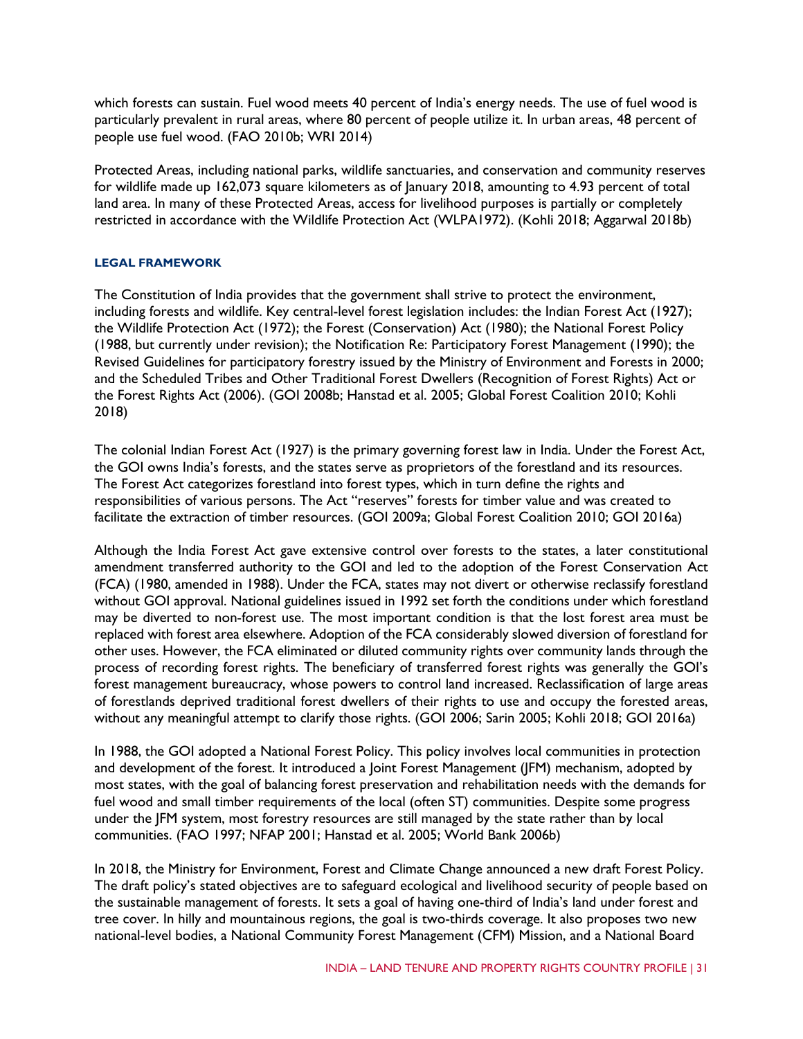which forests can sustain. Fuel wood meets 40 percent of India's energy needs. The use of fuel wood is particularly prevalent in rural areas, where 80 percent of people utilize it. In urban areas, 48 percent of people use fuel wood. (FAO 2010b; WRI 2014)

Protected Areas, including national parks, wildlife sanctuaries, and conservation and community reserves for wildlife made up 162,073 square kilometers as of January 2018, amounting to 4.93 percent of total land area. In many of these Protected Areas, access for livelihood purposes is partially or completely restricted in accordance with the Wildlife Protection Act (WLPA1972). (Kohli 2018; Aggarwal 2018b)

### LEGAL FRAMEWORK

The Constitution of India provides that the government shall strive to protect the environment, including forests and wildlife. Key central-level forest legislation includes: the Indian Forest Act (1927); the Wildlife Protection Act (1972); the Forest (Conservation) Act (1980); the National Forest Policy (1988, but currently under revision); the Notification Re: Participatory Forest Management (1990); the Revised Guidelines for participatory forestry issued by the Ministry of Environment and Forests in 2000; and the Scheduled Tribes and Other Traditional Forest Dwellers (Recognition of Forest Rights) Act or the Forest Rights Act (2006). (GOI 2008b; Hanstad et al. 2005; Global Forest Coalition 2010; Kohli 2018)

The colonial Indian Forest Act (1927) is the primary governing forest law in India. Under the Forest Act, the GOI owns India's forests, and the states serve as proprietors of the forestland and its resources. The Forest Act categorizes forestland into forest types, which in turn define the rights and responsibilities of various persons. The Act "reserves" forests for timber value and was created to facilitate the extraction of timber resources. (GOI 2009a; Global Forest Coalition 2010; GOI 2016a)

Although the India Forest Act gave extensive control over forests to the states, a later constitutional amendment transferred authority to the GOI and led to the adoption of the Forest Conservation Act (FCA) (1980, amended in 1988). Under the FCA, states may not divert or otherwise reclassify forestland without GOI approval. National guidelines issued in 1992 set forth the conditions under which forestland may be diverted to non-forest use. The most important condition is that the lost forest area must be replaced with forest area elsewhere. Adoption of the FCA considerably slowed diversion of forestland for other uses. However, the FCA eliminated or diluted community rights over community lands through the process of recording forest rights. The beneficiary of transferred forest rights was generally the GOI's forest management bureaucracy, whose powers to control land increased. Reclassification of large areas of forestlands deprived traditional forest dwellers of their rights to use and occupy the forested areas, without any meaningful attempt to clarify those rights. (GOI 2006; Sarin 2005; Kohli 2018; GOI 2016a)

In 1988, the GOI adopted a National Forest Policy. This policy involves local communities in protection and development of the forest. It introduced a Joint Forest Management (JFM) mechanism, adopted by most states, with the goal of balancing forest preservation and rehabilitation needs with the demands for fuel wood and small timber requirements of the local (often ST) communities. Despite some progress under the JFM system, most forestry resources are still managed by the state rather than by local communities. (FAO 1997; NFAP 2001; Hanstad et al. 2005; World Bank 2006b)

In 2018, the Ministry for Environment, Forest and Climate Change announced a new draft Forest Policy. The draft policy's stated objectives are to safeguard ecological and livelihood security of people based on the sustainable management of forests. It sets a goal of having one-third of India's land under forest and tree cover. In hilly and mountainous regions, the goal is two-thirds coverage. It also proposes two new national-level bodies, a National Community Forest Management (CFM) Mission, and a National Board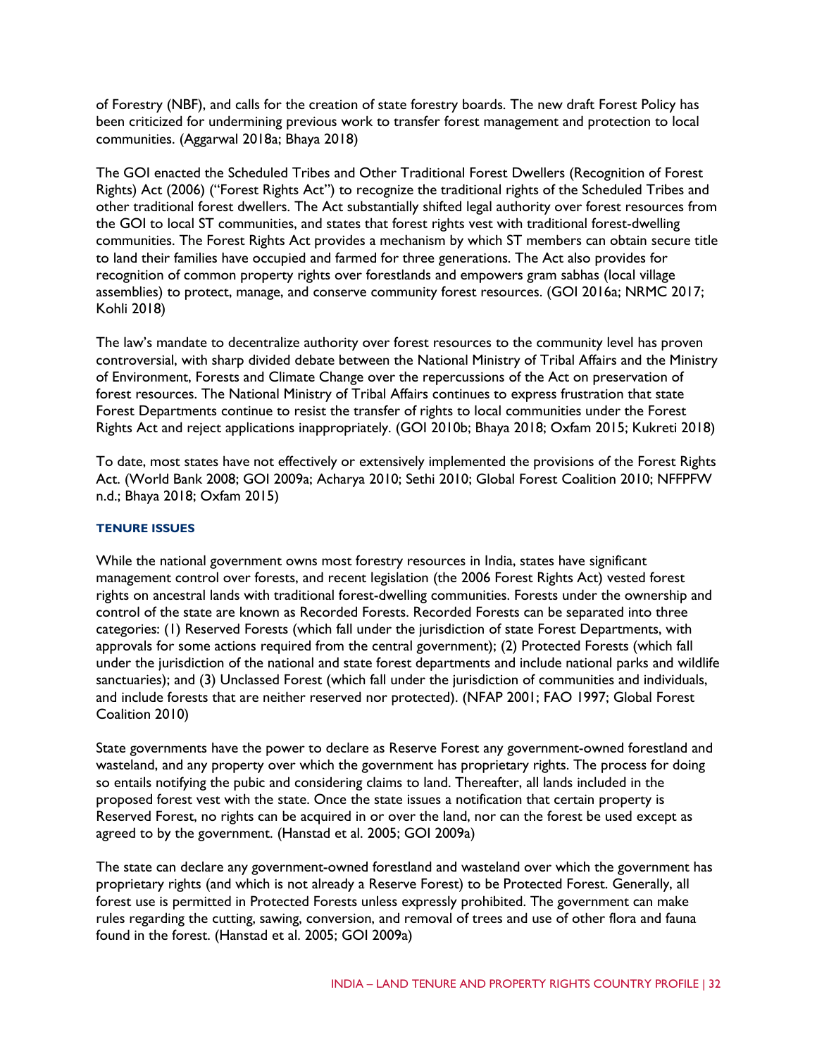of Forestry (NBF), and calls for the creation of state forestry boards. The new draft Forest Policy has been criticized for undermining previous work to transfer forest management and protection to local communities. (Aggarwal 2018a; Bhaya 2018)

The GOI enacted the Scheduled Tribes and Other Traditional Forest Dwellers (Recognition of Forest Rights) Act (2006) ("Forest Rights Act") to recognize the traditional rights of the Scheduled Tribes and other traditional forest dwellers. The Act substantially shifted legal authority over forest resources from the GOI to local ST communities, and states that forest rights vest with traditional forest-dwelling communities. The Forest Rights Act provides a mechanism by which ST members can obtain secure title to land their families have occupied and farmed for three generations. The Act also provides for recognition of common property rights over forestlands and empowers gram sabhas (local village assemblies) to protect, manage, and conserve community forest resources. (GOI 2016a; NRMC 2017; Kohli 2018)

The law's mandate to decentralize authority over forest resources to the community level has proven controversial, with sharp divided debate between the National Ministry of Tribal Affairs and the Ministry of Environment, Forests and Climate Change over the repercussions of the Act on preservation of forest resources. The National Ministry of Tribal Affairs continues to express frustration that state Forest Departments continue to resist the transfer of rights to local communities under the Forest Rights Act and reject applications inappropriately. (GOI 2010b; Bhaya 2018; Oxfam 2015; Kukreti 2018)

To date, most states have not effectively or extensively implemented the provisions of the Forest Rights Act. (World Bank 2008; GOI 2009a; Acharya 2010; Sethi 2010; Global Forest Coalition 2010; NFFPFW n.d.; Bhaya 2018; Oxfam 2015)

#### TENURE ISSUES

While the national government owns most forestry resources in India, states have significant management control over forests, and recent legislation (the 2006 Forest Rights Act) vested forest rights on ancestral lands with traditional forest-dwelling communities. Forests under the ownership and control of the state are known as Recorded Forests. Recorded Forests can be separated into three categories: (1) Reserved Forests (which fall under the jurisdiction of state Forest Departments, with approvals for some actions required from the central government); (2) Protected Forests (which fall under the jurisdiction of the national and state forest departments and include national parks and wildlife sanctuaries); and (3) Unclassed Forest (which fall under the jurisdiction of communities and individuals, and include forests that are neither reserved nor protected). (NFAP 2001; FAO 1997; Global Forest Coalition 2010)

State governments have the power to declare as Reserve Forest any government-owned forestland and wasteland, and any property over which the government has proprietary rights. The process for doing so entails notifying the pubic and considering claims to land. Thereafter, all lands included in the proposed forest vest with the state. Once the state issues a notification that certain property is Reserved Forest, no rights can be acquired in or over the land, nor can the forest be used except as agreed to by the government. (Hanstad et al. 2005; GOI 2009a)

The state can declare any government-owned forestland and wasteland over which the government has proprietary rights (and which is not already a Reserve Forest) to be Protected Forest. Generally, all forest use is permitted in Protected Forests unless expressly prohibited. The government can make rules regarding the cutting, sawing, conversion, and removal of trees and use of other flora and fauna found in the forest. (Hanstad et al. 2005; GOI 2009a)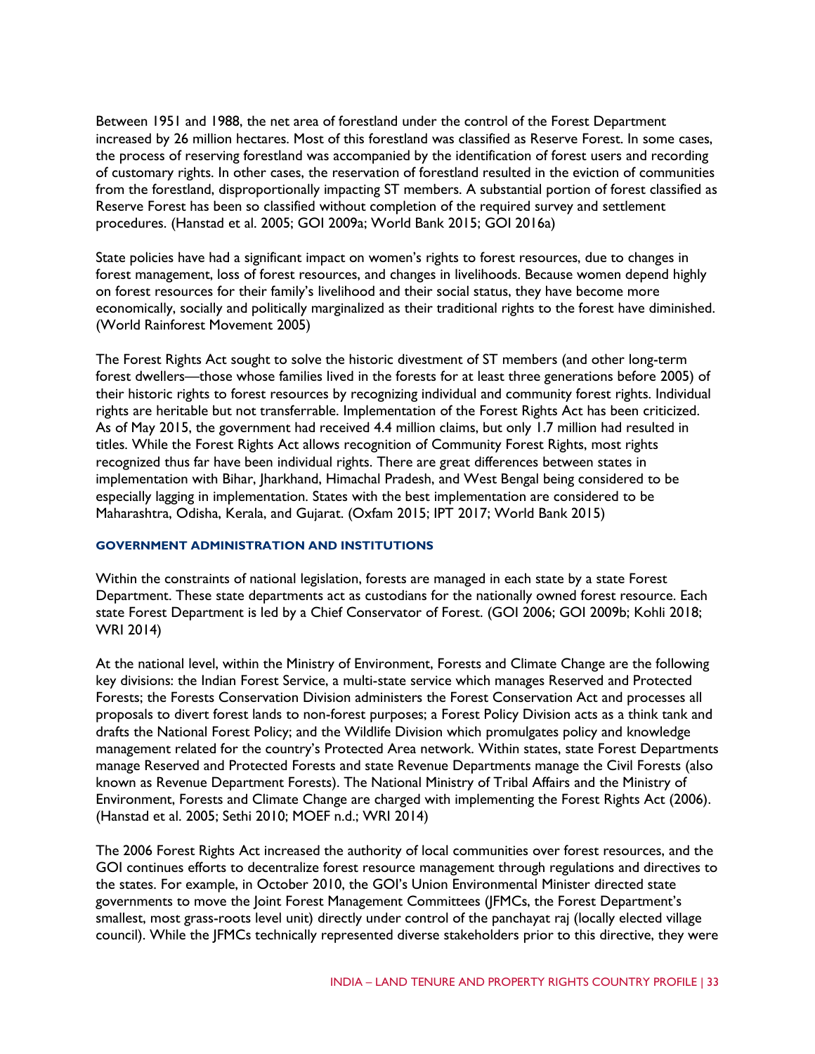Between 1951 and 1988, the net area of forestland under the control of the Forest Department increased by 26 million hectares. Most of this forestland was classified as Reserve Forest. In some cases, the process of reserving forestland was accompanied by the identification of forest users and recording of customary rights. In other cases, the reservation of forestland resulted in the eviction of communities from the forestland, disproportionally impacting ST members. A substantial portion of forest classified as Reserve Forest has been so classified without completion of the required survey and settlement procedures. (Hanstad et al. 2005; GOI 2009a; World Bank 2015; GOI 2016a)

State policies have had a significant impact on women's rights to forest resources, due to changes in forest management, loss of forest resources, and changes in livelihoods. Because women depend highly on forest resources for their family's livelihood and their social status, they have become more economically, socially and politically marginalized as their traditional rights to the forest have diminished. (World Rainforest Movement 2005)

The Forest Rights Act sought to solve the historic divestment of ST members (and other long-term forest dwellers—those whose families lived in the forests for at least three generations before 2005) of their historic rights to forest resources by recognizing individual and community forest rights. Individual rights are heritable but not transferrable. Implementation of the Forest Rights Act has been criticized. As of May 2015, the government had received 4.4 million claims, but only 1.7 million had resulted in titles. While the Forest Rights Act allows recognition of Community Forest Rights, most rights recognized thus far have been individual rights. There are great differences between states in implementation with Bihar, Jharkhand, Himachal Pradesh, and West Bengal being considered to be especially lagging in implementation. States with the best implementation are considered to be Maharashtra, Odisha, Kerala, and Gujarat. (Oxfam 2015; IPT 2017; World Bank 2015)

### GOVERNMENT ADMINISTRATION AND INSTITUTIONS

Within the constraints of national legislation, forests are managed in each state by a state Forest Department. These state departments act as custodians for the nationally owned forest resource. Each state Forest Department is led by a Chief Conservator of Forest. (GOI 2006; GOI 2009b; Kohli 2018; WRI 2014)

At the national level, within the Ministry of Environment, Forests and Climate Change are the following key divisions: the Indian Forest Service, a multi-state service which manages Reserved and Protected Forests; the Forests Conservation Division administers the Forest Conservation Act and processes all proposals to divert forest lands to non-forest purposes; a Forest Policy Division acts as a think tank and drafts the National Forest Policy; and the Wildlife Division which promulgates policy and knowledge management related for the country's Protected Area network. Within states, state Forest Departments manage Reserved and Protected Forests and state Revenue Departments manage the Civil Forests (also known as Revenue Department Forests). The National Ministry of Tribal Affairs and the Ministry of Environment, Forests and Climate Change are charged with implementing the Forest Rights Act (2006). (Hanstad et al. 2005; Sethi 2010; MOEF n.d.; WRI 2014)

The 2006 Forest Rights Act increased the authority of local communities over forest resources, and the GOI continues efforts to decentralize forest resource management through regulations and directives to the states. For example, in October 2010, the GOI's Union Environmental Minister directed state governments to move the Joint Forest Management Committees (JFMCs, the Forest Department's smallest, most grass-roots level unit) directly under control of the panchayat raj (locally elected village council). While the JFMCs technically represented diverse stakeholders prior to this directive, they were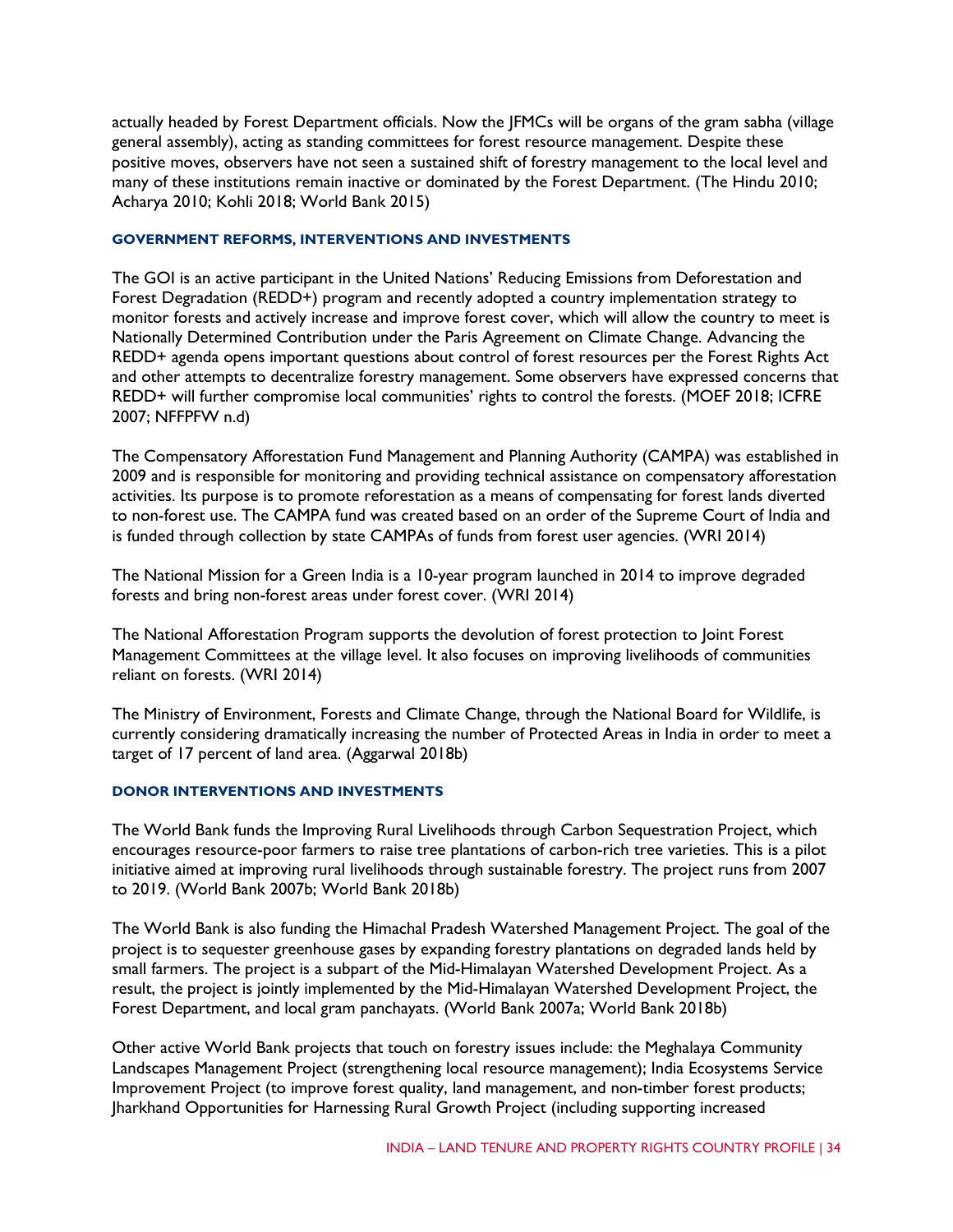actually headed by Forest Department officials. Now the JFMCs will be organs of the gram sabha (village general assembly), acting as standing committees for forest resource management. Despite these positive moves, observers have not seen a sustained shift of forestry management to the local level and many of these institutions remain inactive or dominated by the Forest Department. (The Hindu 2010; Acharya 2010; Kohli 2018; World Bank 2015)

#### GOVERNMENT REFORMS, INTERVENTIONS AND INVESTMENTS

The GOI is an active participant in the United Nations' Reducing Emissions from Deforestation and Forest Degradation (REDD+) program and recently adopted a country implementation strategy to monitor forests and actively increase and improve forest cover, which will allow the country to meet is Nationally Determined Contribution under the Paris Agreement on Climate Change. Advancing the REDD+ agenda opens important questions about control of forest resources per the Forest Rights Act and other attempts to decentralize forestry management. Some observers have expressed concerns that REDD+ will further compromise local communities' rights to control the forests. (MOEF 2018; ICFRE 2007; NFFPFW n.d)

The Compensatory Afforestation Fund Management and Planning Authority (CAMPA) was established in 2009 and is responsible for monitoring and providing technical assistance on compensatory afforestation activities. Its purpose is to promote reforestation as a means of compensating for forest lands diverted to non-forest use. The CAMPA fund was created based on an order of the Supreme Court of India and is funded through collection by state CAMPAs of funds from forest user agencies. (WRI 2014)

The National Mission for a Green India is a 10-year program launched in 2014 to improve degraded forests and bring non-forest areas under forest cover. (WRI 2014)

The National Afforestation Program supports the devolution of forest protection to Joint Forest Management Committees at the village level. It also focuses on improving livelihoods of communities reliant on forests. (WRI 2014)

The Ministry of Environment, Forests and Climate Change, through the National Board for Wildlife, is currently considering dramatically increasing the number of Protected Areas in India in order to meet a target of 17 percent of land area. (Aggarwal 2018b)

#### DONOR INTERVENTIONS AND INVESTMENTS

The World Bank funds the Improving Rural Livelihoods through Carbon Sequestration Project, which encourages resource-poor farmers to raise tree plantations of carbon-rich tree varieties. This is a pilot initiative aimed at improving rural livelihoods through sustainable forestry. The project runs from 2007 to 2019. (World Bank 2007b; World Bank 2018b)

The World Bank is also funding the Himachal Pradesh Watershed Management Project. The goal of the project is to sequester greenhouse gases by expanding forestry plantations on degraded lands held by small farmers. The project is a subpart of the Mid-Himalayan Watershed Development Project. As a result, the project is jointly implemented by the Mid-Himalayan Watershed Development Project, the Forest Department, and local gram panchayats. (World Bank 2007a; World Bank 2018b)

Other active World Bank projects that touch on forestry issues include: the Meghalaya Community Landscapes Management Project (strengthening local resource management); India Ecosystems Service Improvement Project (to improve forest quality, land management, and non-timber forest products; Jharkhand Opportunities for Harnessing Rural Growth Project (including supporting increased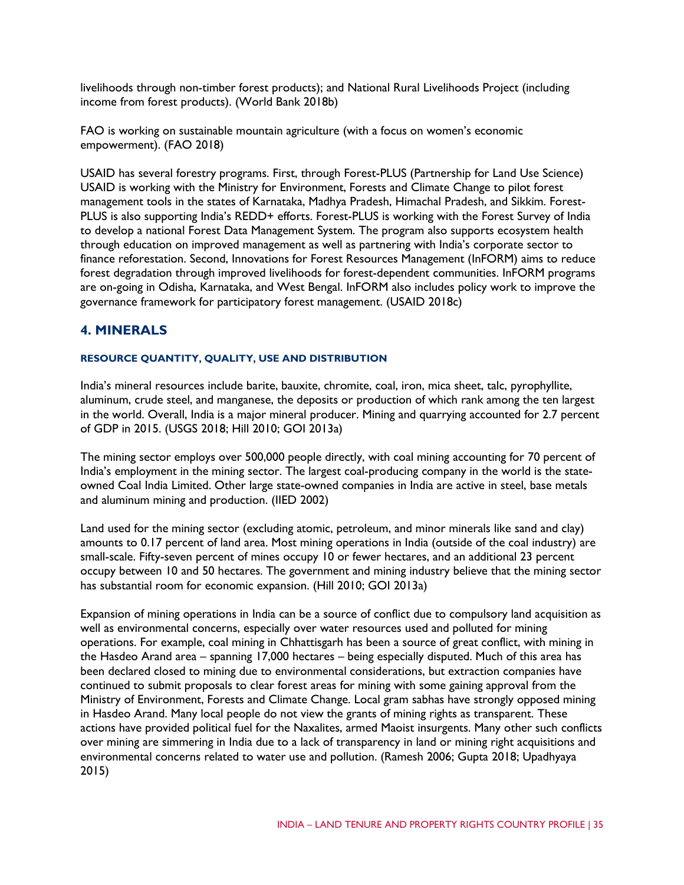livelihoods through non-timber forest products); and National Rural Livelihoods Project (including income from forest products). (World Bank 2018b)

FAO is working on sustainable mountain agriculture (with a focus on women's economic empowerment). (FAO 2018)

USAID has several forestry programs. First, through Forest-PLUS (Partnership for Land Use Science) USAID is working with the Ministry for Environment, Forests and Climate Change to pilot forest management tools in the states of Karnataka, Madhya Pradesh, Himachal Pradesh, and Sikkim. Forest-PLUS is also supporting India's REDD+ efforts. Forest-PLUS is working with the Forest Survey of India to develop a national Forest Data Management System. The program also supports ecosystem health through education on improved management as well as partnering with India's corporate sector to finance reforestation. Second, Innovations for Forest Resources Management (InFORM) aims to reduce forest degradation through improved livelihoods for forest-dependent communities. InFORM programs are on-going in Odisha, Karnataka, and West Bengal. InFORM also includes policy work to improve the governance framework for participatory forest management. (USAID 2018c)

## 4. MINERALS

#### RESOURCE QUANTITY, QUALITY, USE AND DISTRIBUTION

India's mineral resources include barite, bauxite, chromite, coal, iron, mica sheet, talc, pyrophyllite, aluminum, crude steel, and manganese, the deposits or production of which rank among the ten largest in the world. Overall, India is a major mineral producer. Mining and quarrying accounted for 2.7 percent of GDP in 2015. (USGS 2018; Hill 2010; GOI 2013a)

The mining sector employs over 500,000 people directly, with coal mining accounting for 70 percent of India's employment in the mining sector. The largest coal-producing company in the world is the state-owned Coal India Limited. Other large state-owned companies in India are active in steel, base metals and aluminum mining and production. (IIED 2002)

Land used for the mining sector (excluding atomic, petroleum, and minor minerals like sand and clay) amounts to 0.17 percent of land area. Most mining operations in India (outside of the coal industry) are small-scale. Fifty-seven percent of mines occupy 10 or fewer hectares, and an additional 23 percent occupy between 10 and 50 hectares. The government and mining industry believe that the mining sector has substantial room for economic expansion. (Hill 2010; GOI 2013a)

Expansion of mining operations in India can be a source of conflict due to compulsory land acquisition as well as environmental concerns, especially over water resources used and polluted for mining operations. For example, coal mining in Chhattisgarh has been a source of great conflict, with mining in the Hasdeo Arand area – spanning 17,000 hectares – being especially disputed. Much of this area has been declared closed to mining due to environmental considerations, but extraction companies have continued to submit proposals to clear forest areas for mining with some gaining approval from the Ministry of Environment, Forests and Climate Change. Local gram sabhas have strongly opposed mining in Hasdeo Arand. Many local people do not view the grants of mining rights as transparent. These actions have provided political fuel for the Naxalites, armed Maoist insurgents. Many other such conflicts over mining are simmering in India due to a lack of transparency in land or mining right acquisitions and environmental concerns related to water use and pollution. (Ramesh 2006; Gupta 2018; Upadhyaya 2015)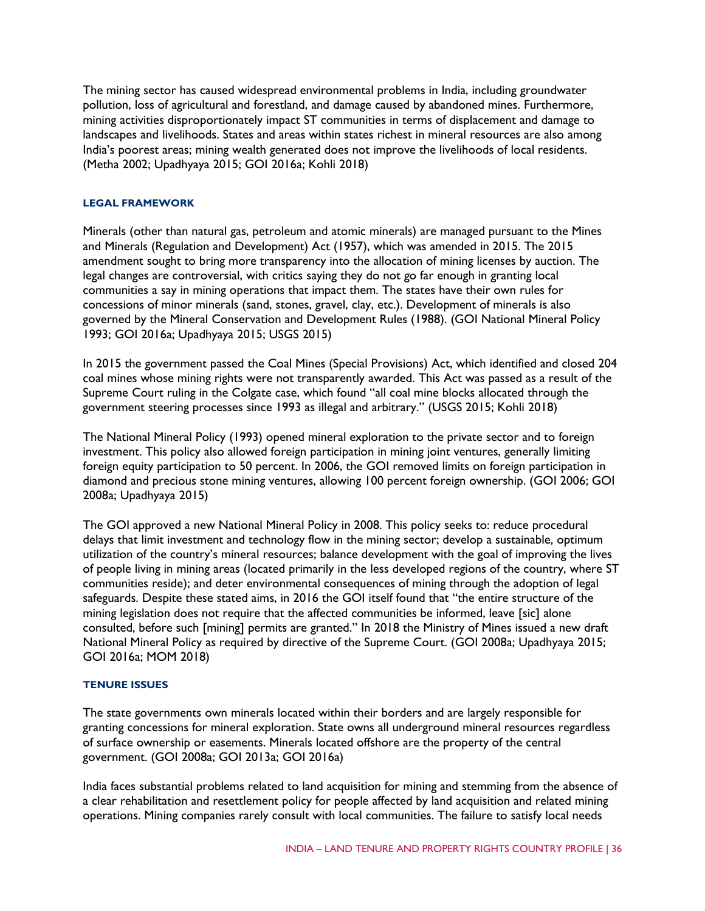The mining sector has caused widespread environmental problems in India, including groundwater pollution, loss of agricultural and forestland, and damage caused by abandoned mines. Furthermore, mining activities disproportionately impact ST communities in terms of displacement and damage to landscapes and livelihoods. States and areas within states richest in mineral resources are also among India's poorest areas; mining wealth generated does not improve the livelihoods of local residents. (Metha 2002; Upadhyaya 2015; GOI 2016a; Kohli 2018)

#### LEGAL FRAMEWORK

Minerals (other than natural gas, petroleum and atomic minerals) are managed pursuant to the Mines and Minerals (Regulation and Development) Act (1957), which was amended in 2015. The 2015 amendment sought to bring more transparency into the allocation of mining licenses by auction. The legal changes are controversial, with critics saying they do not go far enough in granting local communities a say in mining operations that impact them. The states have their own rules for concessions of minor minerals (sand, stones, gravel, clay, etc.). Development of minerals is also governed by the Mineral Conservation and Development Rules (1988). (GOI National Mineral Policy 1993; GOI 2016a; Upadhyaya 2015; USGS 2015)

In 2015 the government passed the Coal Mines (Special Provisions) Act, which identified and closed 204 coal mines whose mining rights were not transparently awarded. This Act was passed as a result of the Supreme Court ruling in the Colgate case, which found "all coal mine blocks allocated through the government steering processes since 1993 as illegal and arbitrary." (USGS 2015; Kohli 2018)

The National Mineral Policy (1993) opened mineral exploration to the private sector and to foreign investment. This policy also allowed foreign participation in mining joint ventures, generally limiting foreign equity participation to 50 percent. In 2006, the GOI removed limits on foreign participation in diamond and precious stone mining ventures, allowing 100 percent foreign ownership. (GOI 2006; GOI 2008a; Upadhyaya 2015)

The GOI approved a new National Mineral Policy in 2008. This policy seeks to: reduce procedural delays that limit investment and technology flow in the mining sector; develop a sustainable, optimum utilization of the country's mineral resources; balance development with the goal of improving the lives of people living in mining areas (located primarily in the less developed regions of the country, where ST communities reside); and deter environmental consequences of mining through the adoption of legal safeguards. Despite these stated aims, in 2016 the GOI itself found that "the entire structure of the mining legislation does not require that the affected communities be informed, leave [sic] alone consulted, before such [mining] permits are granted." In 2018 the Ministry of Mines issued a new draft National Mineral Policy as required by directive of the Supreme Court. (GOI 2008a; Upadhyaya 2015; GOI 2016a; MOM 2018)

#### TENURE ISSUES

The state governments own minerals located within their borders and are largely responsible for granting concessions for mineral exploration. State owns all underground mineral resources regardless of surface ownership or easements. Minerals located offshore are the property of the central government. (GOI 2008a; GOI 2013a; GOI 2016a)

India faces substantial problems related to land acquisition for mining and stemming from the absence of a clear rehabilitation and resettlement policy for people affected by land acquisition and related mining operations. Mining companies rarely consult with local communities. The failure to satisfy local needs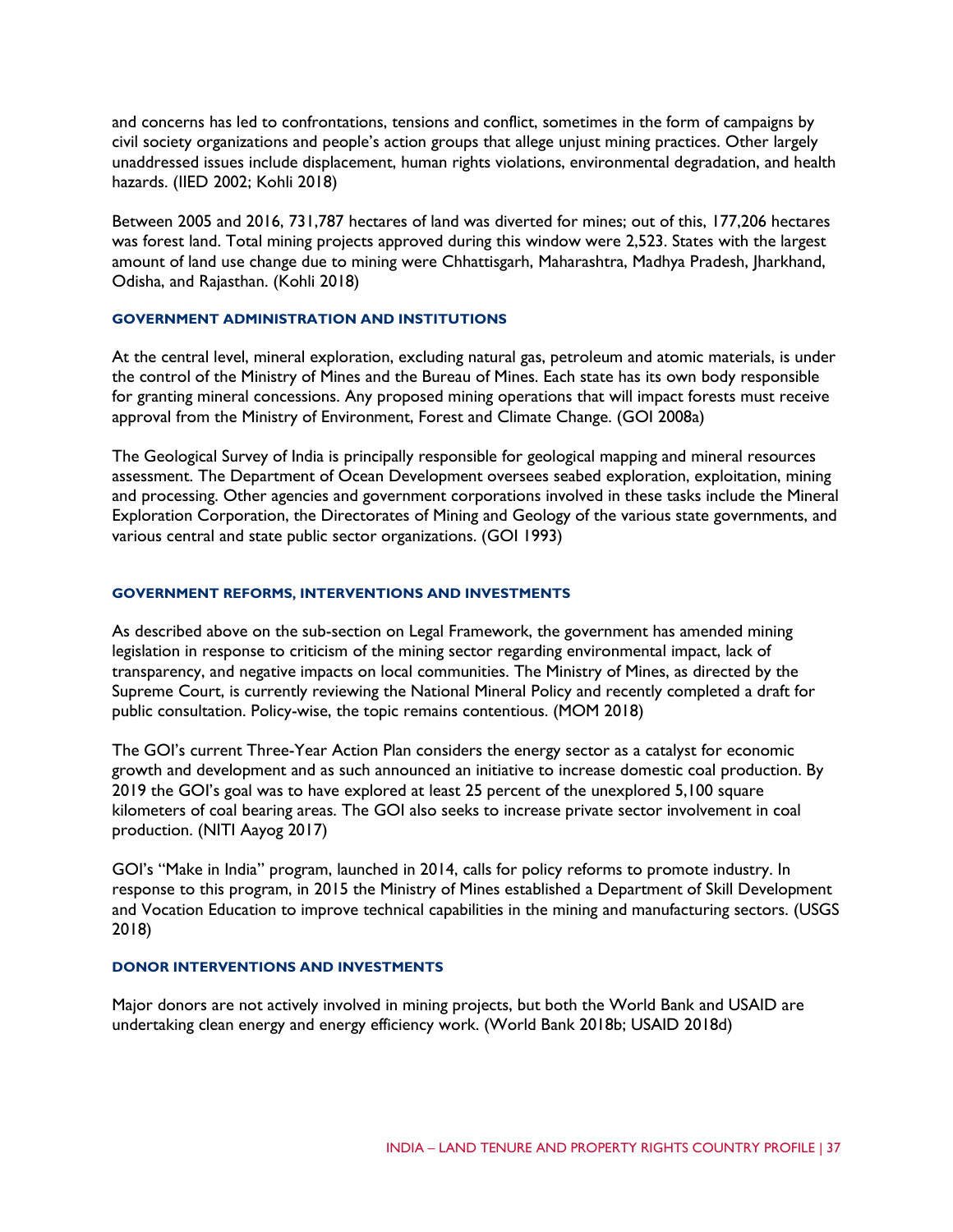and concerns has led to confrontations, tensions and conflict, sometimes in the form of campaigns by civil society organizations and people's action groups that allege unjust mining practices. Other largely unaddressed issues include displacement, human rights violations, environmental degradation, and health hazards. (IIED 2002; Kohli 2018)

Between 2005 and 2016, 731,787 hectares of land was diverted for mines; out of this, 177,206 hectares was forest land. Total mining projects approved during this window were 2,523. States with the largest amount of land use change due to mining were Chhattisgarh, Maharashtra, Madhya Pradesh, Jharkhand, Odisha, and Rajasthan. (Kohli 2018)

#### GOVERNMENT ADMINISTRATION AND INSTITUTIONS

At the central level, mineral exploration, excluding natural gas, petroleum and atomic materials, is under the control of the Ministry of Mines and the Bureau of Mines. Each state has its own body responsible for granting mineral concessions. Any proposed mining operations that will impact forests must receive approval from the Ministry of Environment, Forest and Climate Change. (GOI 2008a)

The Geological Survey of India is principally responsible for geological mapping and mineral resources assessment. The Department of Ocean Development oversees seabed exploration, exploitation, mining and processing. Other agencies and government corporations involved in these tasks include the Mineral Exploration Corporation, the Directorates of Mining and Geology of the various state governments, and various central and state public sector organizations. (GOI 1993)

#### GOVERNMENT REFORMS, INTERVENTIONS AND INVESTMENTS

As described above on the sub-section on Legal Framework, the government has amended mining legislation in response to criticism of the mining sector regarding environmental impact, lack of transparency, and negative impacts on local communities. The Ministry of Mines, as directed by the Supreme Court, is currently reviewing the National Mineral Policy and recently completed a draft for public consultation. Policy-wise, the topic remains contentious. (MOM 2018)

The GOI's current Three-Year Action Plan considers the energy sector as a catalyst for economic growth and development and as such announced an initiative to increase domestic coal production. By 2019 the GOI's goal was to have explored at least 25 percent of the unexplored 5,100 square kilometers of coal bearing areas. The GOI also seeks to increase private sector involvement in coal production. (NITI Aayog 2017)

GOI's "Make in India" program, launched in 2014, calls for policy reforms to promote industry. In response to this program, in 2015 the Ministry of Mines established a Department of Skill Development and Vocation Education to improve technical capabilities in the mining and manufacturing sectors. (USGS 2018)

#### DONOR INTERVENTIONS AND INVESTMENTS

Major donors are not actively involved in mining projects, but both the World Bank and USAID are undertaking clean energy and energy efficiency work. (World Bank 2018b; USAID 2018d)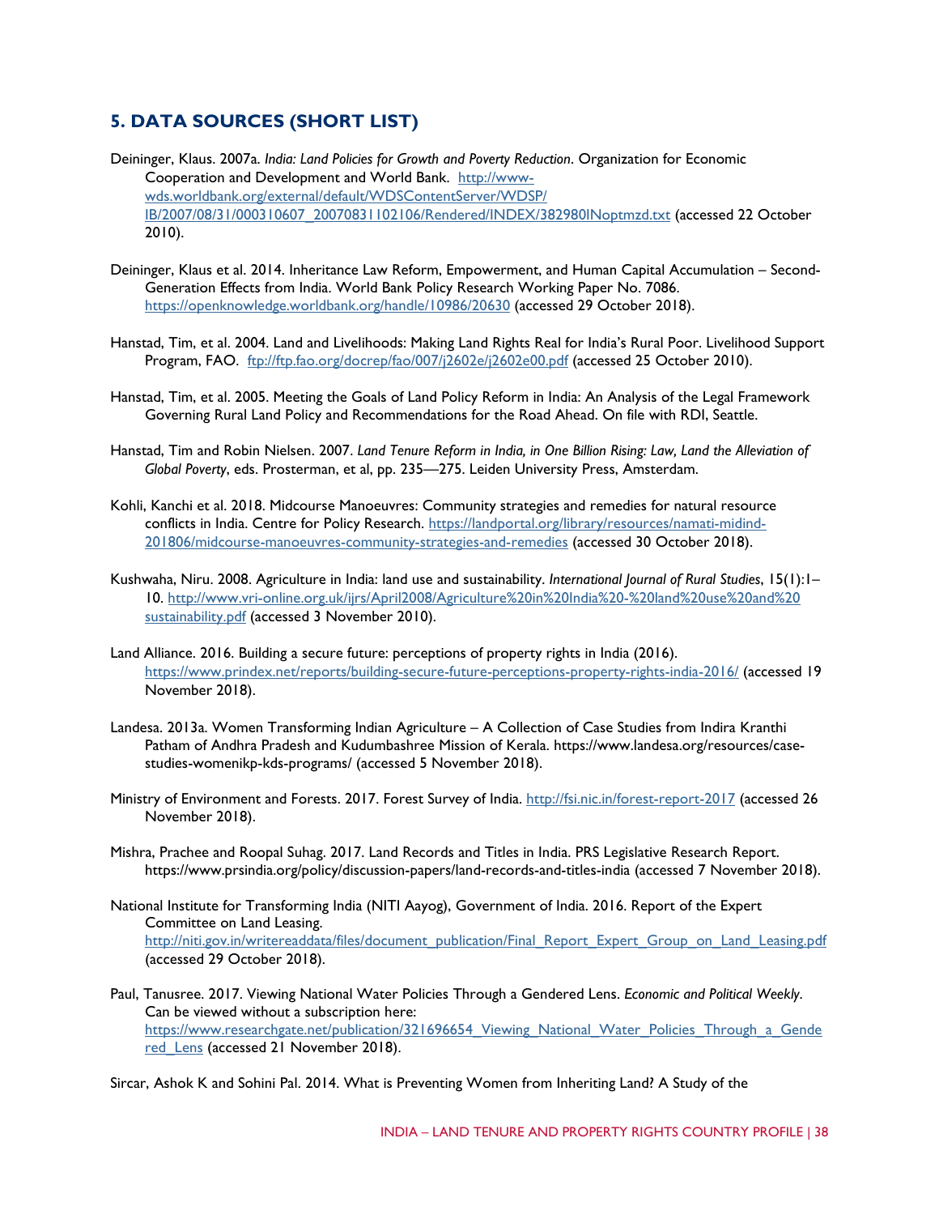## 5. DATA SOURCES (SHORT LIST)

Deininger, Klaus. 2007a. *India: Land Policies for Growth and Poverty Reduction*. Organization for Economic Cooperation and Development and World Bank. http://www-wds.worldbank.org/external/default/WDSContentServer/WDSP/IB/2007/08/31/000310607_20070831102106/Rendered/INDEX/382980INoptmzd.txt (accessed 22 October 2010).

Deininger, Klaus et al. 2014. Inheritance Law Reform, Empowerment, and Human Capital Accumulation – Second-Generation Effects from India. World Bank Policy Research Working Paper No. 7086. https://openknowledge.worldbank.org/handle/10986/20630 (accessed 29 October 2018).

Hanstad, Tim, et al. 2004. Land and Livelihoods: Making Land Rights Real for India's Rural Poor. Livelihood Support Program, FAO. ftp://ftp.fao.org/docrep/fao/007/j2602e/j2602e00.pdf (accessed 25 October 2010).

Hanstad, Tim, et al. 2005. Meeting the Goals of Land Policy Reform in India: An Analysis of the Legal Framework Governing Rural Land Policy and Recommendations for the Road Ahead. On file with RDI, Seattle.

Hanstad, Tim and Robin Nielsen. 2007. *Land Tenure Reform in India, in One Billion Rising: Law, Land the Alleviation of Global Poverty*, eds. Prosterman, et al, pp. 235—275. Leiden University Press, Amsterdam.

Kohli, Kanchi et al. 2018. Midcourse Manoeuvres: Community strategies and remedies for natural resource conflicts in India. Centre for Policy Research. https://landportal.org/library/resources/namati-midind-201806/midcourse-manoeuvres-community-strategies-and-remedies (accessed 30 October 2018).

Kushwaha, Niru. 2008. Agriculture in India: land use and sustainability. *International Journal of Rural Studies*, 15(1):1–10. http://www.vri-online.org.uk/ijrs/April2008/Agriculture%20in%20India%20-%20land%20use%20and%20sustainability.pdf (accessed 3 November 2010).

Land Alliance. 2016. Building a secure future: perceptions of property rights in India (2016). https://www.prindex.net/reports/building-secure-future-perceptions-property-rights-india-2016/ (accessed 19 November 2018).

Landesa. 2013a. Women Transforming Indian Agriculture – A Collection of Case Studies from Indira Kranthi Patham of Andhra Pradesh and Kudumbashree Mission of Kerala. https://www.landesa.org/resources/case-studies-womenikp-kds-programs/ (accessed 5 November 2018).

Ministry of Environment and Forests. 2017. Forest Survey of India. http://fsi.nic.in/forest-report-2017 (accessed 26 November 2018).

Mishra, Prachee and Roopal Suhag. 2017. Land Records and Titles in India. PRS Legislative Research Report. https://www.prsindia.org/policy/discussion-papers/land-records-and-titles-india (accessed 7 November 2018).

National Institute for Transforming India (NITI Aayog), Government of India. 2016. Report of the Expert Committee on Land Leasing. http://niti.gov.in/writereaddata/files/document_publication/Final_Report_Expert_Group_on_Land_Leasing.pdf (accessed 29 October 2018).

Paul, Tanusree. 2017. Viewing National Water Policies Through a Gendered Lens. *Economic and Political Weekly*. Can be viewed without a subscription here: https://www.researchgate.net/publication/321696654_Viewing_National_Water_Policies_Through_a_Gendered_Lens (accessed 21 November 2018).

Sircar, Ashok K and Sohini Pal. 2014. What is Preventing Women from Inheriting Land? A Study of the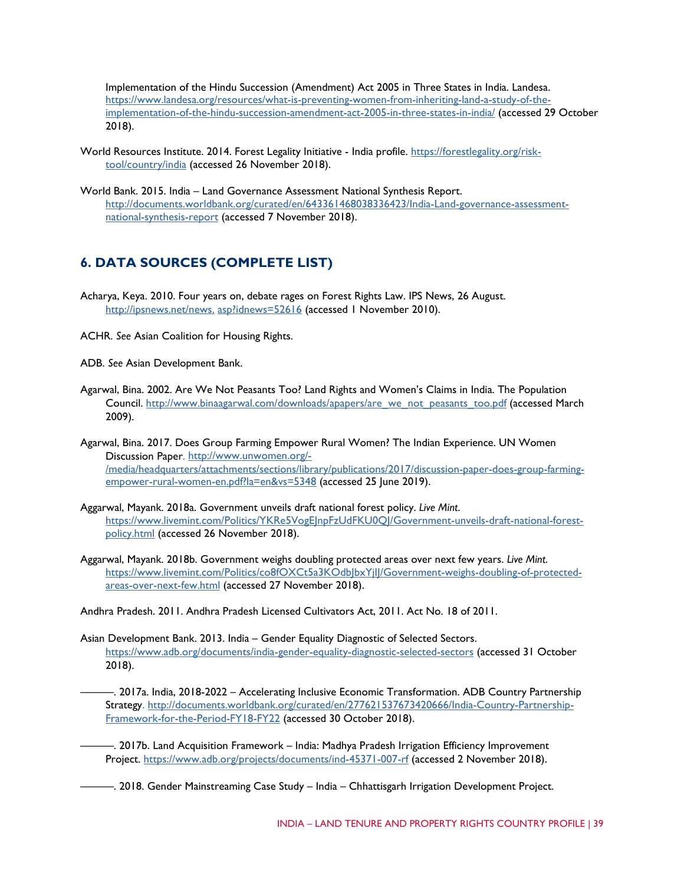Implementation of the Hindu Succession (Amendment) Act 2005 in Three States in India. Landesa. https://www.landesa.org/resources/what-is-preventing-women-from-inheriting-land-a-study-of-the-implementation-of-the-hindu-succession-amendment-act-2005-in-three-states-in-india/ (accessed 29 October 2018).

World Resources Institute. 2014. Forest Legality Initiative - India profile. https://forestlegality.org/risk-tool/country/india (accessed 26 November 2018).

World Bank. 2015. India – Land Governance Assessment National Synthesis Report. http://documents.worldbank.org/curated/en/643361468038336423/India-Land-governance-assessment-national-synthesis-report (accessed 7 November 2018).

## 6. DATA SOURCES (COMPLETE LIST)

Acharya, Keya. 2010. Four years on, debate rages on Forest Rights Law. IPS News, 26 August. http://ipsnews.net/news. asp?idnews=52616 (accessed 1 November 2010).

ACHR. *See* Asian Coalition for Housing Rights.

ADB. *See* Asian Development Bank.

Agarwal, Bina. 2002. Are We Not Peasants Too? Land Rights and Women's Claims in India. The Population Council. http://www.binaagarwal.com/downloads/apapers/are_we_not_peasants_too.pdf (accessed March 2009).

Agarwal, Bina. 2017. Does Group Farming Empower Rural Women? The Indian Experience. UN Women Discussion Paper. http://www.unwomen.org/-/media/headquarters/attachments/sections/library/publications/2017/discussion-paper-does-group-farming-empower-rural-women-en.pdf?la=en&vs=5348 (accessed 25 June 2019).

Aggarwal, Mayank. 2018a. Government unveils draft national forest policy. *Live Mint*. https://www.livemint.com/Politics/YKRe5VogEJnpFzUdFKU0QJ/Government-unveils-draft-national-forest-policy.html (accessed 26 November 2018).

Aggarwal, Mayank. 2018b. Government weighs doubling protected areas over next few years. *Live Mint*. https://www.livemint.com/Politics/co8fOXCt5a3KOdbJbxYjIJ/Government-weighs-doubling-of-protected-areas-over-next-few.html (accessed 27 November 2018).

Andhra Pradesh. 2011. Andhra Pradesh Licensed Cultivators Act, 2011. Act No. 18 of 2011.

Asian Development Bank. 2013. India – Gender Equality Diagnostic of Selected Sectors. https://www.adb.org/documents/india-gender-equality-diagnostic-selected-sectors (accessed 31 October 2018).

———. 2017a. India, 2018-2022 – Accelerating Inclusive Economic Transformation. ADB Country Partnership Strategy. http://documents.worldbank.org/curated/en/277621537673420666/India-Country-Partnership-Framework-for-the-Period-FY18-FY22 (accessed 30 October 2018).

———. 2017b. Land Acquisition Framework – India: Madhya Pradesh Irrigation Efficiency Improvement Project. https://www.adb.org/projects/documents/ind-45371-007-rf (accessed 2 November 2018).

———. 2018. Gender Mainstreaming Case Study – India – Chhattisgarh Irrigation Development Project.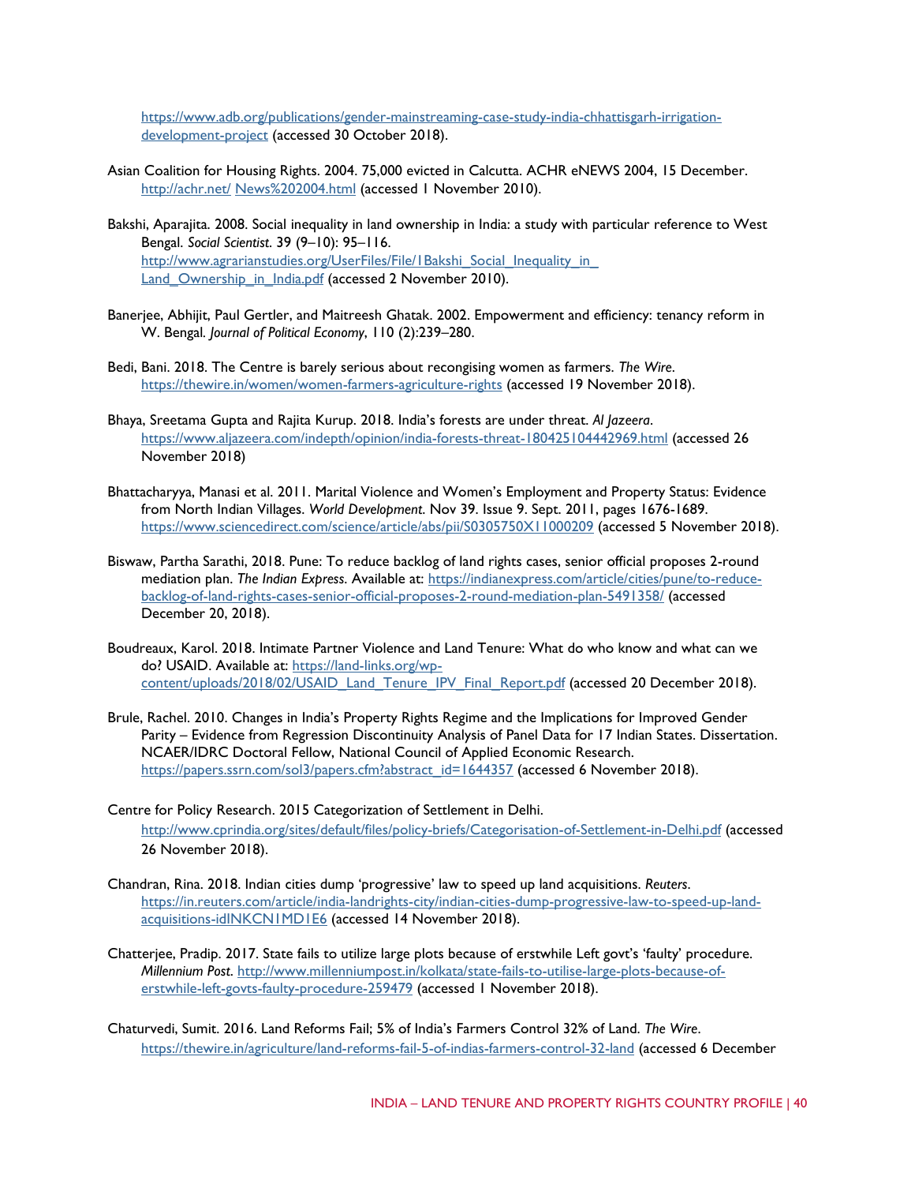https://www.adb.org/publications/gender-mainstreaming-case-study-india-chhattisgarh-irrigation-development-project (accessed 30 October 2018).

Asian Coalition for Housing Rights. 2004. 75,000 evicted in Calcutta. ACHR eNEWS 2004, 15 December. http://achr.net/ News%202004.html (accessed 1 November 2010).

Bakshi, Aparajita. 2008. Social inequality in land ownership in India: a study with particular reference to West Bengal. *Social Scientist*. 39 (9–10): 95–116. http://www.agrarianstudies.org/UserFiles/File/1Bakshi_Social_Inequality_in_ Land_Ownership_in_India.pdf (accessed 2 November 2010).

Banerjee, Abhijit, Paul Gertler, and Maitreesh Ghatak. 2002. Empowerment and efficiency: tenancy reform in W. Bengal. *Journal of Political Economy*, 110 (2):239–280.

Bedi, Bani. 2018. The Centre is barely serious about recongising women as farmers. *The Wire*. https://thewire.in/women/women-farmers-agriculture-rights (accessed 19 November 2018).

Bhaya, Sreetama Gupta and Rajita Kurup. 2018. India's forests are under threat. *Al Jazeera*. https://www.aljazeera.com/indepth/opinion/india-forests-threat-180425104442969.html (accessed 26 November 2018)

Bhattacharyya, Manasi et al. 2011. Marital Violence and Women's Employment and Property Status: Evidence from North Indian Villages. *World Development*. Nov 39. Issue 9. Sept. 2011, pages 1676-1689. https://www.sciencedirect.com/science/article/abs/pii/S0305750X11000209 (accessed 5 November 2018).

Biswaw, Partha Sarathi, 2018. Pune: To reduce backlog of land rights cases, senior official proposes 2-round mediation plan. *The Indian Express*. Available at: https://indianexpress.com/article/cities/pune/to-reduce-backlog-of-land-rights-cases-senior-official-proposes-2-round-mediation-plan-5491358/ (accessed December 20, 2018).

Boudreaux, Karol. 2018. Intimate Partner Violence and Land Tenure: What do who know and what can we do? USAID. Available at: https://land-links.org/wp-content/uploads/2018/02/USAID_Land_Tenure_IPV_Final_Report.pdf (accessed 20 December 2018).

Brule, Rachel. 2010. Changes in India's Property Rights Regime and the Implications for Improved Gender Parity – Evidence from Regression Discontinuity Analysis of Panel Data for 17 Indian States. Dissertation. NCAER/IDRC Doctoral Fellow, National Council of Applied Economic Research. https://papers.ssrn.com/sol3/papers.cfm?abstract_id=1644357 (accessed 6 November 2018).

Centre for Policy Research. 2015 Categorization of Settlement in Delhi. http://www.cprindia.org/sites/default/files/policy-briefs/Categorisation-of-Settlement-in-Delhi.pdf (accessed 26 November 2018).

Chandran, Rina. 2018. Indian cities dump 'progressive' law to speed up land acquisitions. *Reuters*. https://in.reuters.com/article/india-landrights-city/indian-cities-dump-progressive-law-to-speed-up-land-acquisitions-idINKCN1MD1E6 (accessed 14 November 2018).

Chatterjee, Pradip. 2017. State fails to utilize large plots because of erstwhile Left govt's 'faulty' procedure. *Millennium Post*. http://www.millenniumpost.in/kolkata/state-fails-to-utilise-large-plots-because-of-erstwhile-left-govts-faulty-procedure-259479 (accessed 1 November 2018).

Chaturvedi, Sumit. 2016. Land Reforms Fail; 5% of India's Farmers Control 32% of Land. *The Wire*. https://thewire.in/agriculture/land-reforms-fail-5-of-indias-farmers-control-32-land (accessed 6 December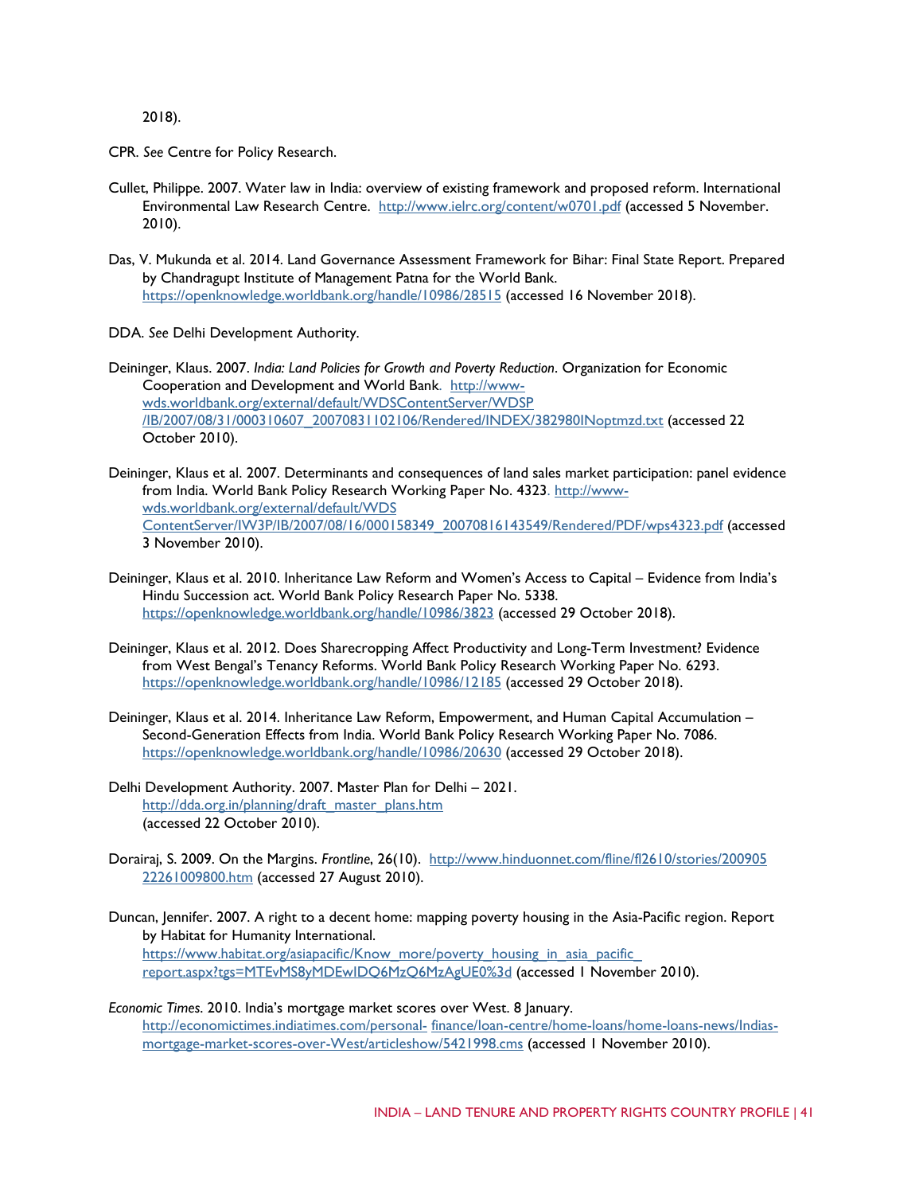2018).

CPR. *See* Centre for Policy Research.

Cullet, Philippe. 2007. Water law in India: overview of existing framework and proposed reform. International Environmental Law Research Centre. http://www.ielrc.org/content/w0701.pdf (accessed 5 November. 2010).

Das, V. Mukunda et al. 2014. Land Governance Assessment Framework for Bihar: Final State Report. Prepared by Chandragupt Institute of Management Patna for the World Bank. https://openknowledge.worldbank.org/handle/10986/28515 (accessed 16 November 2018).

DDA. *See* Delhi Development Authority.

Deininger, Klaus. 2007. *India: Land Policies for Growth and Poverty Reduction*. Organization for Economic Cooperation and Development and World Bank. http://www-wds.worldbank.org/external/default/WDSContentServer/WDSP/IB/2007/08/31/000310607_20070831102106/Rendered/INDEX/382980INoptmzd.txt (accessed 22 October 2010).

Deininger, Klaus et al. 2007. Determinants and consequences of land sales market participation: panel evidence from India. World Bank Policy Research Working Paper No. 4323. http://www-wds.worldbank.org/external/default/WDSContentServer/IW3P/IB/2007/08/16/000158349_20070816143549/Rendered/PDF/wps4323.pdf (accessed 3 November 2010).

Deininger, Klaus et al. 2010. Inheritance Law Reform and Women's Access to Capital – Evidence from India's Hindu Succession act. World Bank Policy Research Paper No. 5338. https://openknowledge.worldbank.org/handle/10986/3823 (accessed 29 October 2018).

Deininger, Klaus et al. 2012. Does Sharecropping Affect Productivity and Long-Term Investment? Evidence from West Bengal's Tenancy Reforms. World Bank Policy Research Working Paper No. 6293. https://openknowledge.worldbank.org/handle/10986/12185 (accessed 29 October 2018).

Deininger, Klaus et al. 2014. Inheritance Law Reform, Empowerment, and Human Capital Accumulation – Second-Generation Effects from India. World Bank Policy Research Working Paper No. 7086. https://openknowledge.worldbank.org/handle/10986/20630 (accessed 29 October 2018).

Delhi Development Authority. 2007. Master Plan for Delhi – 2021. http://dda.org.in/planning/draft_master_plans.htm (accessed 22 October 2010).

Dorairaj, S. 2009. On the Margins. *Frontline*, 26(10). http://www.hinduonnet.com/fline/fl2610/stories/20090522261009800.htm (accessed 27 August 2010).

Duncan, Jennifer. 2007. A right to a decent home: mapping poverty housing in the Asia-Pacific region. Report by Habitat for Humanity International. https://www.habitat.org/asiapacific/Know_more/poverty_housing_in_asia_pacific_report.aspx?tgs=MTEvMS8yMDEwIDQ6MzQ6MzAgUE0%3d (accessed 1 November 2010).

*Economic Times*. 2010. India's mortgage market scores over West. 8 January. http://economictimes.indiatimes.com/personal-finance/loan-centre/home-loans/home-loans-news/Indias-mortgage-market-scores-over-West/articleshow/5421998.cms (accessed 1 November 2010).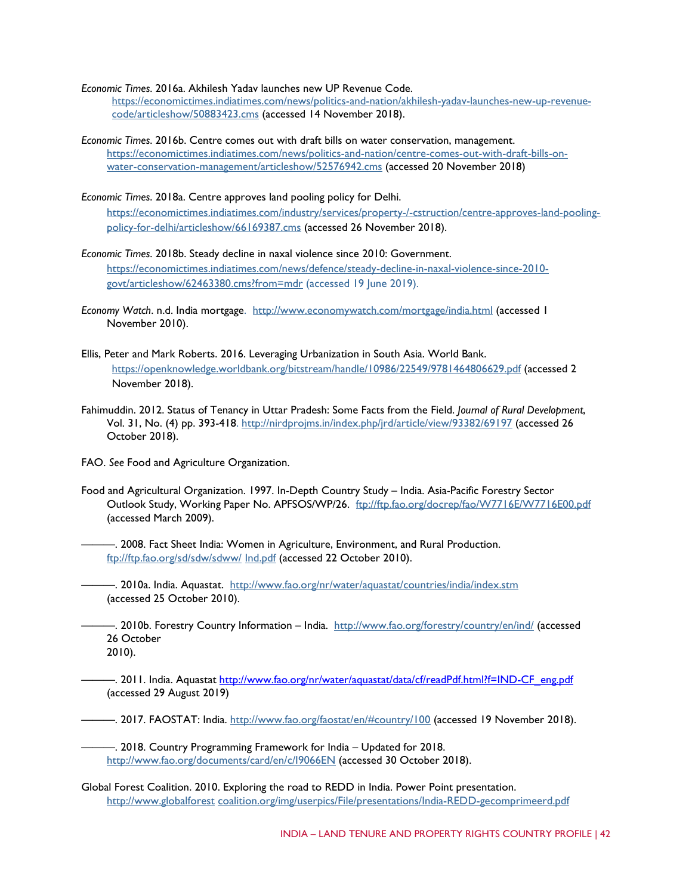*Economic Times*. 2016a. Akhilesh Yadav launches new UP Revenue Code. https://economictimes.indiatimes.com/news/politics-and-nation/akhilesh-yadav-launches-new-up-revenue-code/articleshow/50883423.cms (accessed 14 November 2018).

*Economic Times*. 2016b. Centre comes out with draft bills on water conservation, management. https://economictimes.indiatimes.com/news/politics-and-nation/centre-comes-out-with-draft-bills-on-water-conservation-management/articleshow/52576942.cms (accessed 20 November 2018)

*Economic Times*. 2018a. Centre approves land pooling policy for Delhi. https://economictimes.indiatimes.com/industry/services/property-/-cstruction/centre-approves-land-pooling-policy-for-delhi/articleshow/66169387.cms (accessed 26 November 2018).

*Economic Times*. 2018b. Steady decline in naxal violence since 2010: Government. https://economictimes.indiatimes.com/news/defence/steady-decline-in-naxal-violence-since-2010-govt/articleshow/62463380.cms?from=mdr (accessed 19 June 2019).

*Economy Watch*. n.d. India mortgage. http://www.economywatch.com/mortgage/india.html (accessed 1 November 2010).

Ellis, Peter and Mark Roberts. 2016. Leveraging Urbanization in South Asia. World Bank. https://openknowledge.worldbank.org/bitstream/handle/10986/22549/9781464806629.pdf (accessed 2 November 2018).

Fahimuddin. 2012. Status of Tenancy in Uttar Pradesh: Some Facts from the Field. *Journal of Rural Development*, Vol. 31, No. (4) pp. 393-418. http://nirdprojms.in/index.php/jrd/article/view/93382/69197 (accessed 26 October 2018).

FAO. *See* Food and Agriculture Organization.

Food and Agricultural Organization. 1997. In-Depth Country Study – India. Asia-Pacific Forestry Sector Outlook Study, Working Paper No. APFSOS/WP/26. ftp://ftp.fao.org/docrep/fao/W7716E/W7716E00.pdf (accessed March 2009).

———. 2008. Fact Sheet India: Women in Agriculture, Environment, and Rural Production. ftp://ftp.fao.org/sd/sdw/sdww/ Ind.pdf (accessed 22 October 2010).

———. 2010a. India. Aquastat. http://www.fao.org/nr/water/aquastat/countries/india/index.stm (accessed 25 October 2010).

———. 2010b. Forestry Country Information – India. http://www.fao.org/forestry/country/en/ind/ (accessed 26 October 2010).

———. 2011. India. Aquastat http://www.fao.org/nr/water/aquastat/data/cf/readPdf.html?f=IND-CF_eng.pdf (accessed 29 August 2019)

———. 2017. FAOSTAT: India. http://www.fao.org/faostat/en/#country/100 (accessed 19 November 2018).

———. 2018. Country Programming Framework for India – Updated for 2018. http://www.fao.org/documents/card/en/c/I9066EN (accessed 30 October 2018).

Global Forest Coalition. 2010. Exploring the road to REDD in India. Power Point presentation. http://www.globalforest coalition.org/img/userpics/File/presentations/India-REDD-gecomprimeerd.pdf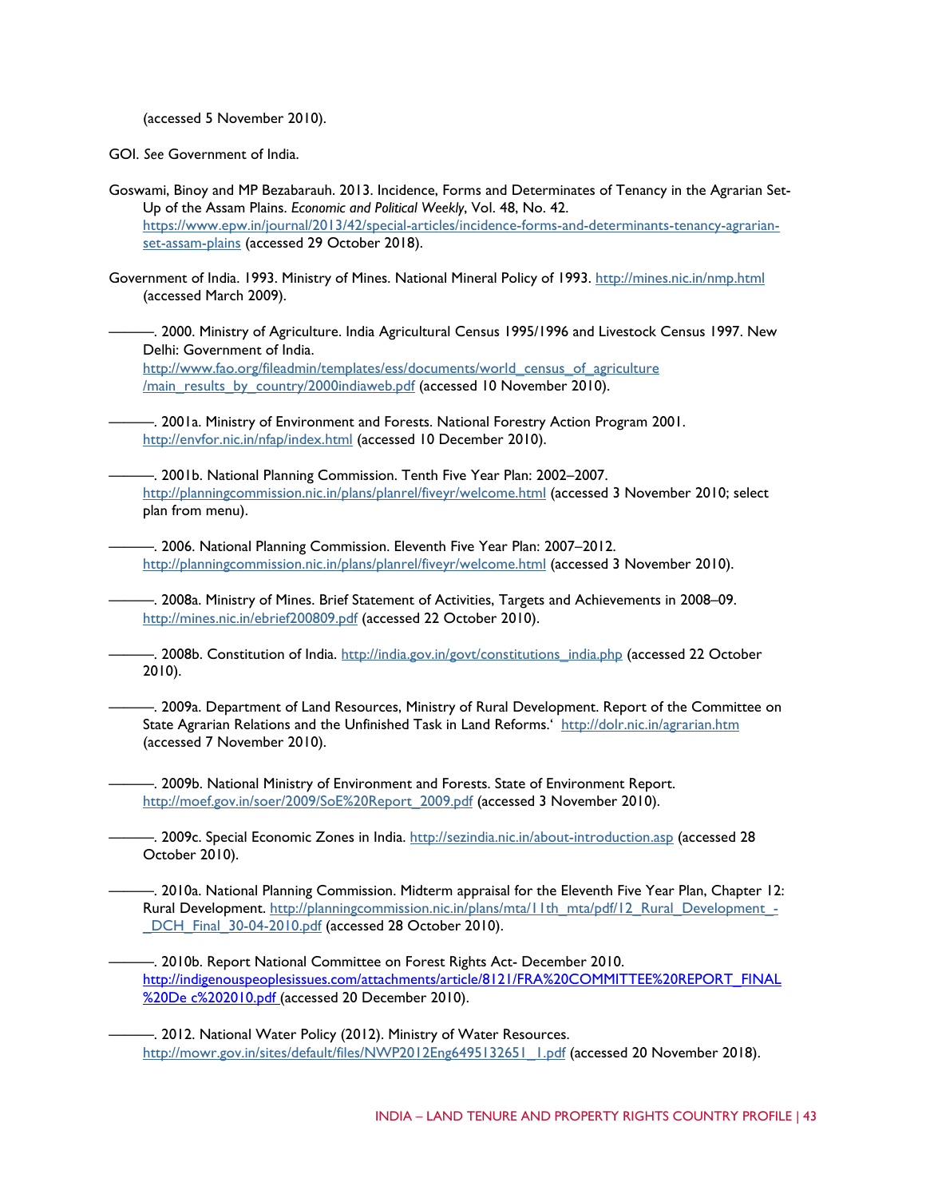(accessed 5 November 2010).

GOI. *See* Government of India.

Goswami, Binoy and MP Bezabarauh. 2013. Incidence, Forms and Determinates of Tenancy in the Agrarian Set-Up of the Assam Plains. *Economic and Political Weekly*, Vol. 48, No. 42. https://www.epw.in/journal/2013/42/special-articles/incidence-forms-and-determinants-tenancy-agrarian-set-assam-plains (accessed 29 October 2018).

Government of India. 1993. Ministry of Mines. National Mineral Policy of 1993. http://mines.nic.in/nmp.html (accessed March 2009).

———. 2000. Ministry of Agriculture. India Agricultural Census 1995/1996 and Livestock Census 1997. New Delhi: Government of India. http://www.fao.org/fileadmin/templates/ess/documents/world_census_of_agriculture/main_results_by_country/2000indiaweb.pdf (accessed 10 November 2010).

———. 2001a. Ministry of Environment and Forests. National Forestry Action Program 2001. http://envfor.nic.in/nfap/index.html (accessed 10 December 2010).

———. 2001b. National Planning Commission. Tenth Five Year Plan: 2002–2007. http://planningcommission.nic.in/plans/planrel/fiveyr/welcome.html (accessed 3 November 2010; select plan from menu).

———. 2006. National Planning Commission. Eleventh Five Year Plan: 2007–2012. http://planningcommission.nic.in/plans/planrel/fiveyr/welcome.html (accessed 3 November 2010).

———. 2008a. Ministry of Mines. Brief Statement of Activities, Targets and Achievements in 2008–09. http://mines.nic.in/ebrief200809.pdf (accessed 22 October 2010).

———. 2008b. Constitution of India. http://india.gov.in/govt/constitutions_india.php (accessed 22 October 2010).

———. 2009a. Department of Land Resources, Ministry of Rural Development. Report of the Committee on State Agrarian Relations and the Unfinished Task in Land Reforms.' http://dolr.nic.in/agrarian.htm (accessed 7 November 2010).

———. 2009b. National Ministry of Environment and Forests. State of Environment Report. http://moef.gov.in/soer/2009/SoE%20Report_2009.pdf (accessed 3 November 2010).

———. 2009c. Special Economic Zones in India. http://sezindia.nic.in/about-introduction.asp (accessed 28 October 2010).

———. 2010a. National Planning Commission. Midterm appraisal for the Eleventh Five Year Plan, Chapter 12: Rural Development. http://planningcommission.nic.in/plans/mta/11th_mta/pdf/12_Rural_Development_-_DCH_Final_30-04-2010.pdf (accessed 28 October 2010).

———. 2010b. Report National Committee on Forest Rights Act- December 2010. http://indigenouspeoplesissues.com/attachments/article/8121/FRA%20COMMITTEE%20REPORT_FINAL%20De c%202010.pdf (accessed 20 December 2010).

———. 2012. National Water Policy (2012). Ministry of Water Resources. http://mowr.gov.in/sites/default/files/NWP2012Eng6495132651_1.pdf (accessed 20 November 2018).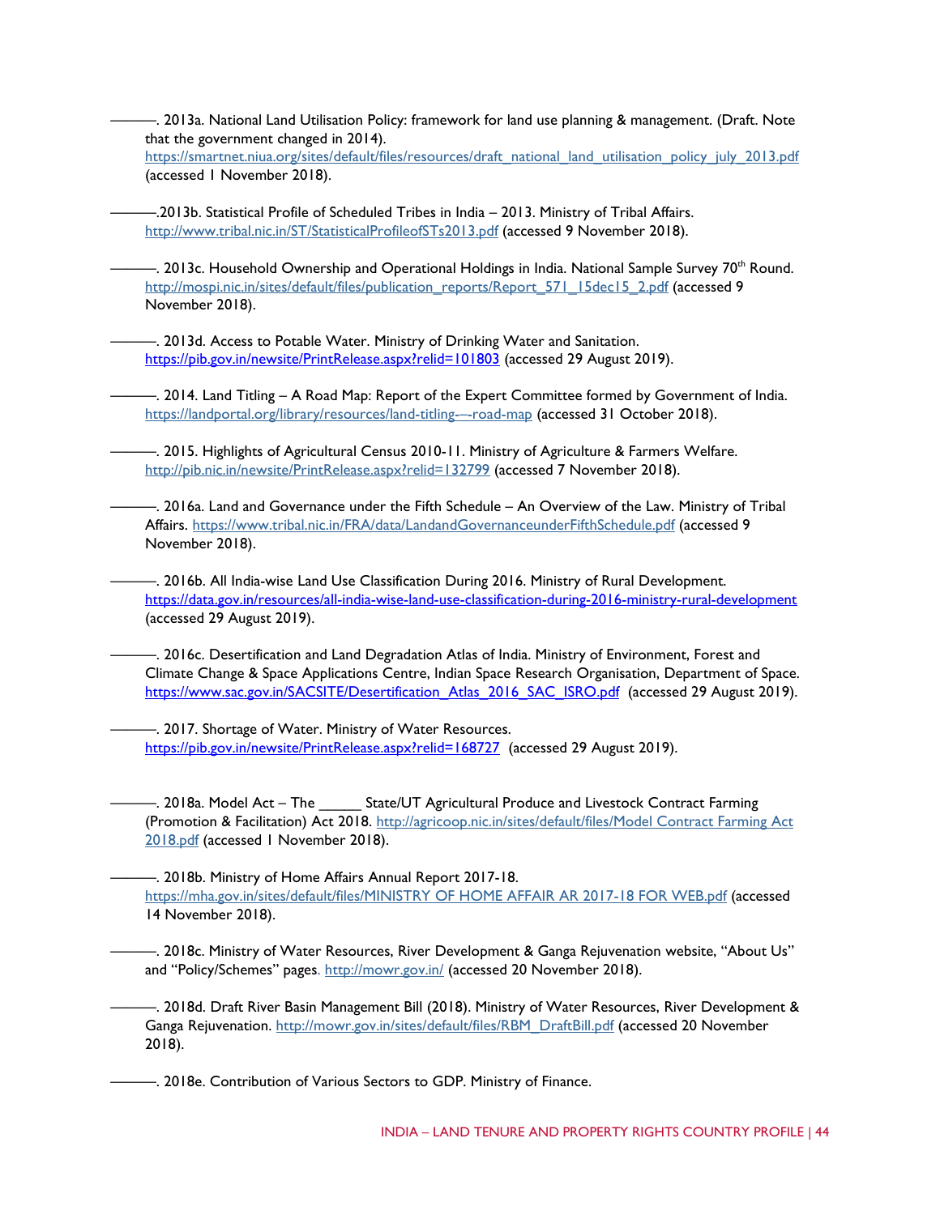———. 2013a. National Land Utilisation Policy: framework for land use planning & management. (Draft. Note that the government changed in 2014). https://smartnet.niua.org/sites/default/files/resources/draft_national_land_utilisation_policy_july_2013.pdf (accessed 1 November 2018).

———.2013b. Statistical Profile of Scheduled Tribes in India – 2013. Ministry of Tribal Affairs. http://www.tribal.nic.in/ST/StatisticalProfileofSTs2013.pdf (accessed 9 November 2018).

———. 2013c. Household Ownership and Operational Holdings in India. National Sample Survey 70th Round. http://mospi.nic.in/sites/default/files/publication_reports/Report_571_15dec15_2.pdf (accessed 9 November 2018).

———. 2013d. Access to Potable Water. Ministry of Drinking Water and Sanitation. https://pib.gov.in/newsite/PrintRelease.aspx?relid=101803 (accessed 29 August 2019).

———. 2014. Land Titling – A Road Map: Report of the Expert Committee formed by Government of India. https://landportal.org/library/resources/land-titling-–-road-map (accessed 31 October 2018).

———. 2015. Highlights of Agricultural Census 2010-11. Ministry of Agriculture & Farmers Welfare. http://pib.nic.in/newsite/PrintRelease.aspx?relid=132799 (accessed 7 November 2018).

———. 2016a. Land and Governance under the Fifth Schedule – An Overview of the Law. Ministry of Tribal Affairs. https://www.tribal.nic.in/FRA/data/LandandGovernanceunderFifthSchedule.pdf (accessed 9 November 2018).

———. 2016b. All India-wise Land Use Classification During 2016. Ministry of Rural Development. https://data.gov.in/resources/all-india-wise-land-use-classification-during-2016-ministry-rural-development (accessed 29 August 2019).

———. 2016c. Desertification and Land Degradation Atlas of India. Ministry of Environment, Forest and Climate Change & Space Applications Centre, Indian Space Research Organisation, Department of Space. https://www.sac.gov.in/SACSITE/Desertification_Atlas_2016_SAC_ISRO.pdf (accessed 29 August 2019).

———. 2017. Shortage of Water. Ministry of Water Resources. https://pib.gov.in/newsite/PrintRelease.aspx?relid=168727 (accessed 29 August 2019).

———. 2018a. Model Act – The _____ State/UT Agricultural Produce and Livestock Contract Farming (Promotion & Facilitation) Act 2018. http://agricoop.nic.in/sites/default/files/Model Contract Farming Act 2018.pdf (accessed 1 November 2018).

———. 2018b. Ministry of Home Affairs Annual Report 2017-18. https://mha.gov.in/sites/default/files/MINISTRY OF HOME AFFAIR AR 2017-18 FOR WEB.pdf (accessed 14 November 2018).

———. 2018c. Ministry of Water Resources, River Development & Ganga Rejuvenation website, "About Us" and "Policy/Schemes" pages. http://mowr.gov.in/ (accessed 20 November 2018).

———. 2018d. Draft River Basin Management Bill (2018). Ministry of Water Resources, River Development & Ganga Rejuvenation. http://mowr.gov.in/sites/default/files/RBM_DraftBill.pdf (accessed 20 November 2018).

———. 2018e. Contribution of Various Sectors to GDP. Ministry of Finance.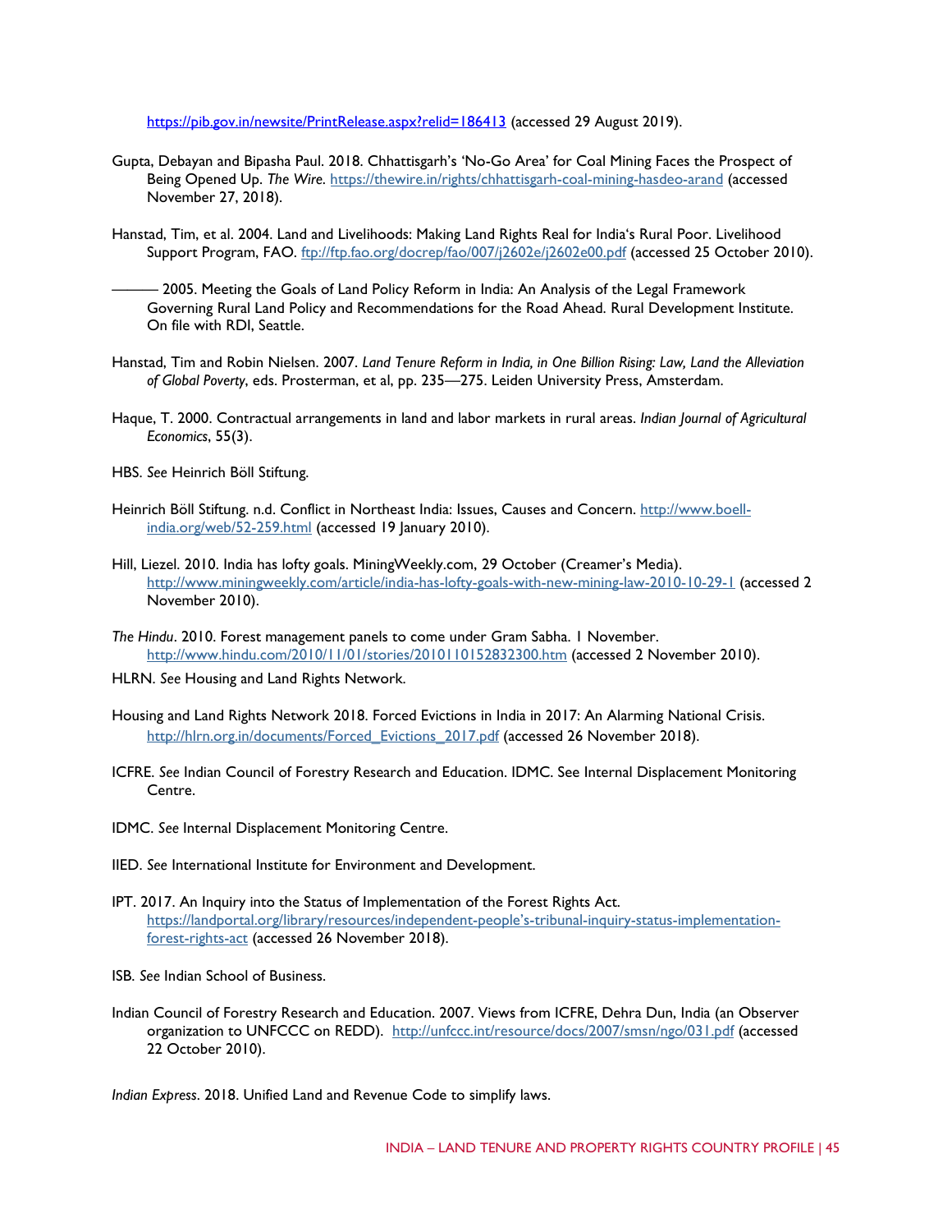https://pib.gov.in/newsite/PrintRelease.aspx?relid=186413 (accessed 29 August 2019).

Gupta, Debayan and Bipasha Paul. 2018. Chhattisgarh's 'No-Go Area' for Coal Mining Faces the Prospect of Being Opened Up. *The Wire*. https://thewire.in/rights/chhattisgarh-coal-mining-hasdeo-arand (accessed November 27, 2018).

Hanstad, Tim, et al. 2004. Land and Livelihoods: Making Land Rights Real for India's Rural Poor. Livelihood Support Program, FAO. ftp://ftp.fao.org/docrep/fao/007/j2602e/j2602e00.pdf (accessed 25 October 2010).

——— 2005. Meeting the Goals of Land Policy Reform in India: An Analysis of the Legal Framework Governing Rural Land Policy and Recommendations for the Road Ahead. Rural Development Institute. On file with RDI, Seattle.

Hanstad, Tim and Robin Nielsen. 2007. *Land Tenure Reform in India, in One Billion Rising: Law, Land the Alleviation of Global Poverty*, eds. Prosterman, et al, pp. 235—275. Leiden University Press, Amsterdam.

Haque, T. 2000. Contractual arrangements in land and labor markets in rural areas. *Indian Journal of Agricultural Economics*, 55(3).

HBS. *See* Heinrich Böll Stiftung.

Heinrich Böll Stiftung. n.d. Conflict in Northeast India: Issues, Causes and Concern. http://www.boell-india.org/web/52-259.html (accessed 19 January 2010).

Hill, Liezel. 2010. India has lofty goals. MiningWeekly.com, 29 October (Creamer's Media). http://www.miningweekly.com/article/india-has-lofty-goals-with-new-mining-law-2010-10-29-1 (accessed 2 November 2010).

*The Hindu*. 2010. Forest management panels to come under Gram Sabha. 1 November. http://www.hindu.com/2010/11/01/stories/2010110152832300.htm (accessed 2 November 2010).

HLRN. *See* Housing and Land Rights Network.

Housing and Land Rights Network 2018. Forced Evictions in India in 2017: An Alarming National Crisis. http://hlrn.org.in/documents/Forced_Evictions_2017.pdf (accessed 26 November 2018).

ICFRE. *See* Indian Council of Forestry Research and Education. IDMC. See Internal Displacement Monitoring Centre.

IDMC. *See* Internal Displacement Monitoring Centre.

IIED. *See* International Institute for Environment and Development.

IPT. 2017. An Inquiry into the Status of Implementation of the Forest Rights Act. https://landportal.org/library/resources/independent-people's-tribunal-inquiry-status-implementation-forest-rights-act (accessed 26 November 2018).

ISB. *See* Indian School of Business.

Indian Council of Forestry Research and Education. 2007. Views from ICFRE, Dehra Dun, India (an Observer organization to UNFCCC on REDD). http://unfccc.int/resource/docs/2007/smsn/ngo/031.pdf (accessed 22 October 2010).

*Indian Express*. 2018. Unified Land and Revenue Code to simplify laws.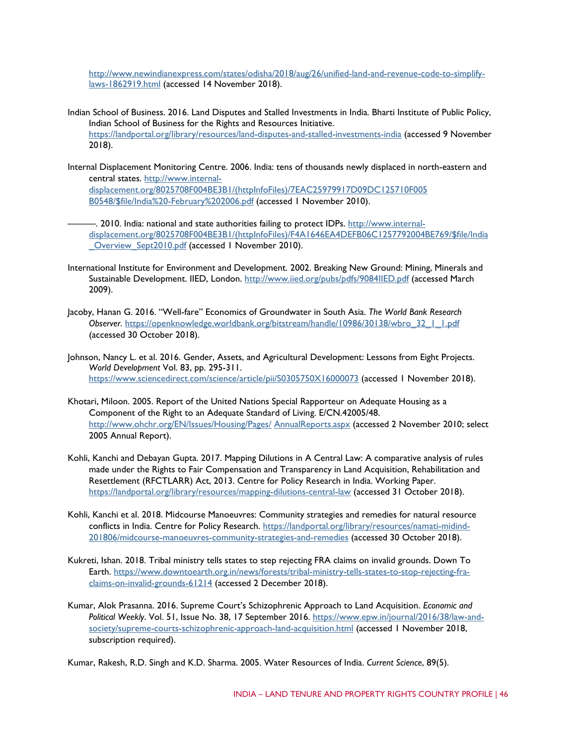http://www.newindianexpress.com/states/odisha/2018/aug/26/unified-land-and-revenue-code-to-simplify-laws-1862919.html (accessed 14 November 2018).

Indian School of Business. 2016. Land Disputes and Stalled Investments in India. Bharti Institute of Public Policy, Indian School of Business for the Rights and Resources Initiative. https://landportal.org/library/resources/land-disputes-and-stalled-investments-india (accessed 9 November 2018).

Internal Displacement Monitoring Centre. 2006. India: tens of thousands newly displaced in north-eastern and central states. http://www.internal-displacement.org/8025708F004BE3B1/(httpInfoFiles)/7EAC25979917D09DC125710F005B0548/$file/India%20-February%202006.pdf (accessed 1 November 2010).

———. 2010. India: national and state authorities failing to protect IDPs. http://www.internal-displacement.org/8025708F004BE3B1/(httpInfoFiles)/F4A1646EA4DEFB06C1257792004BE769/$file/India_Overview_Sept2010.pdf (accessed 1 November 2010).

International Institute for Environment and Development. 2002. Breaking New Ground: Mining, Minerals and Sustainable Development. IIED, London. http://www.iied.org/pubs/pdfs/9084IIED.pdf (accessed March 2009).

Jacoby, Hanan G. 2016. "Well-fare" Economics of Groundwater in South Asia. *The World Bank Research Observer*. https://openknowledge.worldbank.org/bitstream/handle/10986/30138/wbro_32_1_1.pdf (accessed 30 October 2018).

Johnson, Nancy L. et al. 2016. Gender, Assets, and Agricultural Development: Lessons from Eight Projects. *World Development* Vol. 83, pp. 295-311. https://www.sciencedirect.com/science/article/pii/S0305750X16000073 (accessed 1 November 2018).

Khotari, Miloon. 2005. Report of the United Nations Special Rapporteur on Adequate Housing as a Component of the Right to an Adequate Standard of Living. E/CN.42005/48. http://www.ohchr.org/EN/Issues/Housing/Pages/ AnnualReports.aspx (accessed 2 November 2010; select 2005 Annual Report).

Kohli, Kanchi and Debayan Gupta. 2017. Mapping Dilutions in A Central Law: A comparative analysis of rules made under the Rights to Fair Compensation and Transparency in Land Acquisition, Rehabilitation and Resettlement (RFCTLARR) Act, 2013. Centre for Policy Research in India. Working Paper. https://landportal.org/library/resources/mapping-dilutions-central-law (accessed 31 October 2018).

Kohli, Kanchi et al. 2018. Midcourse Manoeuvres: Community strategies and remedies for natural resource conflicts in India. Centre for Policy Research. https://landportal.org/library/resources/namati-midind-201806/midcourse-manoeuvres-community-strategies-and-remedies (accessed 30 October 2018).

Kukreti, Ishan. 2018. Tribal ministry tells states to step rejecting FRA claims on invalid grounds. Down To Earth. https://www.downtoearth.org.in/news/forests/tribal-ministry-tells-states-to-stop-rejecting-fra-claims-on-invalid-grounds-61214 (accessed 2 December 2018).

Kumar, Alok Prasanna. 2016. Supreme Court's Schizophrenic Approach to Land Acquisition. *Economic and Political Weekly*. Vol. 51, Issue No. 38, 17 September 2016. https://www.epw.in/journal/2016/38/law-and-society/supreme-courts-schizophrenic-approach-land-acquisition.html (accessed 1 November 2018, subscription required).

Kumar, Rakesh, R.D. Singh and K.D. Sharma. 2005. Water Resources of India. *Current Science*, 89(5).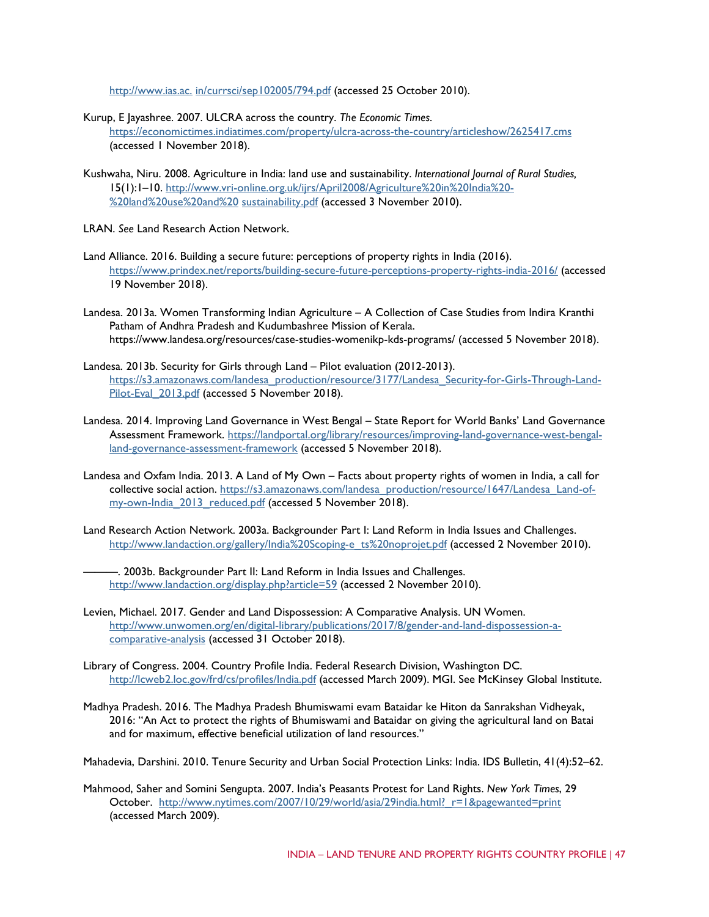http://www.ias.ac. in/currsci/sep102005/794.pdf (accessed 25 October 2010).

Kurup, E Jayashree. 2007. ULCRA across the country. *The Economic Times.* https://economictimes.indiatimes.com/property/ulcra-across-the-country/articleshow/2625417.cms (accessed 1 November 2018).

Kushwaha, Niru. 2008. Agriculture in India: land use and sustainability. *International Journal of Rural Studies,* 15(1):1–10. http://www.vri-online.org.uk/ijrs/April2008/Agriculture%20in%20India%20-%20land%20use%20and%20 sustainability.pdf (accessed 3 November 2010).

LRAN. *See* Land Research Action Network.

Land Alliance. 2016. Building a secure future: perceptions of property rights in India (2016). https://www.prindex.net/reports/building-secure-future-perceptions-property-rights-india-2016/ (accessed 19 November 2018).

Landesa. 2013a. Women Transforming Indian Agriculture – A Collection of Case Studies from Indira Kranthi Patham of Andhra Pradesh and Kudumbashree Mission of Kerala. https://www.landesa.org/resources/case-studies-womenikp-kds-programs/ (accessed 5 November 2018).

Landesa. 2013b. Security for Girls through Land – Pilot evaluation (2012-2013). https://s3.amazonaws.com/landesa_production/resource/3177/Landesa_Security-for-Girls-Through-Land-Pilot-Eval_2013.pdf (accessed 5 November 2018).

Landesa. 2014. Improving Land Governance in West Bengal – State Report for World Banks' Land Governance Assessment Framework. https://landportal.org/library/resources/improving-land-governance-west-bengal-land-governance-assessment-framework (accessed 5 November 2018).

Landesa and Oxfam India. 2013. A Land of My Own – Facts about property rights of women in India, a call for collective social action. https://s3.amazonaws.com/landesa_production/resource/1647/Landesa_Land-of-my-own-India_2013_reduced.pdf (accessed 5 November 2018).

Land Research Action Network. 2003a. Backgrounder Part I: Land Reform in India Issues and Challenges. http://www.landaction.org/gallery/India%20Scoping-e_ts%20noprojet.pdf (accessed 2 November 2010).

———. 2003b. Backgrounder Part II: Land Reform in India Issues and Challenges. http://www.landaction.org/display.php?article=59 (accessed 2 November 2010).

Levien, Michael. 2017. Gender and Land Dispossession: A Comparative Analysis. UN Women. http://www.unwomen.org/en/digital-library/publications/2017/8/gender-and-land-dispossession-a-comparative-analysis (accessed 31 October 2018).

Library of Congress. 2004. Country Profile India. Federal Research Division, Washington DC. http://lcweb2.loc.gov/frd/cs/profiles/India.pdf (accessed March 2009). MGI. See McKinsey Global Institute.

Madhya Pradesh. 2016. The Madhya Pradesh Bhumiswami evam Bataidar ke Hiton da Sanrakshan Vidheyak, 2016: "An Act to protect the rights of Bhumiswami and Bataidar on giving the agricultural land on Batai and for maximum, effective beneficial utilization of land resources."

Mahadevia, Darshini. 2010. Tenure Security and Urban Social Protection Links: India. IDS Bulletin, 41(4):52–62.

Mahmood, Saher and Somini Sengupta. 2007. India's Peasants Protest for Land Rights. *New York Times*, 29 October. http://www.nytimes.com/2007/10/29/world/asia/29india.html?_r=1&pagewanted=print (accessed March 2009).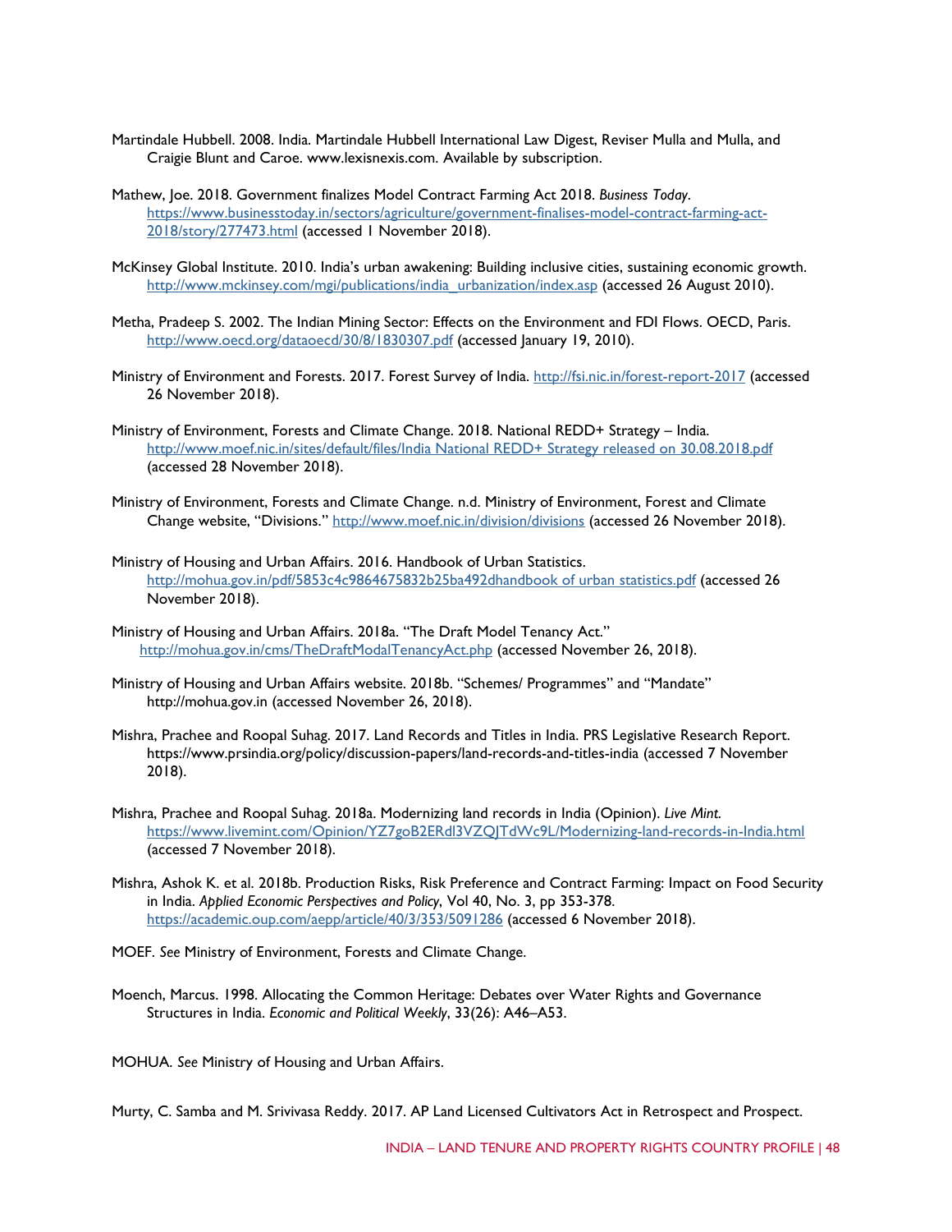Martindale Hubbell. 2008. India. Martindale Hubbell International Law Digest, Reviser Mulla and Mulla, and Craigie Blunt and Caroe. www.lexisnexis.com. Available by subscription.

Mathew, Joe. 2018. Government finalizes Model Contract Farming Act 2018. *Business Today*. https://www.businesstoday.in/sectors/agriculture/government-finalises-model-contract-farming-act-2018/story/277473.html (accessed 1 November 2018).

McKinsey Global Institute. 2010. India's urban awakening: Building inclusive cities, sustaining economic growth. http://www.mckinsey.com/mgi/publications/india_urbanization/index.asp (accessed 26 August 2010).

Metha, Pradeep S. 2002. The Indian Mining Sector: Effects on the Environment and FDI Flows. OECD, Paris. http://www.oecd.org/dataoecd/30/8/1830307.pdf (accessed January 19, 2010).

Ministry of Environment and Forests. 2017. Forest Survey of India. http://fsi.nic.in/forest-report-2017 (accessed 26 November 2018).

Ministry of Environment, Forests and Climate Change. 2018. National REDD+ Strategy – India. http://www.moef.nic.in/sites/default/files/India National REDD+ Strategy released on 30.08.2018.pdf (accessed 28 November 2018).

Ministry of Environment, Forests and Climate Change. n.d. Ministry of Environment, Forest and Climate Change website, "Divisions." http://www.moef.nic.in/division/divisions (accessed 26 November 2018).

Ministry of Housing and Urban Affairs. 2016. Handbook of Urban Statistics. http://mohua.gov.in/pdf/5853c4c9864675832b25ba492dhandbook of urban statistics.pdf (accessed 26 November 2018).

Ministry of Housing and Urban Affairs. 2018a. "The Draft Model Tenancy Act." http://mohua.gov.in/cms/TheDraftModalTenancyAct.php (accessed November 26, 2018).

Ministry of Housing and Urban Affairs website. 2018b. "Schemes/ Programmes" and "Mandate" http://mohua.gov.in (accessed November 26, 2018).

Mishra, Prachee and Roopal Suhag. 2017. Land Records and Titles in India. PRS Legislative Research Report. https://www.prsindia.org/policy/discussion-papers/land-records-and-titles-india (accessed 7 November 2018).

Mishra, Prachee and Roopal Suhag. 2018a. Modernizing land records in India (Opinion). *Live Mint*. https://www.livemint.com/Opinion/YZ7goB2ERdl3VZQJTdWc9L/Modernizing-land-records-in-India.html (accessed 7 November 2018).

Mishra, Ashok K. et al. 2018b. Production Risks, Risk Preference and Contract Farming: Impact on Food Security in India. *Applied Economic Perspectives and Policy*, Vol 40, No. 3, pp 353-378. https://academic.oup.com/aepp/article/40/3/353/5091286 (accessed 6 November 2018).

MOEF. *See* Ministry of Environment, Forests and Climate Change.

Moench, Marcus. 1998. Allocating the Common Heritage: Debates over Water Rights and Governance Structures in India. *Economic and Political Weekly*, 33(26): A46–A53.

MOHUA. *See* Ministry of Housing and Urban Affairs.

Murty, C. Samba and M. Srivivasa Reddy. 2017. AP Land Licensed Cultivators Act in Retrospect and Prospect.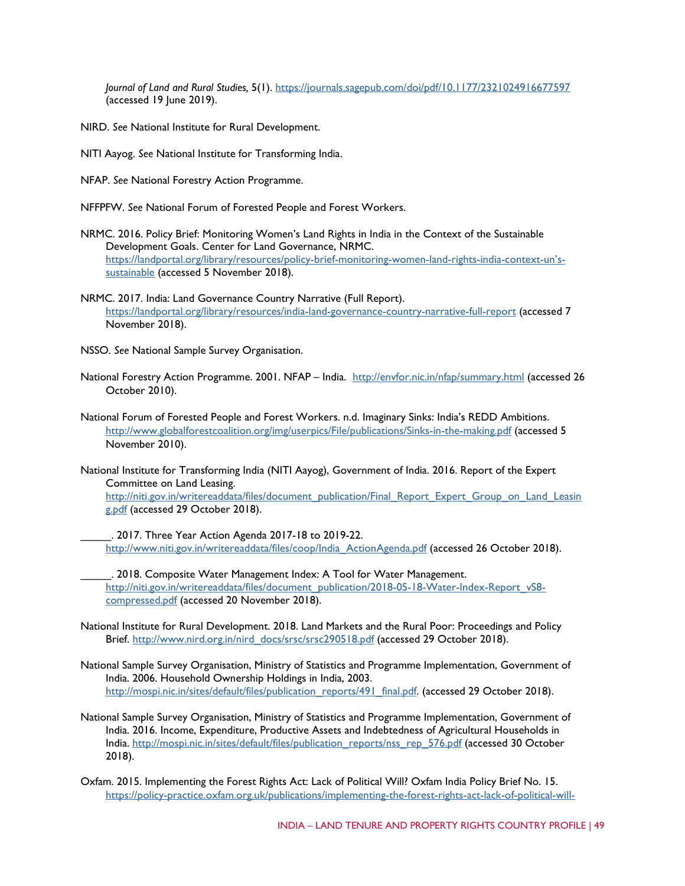*Journal of Land and Rural Studies,* 5(1). https://journals.sagepub.com/doi/pdf/10.1177/2321024916677597 (accessed 19 June 2019).

NIRD. *See* National Institute for Rural Development.

NITI Aayog. *See* National Institute for Transforming India.

NFAP. *See* National Forestry Action Programme.

NFFPFW. *See* National Forum of Forested People and Forest Workers.

NRMC. 2016. Policy Brief: Monitoring Women's Land Rights in India in the Context of the Sustainable Development Goals. Center for Land Governance, NRMC. https://landportal.org/library/resources/policy-brief-monitoring-women-land-rights-india-context-un's-sustainable (accessed 5 November 2018).

NRMC. 2017. India: Land Governance Country Narrative (Full Report). https://landportal.org/library/resources/india-land-governance-country-narrative-full-report (accessed 7 November 2018).

NSSO. *See* National Sample Survey Organisation.

National Forestry Action Programme. 2001. NFAP – India. http://envfor.nic.in/nfap/summary.html (accessed 26 October 2010).

National Forum of Forested People and Forest Workers. n.d. Imaginary Sinks: India's REDD Ambitions. http://www.globalforestcoalition.org/img/userpics/File/publications/Sinks-in-the-making.pdf (accessed 5 November 2010).

National Institute for Transforming India (NITI Aayog), Government of India. 2016. Report of the Expert Committee on Land Leasing. http://niti.gov.in/writereaddata/files/document_publication/Final_Report_Expert_Group_on_Land_Leasing.pdf (accessed 29 October 2018).

_____. 2017. Three Year Action Agenda 2017-18 to 2019-22. http://www.niti.gov.in/writereaddata/files/coop/India_ActionAgenda.pdf (accessed 26 October 2018).

_____. 2018. Composite Water Management Index: A Tool for Water Management. http://niti.gov.in/writereaddata/files/document_publication/2018-05-18-Water-Index-Report_vS8-compressed.pdf (accessed 20 November 2018).

National Institute for Rural Development. 2018. Land Markets and the Rural Poor: Proceedings and Policy Brief. http://www.nird.org.in/nird_docs/srsc/srsc290518.pdf (accessed 29 October 2018).

National Sample Survey Organisation, Ministry of Statistics and Programme Implementation, Government of India. 2006. Household Ownership Holdings in India, 2003. http://mospi.nic.in/sites/default/files/publication_reports/491_final.pdf. (accessed 29 October 2018).

National Sample Survey Organisation, Ministry of Statistics and Programme Implementation, Government of India. 2016. Income, Expenditure, Productive Assets and Indebtedness of Agricultural Households in India. http://mospi.nic.in/sites/default/files/publication_reports/nss_rep_576.pdf (accessed 30 October 2018).

Oxfam. 2015. Implementing the Forest Rights Act: Lack of Political Will? Oxfam India Policy Brief No. 15. https://policy-practice.oxfam.org.uk/publications/implementing-the-forest-rights-act-lack-of-political-will-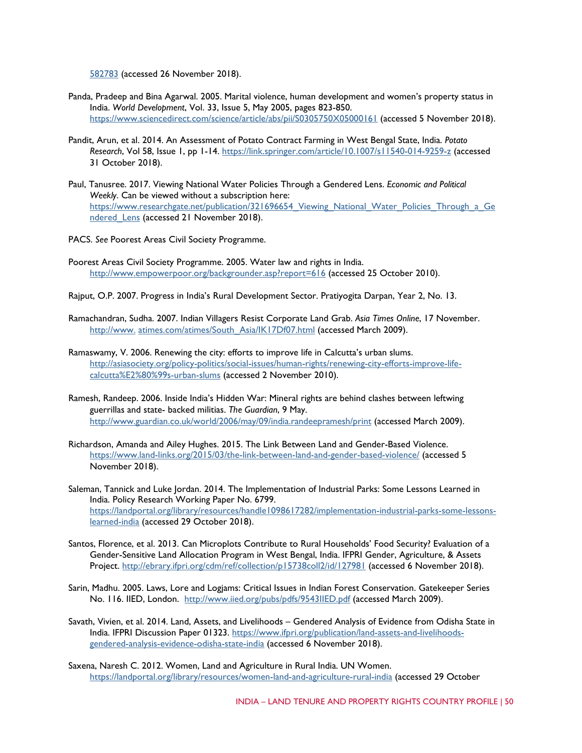582783 (accessed 26 November 2018).

Panda, Pradeep and Bina Agarwal. 2005. Marital violence, human development and women's property status in India. *World Development*, Vol. 33, Issue 5, May 2005, pages 823-850. https://www.sciencedirect.com/science/article/abs/pii/S0305750X05000161 (accessed 5 November 2018).

Pandit, Arun, et al. 2014. An Assessment of Potato Contract Farming in West Bengal State, India. *Potato Research*, Vol 58, Issue 1, pp 1-14. https://link.springer.com/article/10.1007/s11540-014-9259-z (accessed 31 October 2018).

Paul, Tanusree. 2017. Viewing National Water Policies Through a Gendered Lens. *Economic and Political Weekly*. Can be viewed without a subscription here: https://www.researchgate.net/publication/321696654_Viewing_National_Water_Policies_Through_a_Gendered_Lens (accessed 21 November 2018).

PACS. *See* Poorest Areas Civil Society Programme.

Poorest Areas Civil Society Programme. 2005. Water law and rights in India. http://www.empowerpoor.org/backgrounder.asp?report=616 (accessed 25 October 2010).

Rajput, O.P. 2007. Progress in India's Rural Development Sector. Pratiyogita Darpan, Year 2, No. 13.

Ramachandran, Sudha. 2007. Indian Villagers Resist Corporate Land Grab. *Asia Times Online*, 17 November. http://www. atimes.com/atimes/South_Asia/IK17Df07.html (accessed March 2009).

Ramaswamy, V. 2006. Renewing the city: efforts to improve life in Calcutta's urban slums. http://asiasociety.org/policy-politics/social-issues/human-rights/renewing-city-efforts-improve-life-calcutta%E2%80%99s-urban-slums (accessed 2 November 2010).

Ramesh, Randeep. 2006. Inside India's Hidden War: Mineral rights are behind clashes between leftwing guerrillas and state- backed militias. *The Guardian*, 9 May. http://www.guardian.co.uk/world/2006/may/09/india.randeepramesh/print (accessed March 2009).

Richardson, Amanda and Ailey Hughes. 2015. The Link Between Land and Gender-Based Violence. https://www.land-links.org/2015/03/the-link-between-land-and-gender-based-violence/ (accessed 5 November 2018).

Saleman, Tannick and Luke Jordan. 2014. The Implementation of Industrial Parks: Some Lessons Learned in India. Policy Research Working Paper No. 6799. https://landportal.org/library/resources/handle1098617282/implementation-industrial-parks-some-lessons-learned-india (accessed 29 October 2018).

Santos, Florence, et al. 2013. Can Microplots Contribute to Rural Households' Food Security? Evaluation of a Gender-Sensitive Land Allocation Program in West Bengal, India. IFPRI Gender, Agriculture, & Assets Project. http://ebrary.ifpri.org/cdm/ref/collection/p15738coll2/id/127981 (accessed 6 November 2018).

Sarin, Madhu. 2005. Laws, Lore and Logjams: Critical Issues in Indian Forest Conservation. Gatekeeper Series No. 116. IIED, London. http://www.iied.org/pubs/pdfs/9543IIED.pdf (accessed March 2009).

Savath, Vivien, et al. 2014. Land, Assets, and Livelihoods – Gendered Analysis of Evidence from Odisha State in India. IFPRI Discussion Paper 01323. https://www.ifpri.org/publication/land-assets-and-livelihoods-gendered-analysis-evidence-odisha-state-india (accessed 6 November 2018).

Saxena, Naresh C. 2012. Women, Land and Agriculture in Rural India. UN Women. https://landportal.org/library/resources/women-land-and-agriculture-rural-india (accessed 29 October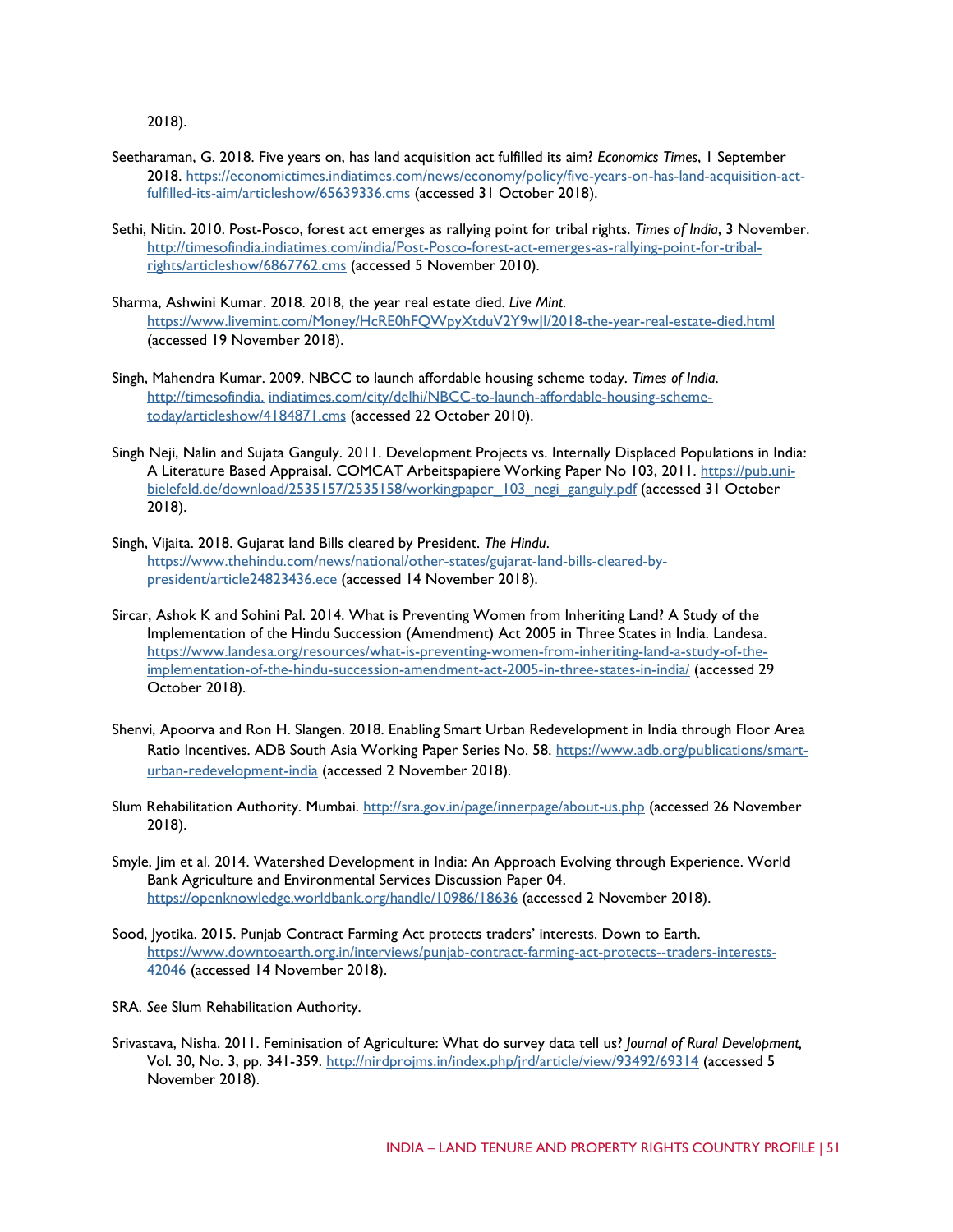2018).

Seetharaman, G. 2018. Five years on, has land acquisition act fulfilled its aim? *Economics Times*, 1 September 2018. https://economictimes.indiatimes.com/news/economy/policy/five-years-on-has-land-acquisition-act-fulfilled-its-aim/articleshow/65639336.cms (accessed 31 October 2018).

Sethi, Nitin. 2010. Post-Posco, forest act emerges as rallying point for tribal rights. *Times of India*, 3 November. http://timesofindia.indiatimes.com/india/Post-Posco-forest-act-emerges-as-rallying-point-for-tribal-rights/articleshow/6867762.cms (accessed 5 November 2010).

Sharma, Ashwini Kumar. 2018. 2018, the year real estate died. *Live Mint*. https://www.livemint.com/Money/HcRE0hFQWpyXtduV2Y9wJI/2018-the-year-real-estate-died.html (accessed 19 November 2018).

Singh, Mahendra Kumar. 2009. NBCC to launch affordable housing scheme today. *Times of India*. http://timesofindia. indiatimes.com/city/delhi/NBCC-to-launch-affordable-housing-scheme-today/articleshow/4184871.cms (accessed 22 October 2010).

Singh Neji, Nalin and Sujata Ganguly. 2011. Development Projects vs. Internally Displaced Populations in India: A Literature Based Appraisal. COMCAT Arbeitspapiere Working Paper No 103, 2011. https://pub.uni-bielefeld.de/download/2535157/2535158/workingpaper_103_negi_ganguly.pdf (accessed 31 October 2018).

Singh, Vijaita. 2018. Gujarat land Bills cleared by President. *The Hindu*. https://www.thehindu.com/news/national/other-states/gujarat-land-bills-cleared-by-president/article24823436.ece (accessed 14 November 2018).

Sircar, Ashok K and Sohini Pal. 2014. What is Preventing Women from Inheriting Land? A Study of the Implementation of the Hindu Succession (Amendment) Act 2005 in Three States in India. Landesa. https://www.landesa.org/resources/what-is-preventing-women-from-inheriting-land-a-study-of-the-implementation-of-the-hindu-succession-amendment-act-2005-in-three-states-in-india/ (accessed 29 October 2018).

Shenvi, Apoorva and Ron H. Slangen. 2018. Enabling Smart Urban Redevelopment in India through Floor Area Ratio Incentives. ADB South Asia Working Paper Series No. 58. https://www.adb.org/publications/smart-urban-redevelopment-india (accessed 2 November 2018).

Slum Rehabilitation Authority. Mumbai. http://sra.gov.in/page/innerpage/about-us.php (accessed 26 November 2018).

Smyle, Jim et al. 2014. Watershed Development in India: An Approach Evolving through Experience. World Bank Agriculture and Environmental Services Discussion Paper 04. https://openknowledge.worldbank.org/handle/10986/18636 (accessed 2 November 2018).

Sood, Jyotika. 2015. Punjab Contract Farming Act protects traders' interests. Down to Earth. https://www.downtoearth.org.in/interviews/punjab-contract-farming-act-protects--traders-interests-42046 (accessed 14 November 2018).

SRA. *See* Slum Rehabilitation Authority.

Srivastava, Nisha. 2011. Feminisation of Agriculture: What do survey data tell us? *Journal of Rural Development,* Vol. 30, No. 3, pp. 341-359. http://nirdprojms.in/index.php/jrd/article/view/93492/69314 (accessed 5 November 2018).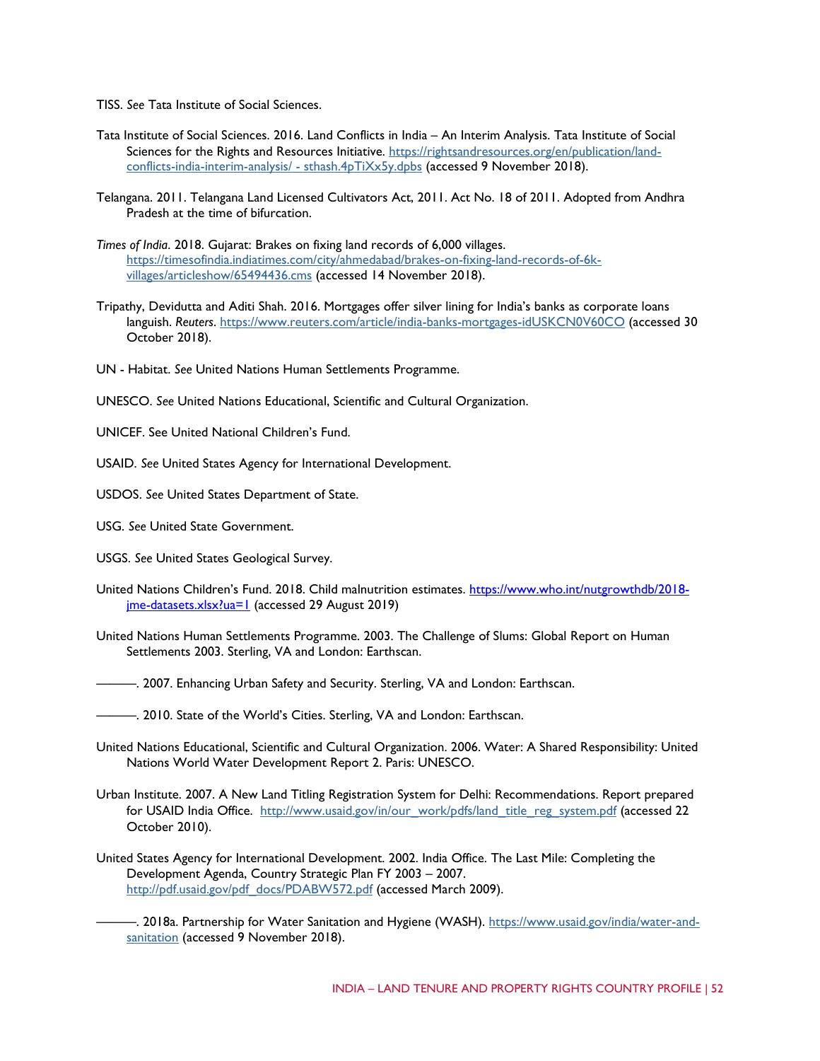TISS. *See* Tata Institute of Social Sciences.

Tata Institute of Social Sciences. 2016. Land Conflicts in India – An Interim Analysis. Tata Institute of Social Sciences for the Rights and Resources Initiative. https://rightsandresources.org/en/publication/land-conflicts-india-interim-analysis/ - sthash.4pTiXx5y.dpbs (accessed 9 November 2018).

Telangana. 2011. Telangana Land Licensed Cultivators Act, 2011. Act No. 18 of 2011. Adopted from Andhra Pradesh at the time of bifurcation.

*Times of India*. 2018. Gujarat: Brakes on fixing land records of 6,000 villages. https://timesofindia.indiatimes.com/city/ahmedabad/brakes-on-fixing-land-records-of-6k-villages/articleshow/65494436.cms (accessed 14 November 2018).

Tripathy, Devidutta and Aditi Shah. 2016. Mortgages offer silver lining for India's banks as corporate loans languish. *Reuters*. https://www.reuters.com/article/india-banks-mortgages-idUSKCN0V60CO (accessed 30 October 2018).

UN - Habitat. *See* United Nations Human Settlements Programme.

UNESCO. *See* United Nations Educational, Scientific and Cultural Organization.

UNICEF. See United National Children's Fund.

USAID. *See* United States Agency for International Development.

USDOS. *See* United States Department of State.

USG. *See* United State Government.

USGS. *See* United States Geological Survey.

United Nations Children's Fund. 2018. Child malnutrition estimates. https://www.who.int/nutgrowthdb/2018-jme-datasets.xlsx?ua=1 (accessed 29 August 2019)

United Nations Human Settlements Programme. 2003. The Challenge of Slums: Global Report on Human Settlements 2003. Sterling, VA and London: Earthscan.

———. 2007. Enhancing Urban Safety and Security. Sterling, VA and London: Earthscan.

———. 2010. State of the World's Cities. Sterling, VA and London: Earthscan.

United Nations Educational, Scientific and Cultural Organization. 2006. Water: A Shared Responsibility: United Nations World Water Development Report 2. Paris: UNESCO.

Urban Institute. 2007. A New Land Titling Registration System for Delhi: Recommendations. Report prepared for USAID India Office. http://www.usaid.gov/in/our_work/pdfs/land_title_reg_system.pdf (accessed 22 October 2010).

United States Agency for International Development. 2002. India Office. The Last Mile: Completing the Development Agenda, Country Strategic Plan FY 2003 – 2007. http://pdf.usaid.gov/pdf_docs/PDABW572.pdf (accessed March 2009).

———. 2018a. Partnership for Water Sanitation and Hygiene (WASH). https://www.usaid.gov/india/water-and-sanitation (accessed 9 November 2018).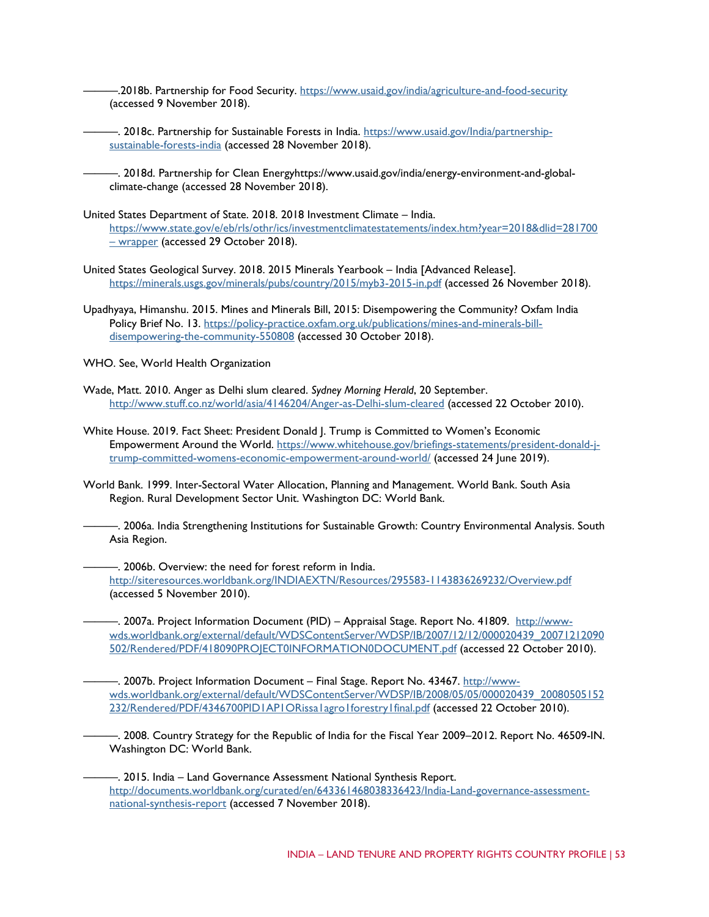———.2018b. Partnership for Food Security. https://www.usaid.gov/india/agriculture-and-food-security (accessed 9 November 2018).

———. 2018c. Partnership for Sustainable Forests in India. https://www.usaid.gov/India/partnership-sustainable-forests-india (accessed 28 November 2018).

———. 2018d. Partnership for Clean Energyhttps://www.usaid.gov/india/energy-environment-and-global-climate-change (accessed 28 November 2018).

United States Department of State. 2018. 2018 Investment Climate – India. https://www.state.gov/e/eb/rls/othr/ics/investmentclimatestatements/index.htm?year=2018&dlid=281700 – wrapper (accessed 29 October 2018).

United States Geological Survey. 2018. 2015 Minerals Yearbook – India [Advanced Release]. https://minerals.usgs.gov/minerals/pubs/country/2015/myb3-2015-in.pdf (accessed 26 November 2018).

Upadhyaya, Himanshu. 2015. Mines and Minerals Bill, 2015: Disempowering the Community? Oxfam India Policy Brief No. 13. https://policy-practice.oxfam.org.uk/publications/mines-and-minerals-bill-disempowering-the-community-550808 (accessed 30 October 2018).

WHO. See, World Health Organization

Wade, Matt. 2010. Anger as Delhi slum cleared. *Sydney Morning Herald*, 20 September. http://www.stuff.co.nz/world/asia/4146204/Anger-as-Delhi-slum-cleared (accessed 22 October 2010).

White House. 2019. Fact Sheet: President Donald J. Trump is Committed to Women's Economic Empowerment Around the World. https://www.whitehouse.gov/briefings-statements/president-donald-j-trump-committed-womens-economic-empowerment-around-world/ (accessed 24 June 2019).

World Bank. 1999. Inter-Sectoral Water Allocation, Planning and Management. World Bank. South Asia Region. Rural Development Sector Unit. Washington DC: World Bank.

———. 2006a. India Strengthening Institutions for Sustainable Growth: Country Environmental Analysis. South Asia Region.

———. 2006b. Overview: the need for forest reform in India. http://siteresources.worldbank.org/INDIAEXTN/Resources/295583-1143836269232/Overview.pdf (accessed 5 November 2010).

———. 2007a. Project Information Document (PID) – Appraisal Stage. Report No. 41809. http://www-wds.worldbank.org/external/default/WDSContentServer/WDSP/IB/2007/12/12/000020439_20071212090502/Rendered/PDF/418090PROJECT0INFORMATION0DOCUMENT.pdf (accessed 22 October 2010).

———. 2007b. Project Information Document – Final Stage. Report No. 43467. http://www-wds.worldbank.org/external/default/WDSContentServer/WDSP/IB/2008/05/05/000020439_20080505152232/Rendered/PDF/4346700PID1AP1ORissa1agro1forestry1final.pdf (accessed 22 October 2010).

———. 2008. Country Strategy for the Republic of India for the Fiscal Year 2009–2012. Report No. 46509-IN. Washington DC: World Bank.

———. 2015. India – Land Governance Assessment National Synthesis Report. http://documents.worldbank.org/curated/en/643361468038336423/India-Land-governance-assessment-national-synthesis-report (accessed 7 November 2018).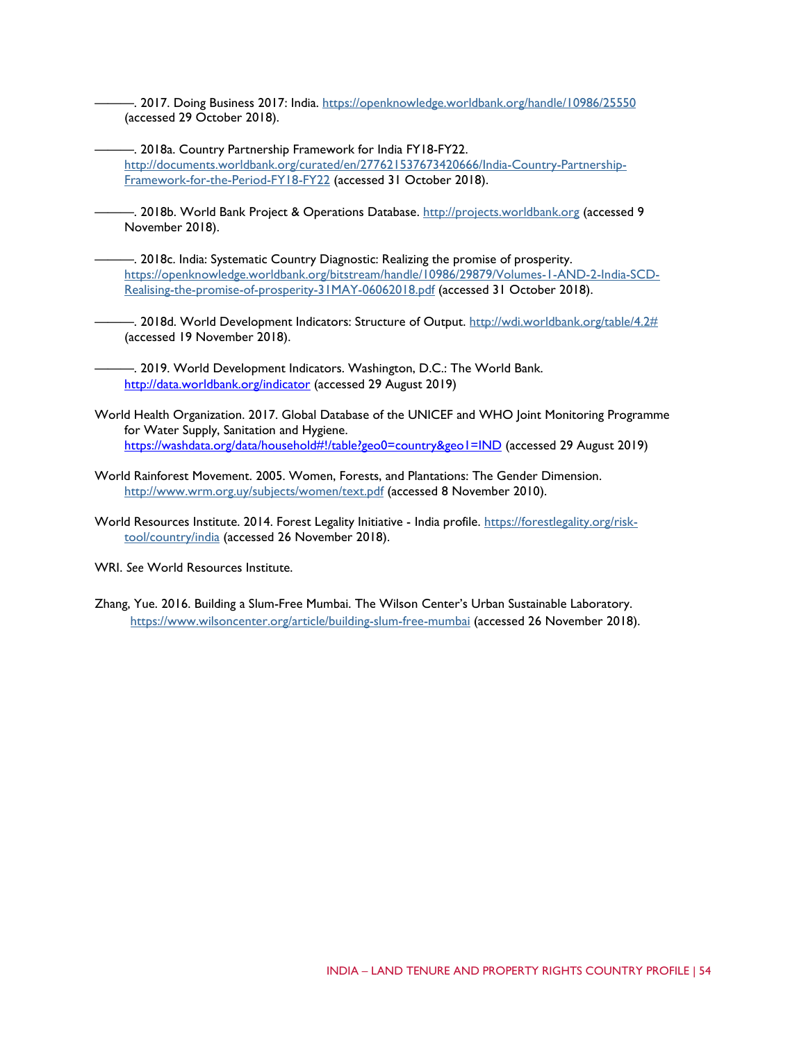———. 2017. Doing Business 2017: India. https://openknowledge.worldbank.org/handle/10986/25550 (accessed 29 October 2018).

———. 2018a. Country Partnership Framework for India FY18-FY22. http://documents.worldbank.org/curated/en/277621537673420666/India-Country-Partnership-Framework-for-the-Period-FY18-FY22 (accessed 31 October 2018).

———. 2018b. World Bank Project & Operations Database. http://projects.worldbank.org (accessed 9 November 2018).

———. 2018c. India: Systematic Country Diagnostic: Realizing the promise of prosperity. https://openknowledge.worldbank.org/bitstream/handle/10986/29879/Volumes-1-AND-2-India-SCD-Realising-the-promise-of-prosperity-31MAY-06062018.pdf (accessed 31 October 2018).

———. 2018d. World Development Indicators: Structure of Output. http://wdi.worldbank.org/table/4.2# (accessed 19 November 2018).

———. 2019. World Development Indicators. Washington, D.C.: The World Bank. http://data.worldbank.org/indicator (accessed 29 August 2019)

World Health Organization. 2017. Global Database of the UNICEF and WHO Joint Monitoring Programme for Water Supply, Sanitation and Hygiene. https://washdata.org/data/household#!/table?geo0=country&geo1=IND (accessed 29 August 2019)

World Rainforest Movement. 2005. Women, Forests, and Plantations: The Gender Dimension. http://www.wrm.org.uy/subjects/women/text.pdf (accessed 8 November 2010).

World Resources Institute. 2014. Forest Legality Initiative - India profile. https://forestlegality.org/risk-tool/country/india (accessed 26 November 2018).

WRI. *See* World Resources Institute.

Zhang, Yue. 2016. Building a Slum-Free Mumbai. The Wilson Center's Urban Sustainable Laboratory. https://www.wilsoncenter.org/article/building-slum-free-mumbai (accessed 26 November 2018).